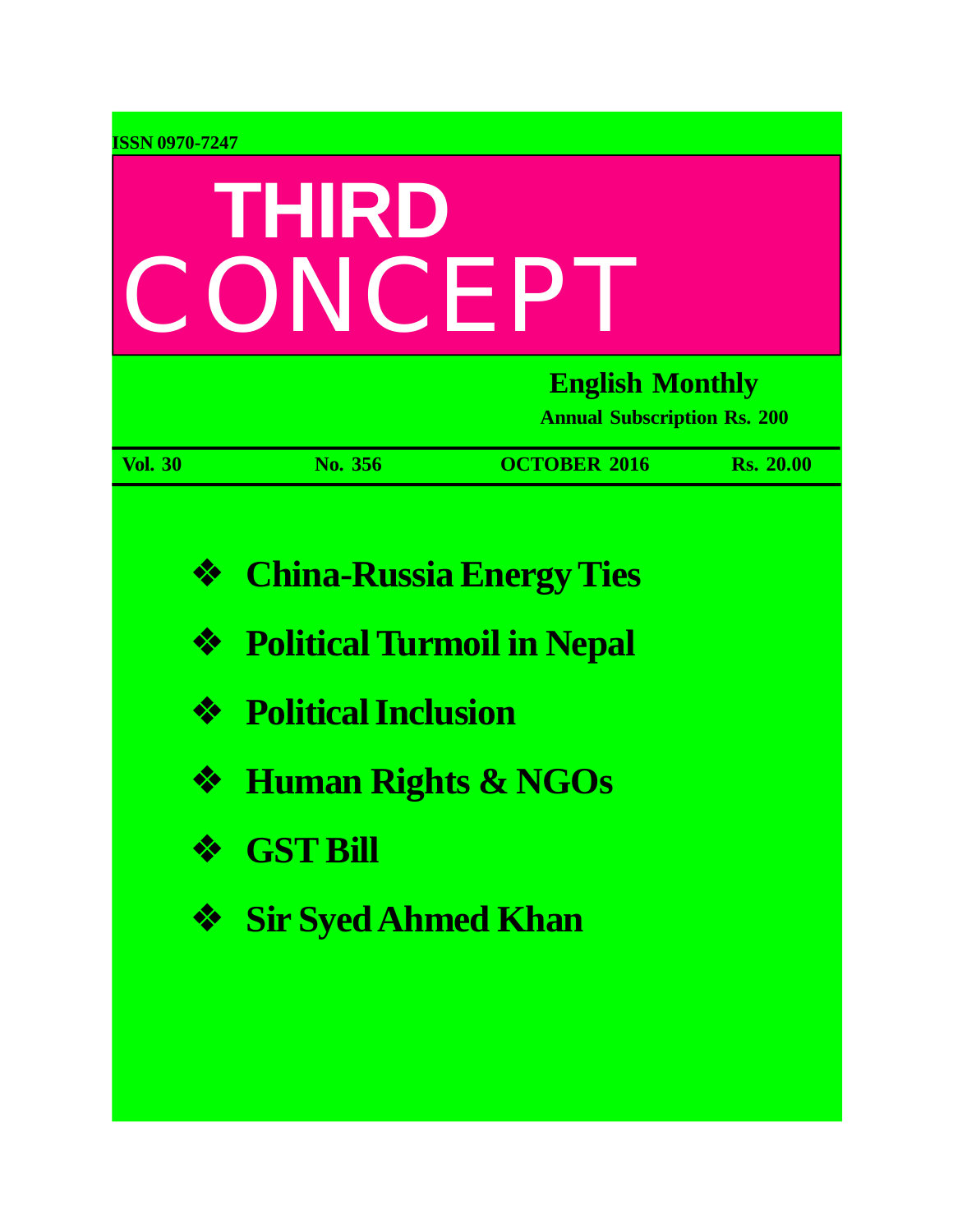ISSN 0970-7247

# THIRD CONCEPT

**English Monthly**

**Annual Subscription Rs. 200**

**Vol. 30** **No. 356** **OCTOBER 2016** **Rs. 20.00**

- **China-Russia Energy Ties**
- **Political Turmoil in Nepal**
- **Political Inclusion**
- **Human Rights & NGOs**
- **GST Bill**
- **Sir Syed Ahmed Khan**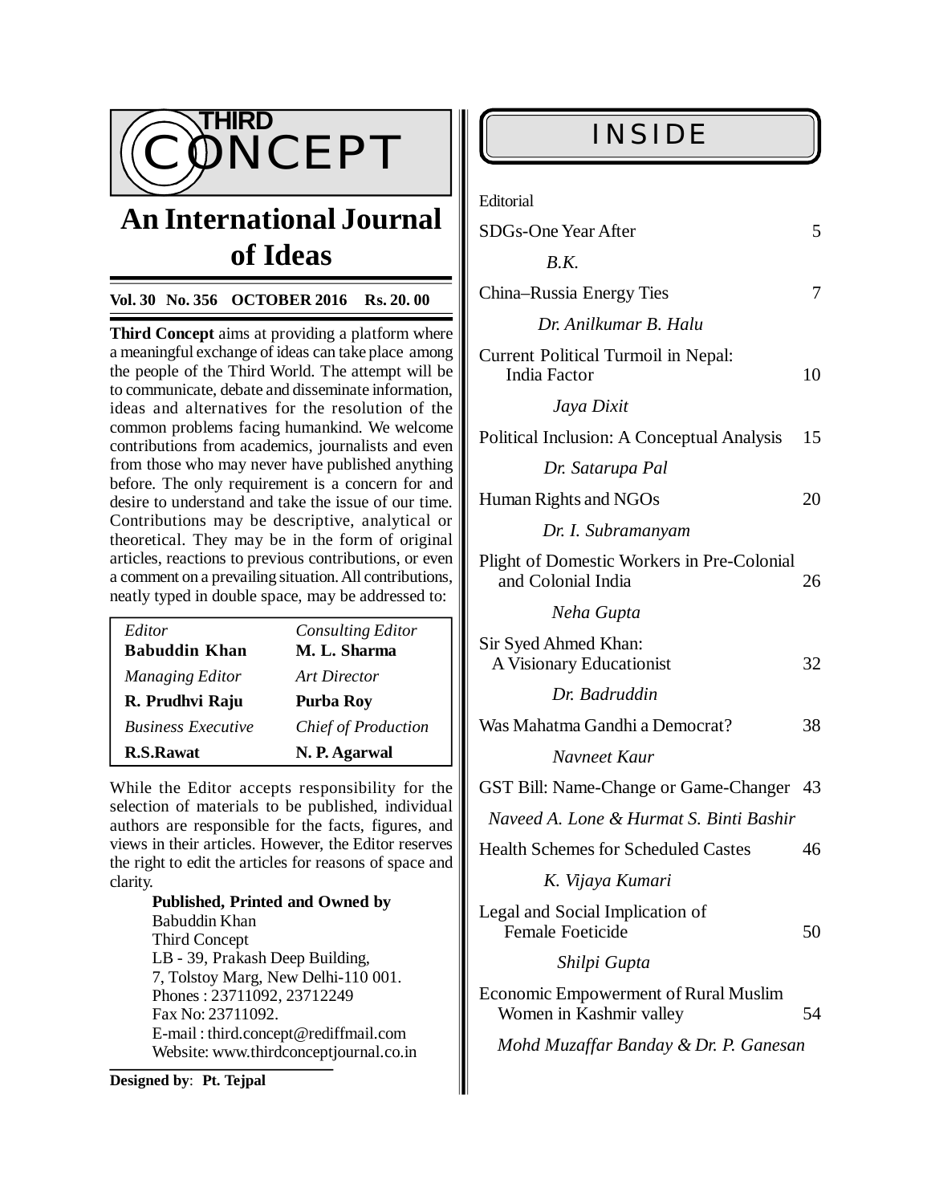# THIRD CONCEPT

## An International Journal of Ideas

**Vol. 30 No. 356 OCTOBER 2016 Rs. 20. 00**

**Third Concept** aims at providing a platform where a meaningful exchange of ideas can take place among the people of the Third World. The attempt will be to communicate, debate and disseminate information, ideas and alternatives for the resolution of the common problems facing humankind. We welcome contributions from academics, journalists and even from those who may never have published anything before. The only requirement is a concern for and desire to understand and take the issue of our time. Contributions may be descriptive, analytical or theoretical. They may be in the form of original articles, reactions to previous contributions, or even a comment on a prevailing situation. All contributions, neatly typed in double space, may be addressed to:

| *Editor* | *Consulting Editor* |
|---|---|
| **Babuddin Khan** | **M. L. Sharma** |
| *Managing Editor* | *Art Director* |
| **R. Prudhvi Raju** | **Purba Roy** |
| *Business Executive* | *Chief of Production* |
| **R.S.Rawat** | **N. P. Agarwal** |

While the Editor accepts responsibility for the selection of materials to be published, individual authors are responsible for the facts, figures, and views in their articles. However, the Editor reserves the right to edit the articles for reasons of space and clarity.

**Published, Printed and Owned by**
Babuddin Khan
Third Concept
LB - 39, Prakash Deep Building,
7, Tolstoy Marg, New Delhi-110 001.
Phones : 23711092, 23712249
Fax No: 23711092.
E-mail : third.concept@rediffmail.com
Website: www.thirdconceptjournal.co.in

**Designed by**: **Pt. Tejpal**

## INSIDE

Editorial

SDGs-One Year After — 5
*B.K.*

China–Russia Energy Ties — 7
*Dr. Anilkumar B. Halu*

Current Political Turmoil in Nepal: India Factor — 10
*Jaya Dixit*

Political Inclusion: A Conceptual Analysis — 15
*Dr. Satarupa Pal*

Human Rights and NGOs — 20
*Dr. I. Subramanyam*

Plight of Domestic Workers in Pre-Colonial and Colonial India — 26
*Neha Gupta*

Sir Syed Ahmed Khan: A Visionary Educationist — 32
*Dr. Badruddin*

Was Mahatma Gandhi a Democrat? — 38
*Navneet Kaur*

GST Bill: Name-Change or Game-Changer — 43
*Naveed A. Lone & Hurmat S. Binti Bashir*

Health Schemes for Scheduled Castes — 46
*K. Vijaya Kumari*

Legal and Social Implication of Female Foeticide — 50
*Shilpi Gupta*

Economic Empowerment of Rural Muslim Women in Kashmir valley — 54
*Mohd Muzaffar Banday & Dr. P. Ganesan*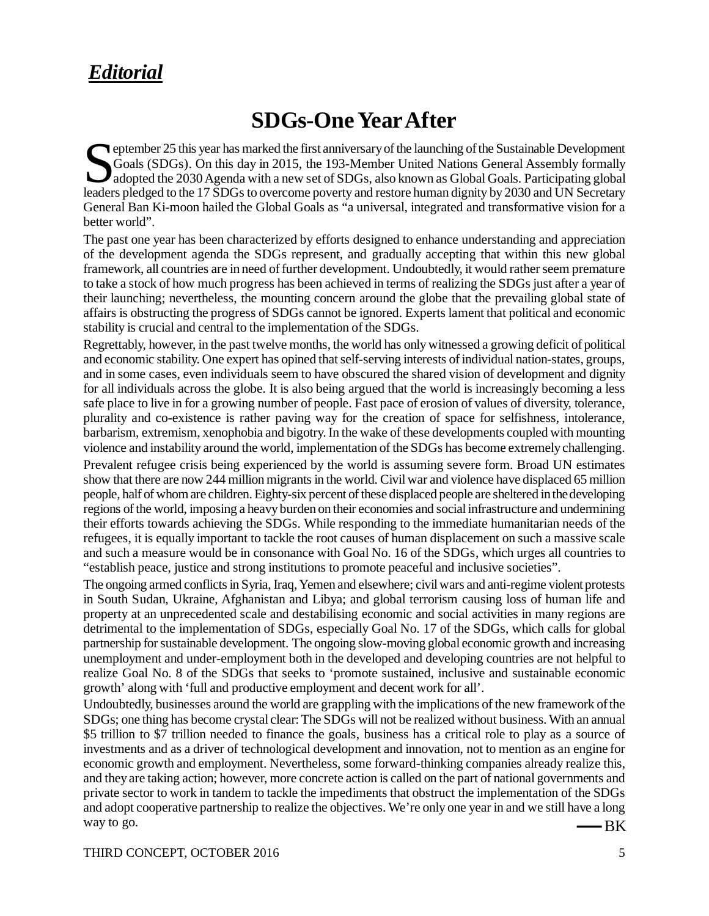## ***Editorial***

# SDGs-One Year After

September 25 this year has marked the first anniversary of the launching of the Sustainable Development Goals (SDGs). On this day in 2015, the 193-Member United Nations General Assembly formally adopted the 2030 Agenda with a new set of SDGs, also known as Global Goals. Participating global leaders pledged to the 17 SDGs to overcome poverty and restore human dignity by 2030 and UN Secretary General Ban Ki-moon hailed the Global Goals as "a universal, integrated and transformative vision for a better world".

The past one year has been characterized by efforts designed to enhance understanding and appreciation of the development agenda the SDGs represent, and gradually accepting that within this new global framework, all countries are in need of further development. Undoubtedly, it would rather seem premature to take a stock of how much progress has been achieved in terms of realizing the SDGs just after a year of their launching; nevertheless, the mounting concern around the globe that the prevailing global state of affairs is obstructing the progress of SDGs cannot be ignored. Experts lament that political and economic stability is crucial and central to the implementation of the SDGs.

Regrettably, however, in the past twelve months, the world has only witnessed a growing deficit of political and economic stability. One expert has opined that self-serving interests of individual nation-states, groups, and in some cases, even individuals seem to have obscured the shared vision of development and dignity for all individuals across the globe. It is also being argued that the world is increasingly becoming a less safe place to live in for a growing number of people. Fast pace of erosion of values of diversity, tolerance, plurality and co-existence is rather paving way for the creation of space for selfishness, intolerance, barbarism, extremism, xenophobia and bigotry. In the wake of these developments coupled with mounting violence and instability around the world, implementation of the SDGs has become extremely challenging.

Prevalent refugee crisis being experienced by the world is assuming severe form. Broad UN estimates show that there are now 244 million migrants in the world. Civil war and violence have displaced 65 million people, half of whom are children. Eighty-six percent of these displaced people are sheltered in the developing regions of the world, imposing a heavy burden on their economies and social infrastructure and undermining their efforts towards achieving the SDGs. While responding to the immediate humanitarian needs of the refugees, it is equally important to tackle the root causes of human displacement on such a massive scale and such a measure would be in consonance with Goal No. 16 of the SDGs, which urges all countries to "establish peace, justice and strong institutions to promote peaceful and inclusive societies".

The ongoing armed conflicts in Syria, Iraq, Yemen and elsewhere; civil wars and anti-regime violent protests in South Sudan, Ukraine, Afghanistan and Libya; and global terrorism causing loss of human life and property at an unprecedented scale and destabilising economic and social activities in many regions are detrimental to the implementation of SDGs, especially Goal No. 17 of the SDGs, which calls for global partnership for sustainable development. The ongoing slow-moving global economic growth and increasing unemployment and under-employment both in the developed and developing countries are not helpful to realize Goal No. 8 of the SDGs that seeks to 'promote sustained, inclusive and sustainable economic growth' along with 'full and productive employment and decent work for all'.

Undoubtedly, businesses around the world are grappling with the implications of the new framework of the SDGs; one thing has become crystal clear: The SDGs will not be realized without business. With an annual $5 trillion to $7 trillion needed to finance the goals, business has a critical role to play as a source of investments and as a driver of technological development and innovation, not to mention as an engine for economic growth and employment. Nevertheless, some forward-thinking companies already realize this, and they are taking action; however, more concrete action is called on the part of national governments and private sector to work in tandem to tackle the impediments that obstruct the implementation of the SDGs and adopt cooperative partnership to realize the objectives. We're only one year in and we still have a long way to go.

— BK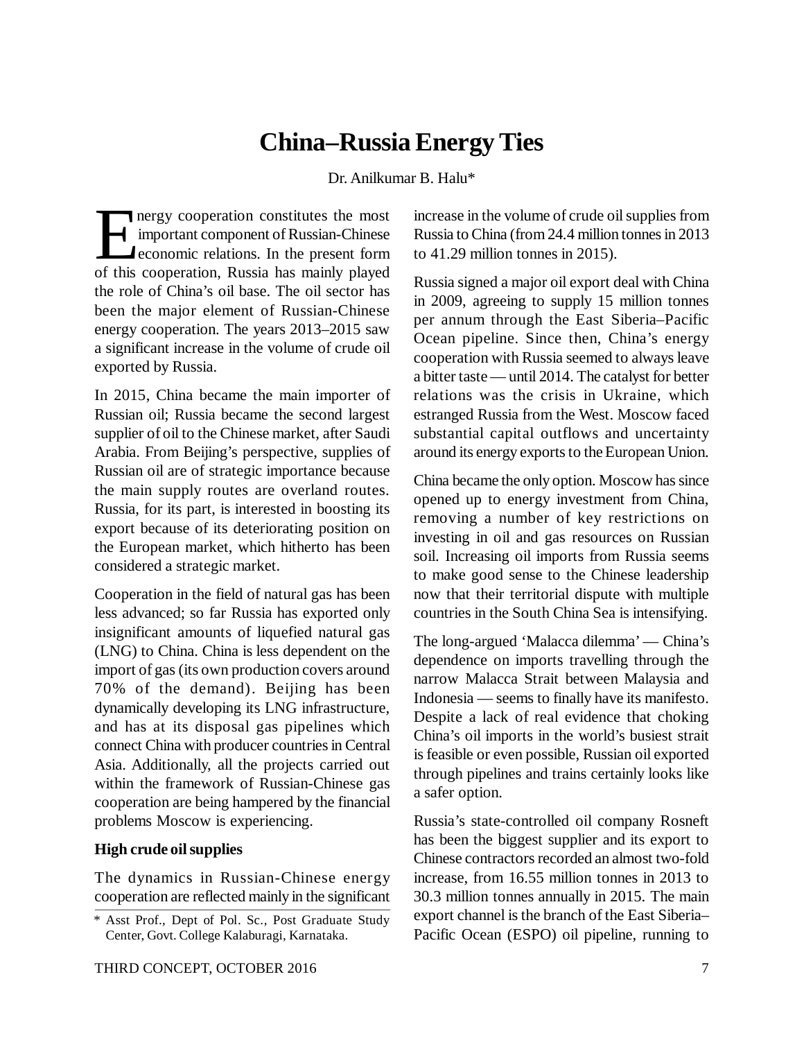# China–Russia Energy Ties

Dr. Anilkumar B. Halu*

Energy cooperation constitutes the most important component of Russian-Chinese economic relations. In the present form of this cooperation, Russia has mainly played the role of China's oil base. The oil sector has been the major element of Russian-Chinese energy cooperation. The years 2013–2015 saw a significant increase in the volume of crude oil exported by Russia.

In 2015, China became the main importer of Russian oil; Russia became the second largest supplier of oil to the Chinese market, after Saudi Arabia. From Beijing's perspective, supplies of Russian oil are of strategic importance because the main supply routes are overland routes. Russia, for its part, is interested in boosting its export because of its deteriorating position on the European market, which hitherto has been considered a strategic market.

Cooperation in the field of natural gas has been less advanced; so far Russia has exported only insignificant amounts of liquefied natural gas (LNG) to China. China is less dependent on the import of gas (its own production covers around 70% of the demand). Beijing has been dynamically developing its LNG infrastructure, and has at its disposal gas pipelines which connect China with producer countries in Central Asia. Additionally, all the projects carried out within the framework of Russian-Chinese gas cooperation are being hampered by the financial problems Moscow is experiencing.

**High crude oil supplies**

The dynamics in Russian-Chinese energy cooperation are reflected mainly in the significant increase in the volume of crude oil supplies from Russia to China (from 24.4 million tonnes in 2013 to 41.29 million tonnes in 2015).

Russia signed a major oil export deal with China in 2009, agreeing to supply 15 million tonnes per annum through the East Siberia–Pacific Ocean pipeline. Since then, China's energy cooperation with Russia seemed to always leave a bitter taste — until 2014. The catalyst for better relations was the crisis in Ukraine, which estranged Russia from the West. Moscow faced substantial capital outflows and uncertainty around its energy exports to the European Union.

China became the only option. Moscow has since opened up to energy investment from China, removing a number of key restrictions on investing in oil and gas resources on Russian soil. Increasing oil imports from Russia seems to make good sense to the Chinese leadership now that their territorial dispute with multiple countries in the South China Sea is intensifying.

The long-argued 'Malacca dilemma' — China's dependence on imports travelling through the narrow Malacca Strait between Malaysia and Indonesia — seems to finally have its manifesto. Despite a lack of real evidence that choking China's oil imports in the world's busiest strait is feasible or even possible, Russian oil exported through pipelines and trains certainly looks like a safer option.

Russia's state-controlled oil company Rosneft has been the biggest supplier and its export to Chinese contractors recorded an almost two-fold increase, from 16.55 million tonnes in 2013 to 30.3 million tonnes annually in 2015. The main export channel is the branch of the East Siberia–Pacific Ocean (ESPO) oil pipeline, running to

\* Asst Prof., Dept of Pol. Sc., Post Graduate Study Center, Govt. College Kalaburagi, Karnataka.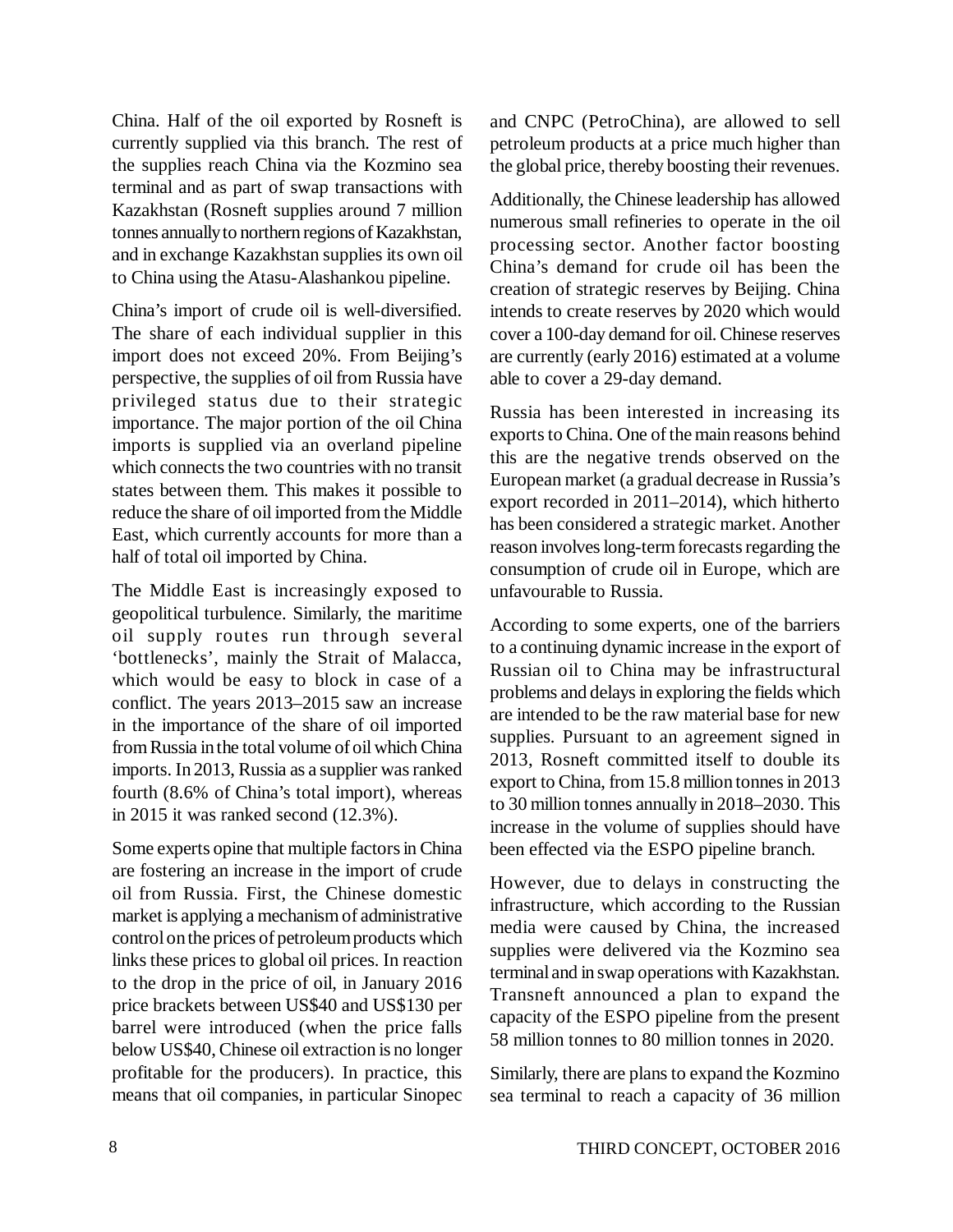China. Half of the oil exported by Rosneft is currently supplied via this branch. The rest of the supplies reach China via the Kozmino sea terminal and as part of swap transactions with Kazakhstan (Rosneft supplies around 7 million tonnes annually to northern regions of Kazakhstan, and in exchange Kazakhstan supplies its own oil to China using the Atasu-Alashankou pipeline.

China's import of crude oil is well-diversified. The share of each individual supplier in this import does not exceed 20%. From Beijing's perspective, the supplies of oil from Russia have privileged status due to their strategic importance. The major portion of the oil China imports is supplied via an overland pipeline which connects the two countries with no transit states between them. This makes it possible to reduce the share of oil imported from the Middle East, which currently accounts for more than a half of total oil imported by China.

The Middle East is increasingly exposed to geopolitical turbulence. Similarly, the maritime oil supply routes run through several 'bottlenecks', mainly the Strait of Malacca, which would be easy to block in case of a conflict. The years 2013–2015 saw an increase in the importance of the share of oil imported from Russia in the total volume of oil which China imports. In 2013, Russia as a supplier was ranked fourth (8.6% of China's total import), whereas in 2015 it was ranked second (12.3%).

Some experts opine that multiple factors in China are fostering an increase in the import of crude oil from Russia. First, the Chinese domestic market is applying a mechanism of administrative control on the prices of petroleum products which links these prices to global oil prices. In reaction to the drop in the price of oil, in January 2016 price brackets between US$40 and US$130 per barrel were introduced (when the price falls below US$40, Chinese oil extraction is no longer profitable for the producers). In practice, this means that oil companies, in particular Sinopec and CNPC (PetroChina), are allowed to sell petroleum products at a price much higher than the global price, thereby boosting their revenues.

Additionally, the Chinese leadership has allowed numerous small refineries to operate in the oil processing sector. Another factor boosting China's demand for crude oil has been the creation of strategic reserves by Beijing. China intends to create reserves by 2020 which would cover a 100-day demand for oil. Chinese reserves are currently (early 2016) estimated at a volume able to cover a 29-day demand.

Russia has been interested in increasing its exports to China. One of the main reasons behind this are the negative trends observed on the European market (a gradual decrease in Russia's export recorded in 2011–2014), which hitherto has been considered a strategic market. Another reason involves long-term forecasts regarding the consumption of crude oil in Europe, which are unfavourable to Russia.

According to some experts, one of the barriers to a continuing dynamic increase in the export of Russian oil to China may be infrastructural problems and delays in exploring the fields which are intended to be the raw material base for new supplies. Pursuant to an agreement signed in 2013, Rosneft committed itself to double its export to China, from 15.8 million tonnes in 2013 to 30 million tonnes annually in 2018–2030. This increase in the volume of supplies should have been effected via the ESPO pipeline branch.

However, due to delays in constructing the infrastructure, which according to the Russian media were caused by China, the increased supplies were delivered via the Kozmino sea terminal and in swap operations with Kazakhstan. Transneft announced a plan to expand the capacity of the ESPO pipeline from the present 58 million tonnes to 80 million tonnes in 2020.

Similarly, there are plans to expand the Kozmino sea terminal to reach a capacity of 36 million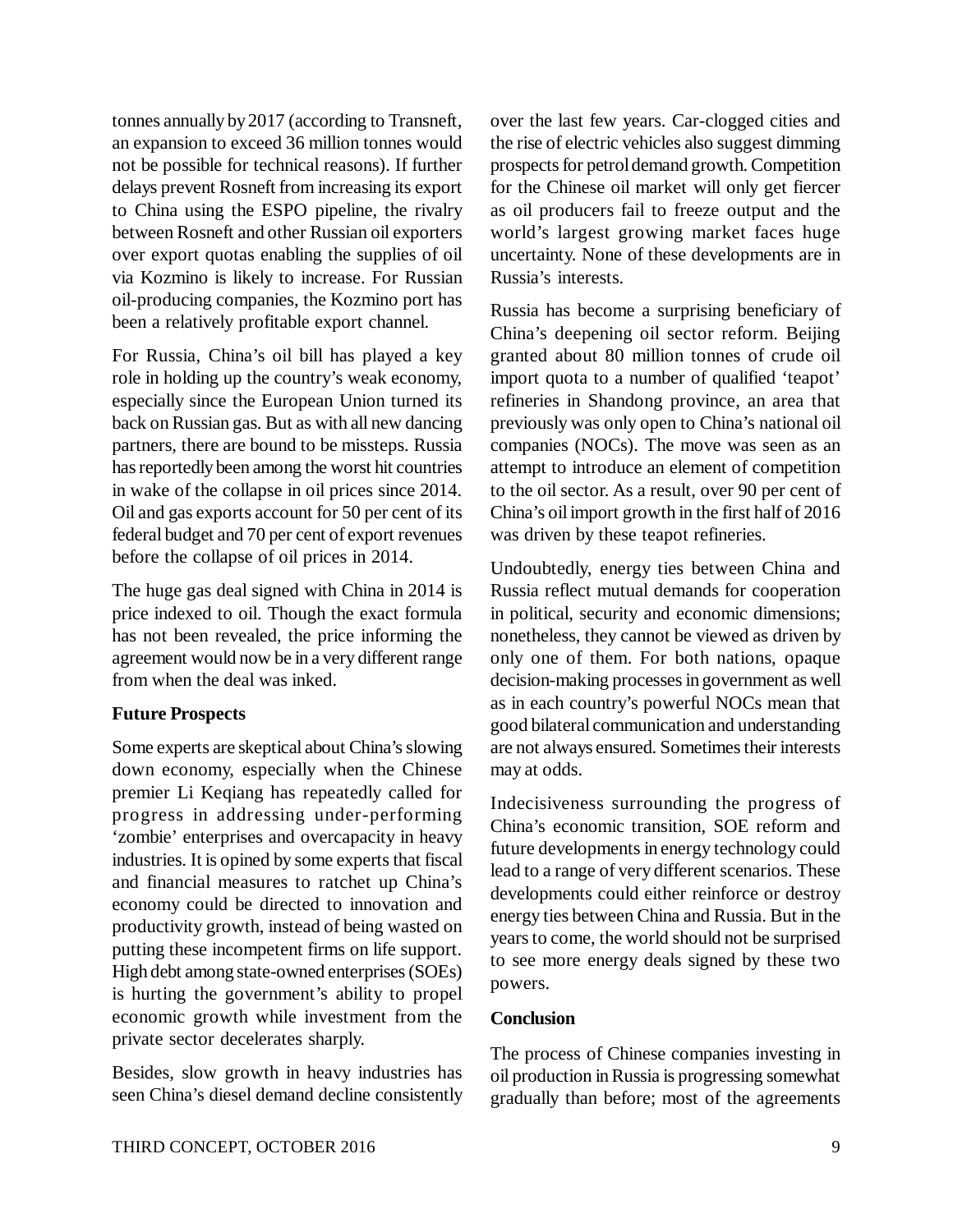tonnes annually by 2017 (according to Transneft, an expansion to exceed 36 million tonnes would not be possible for technical reasons). If further delays prevent Rosneft from increasing its export to China using the ESPO pipeline, the rivalry between Rosneft and other Russian oil exporters over export quotas enabling the supplies of oil via Kozmino is likely to increase. For Russian oil-producing companies, the Kozmino port has been a relatively profitable export channel.

For Russia, China's oil bill has played a key role in holding up the country's weak economy, especially since the European Union turned its back on Russian gas. But as with all new dancing partners, there are bound to be missteps. Russia has reportedly been among the worst hit countries in wake of the collapse in oil prices since 2014. Oil and gas exports account for 50 per cent of its federal budget and 70 per cent of export revenues before the collapse of oil prices in 2014.

The huge gas deal signed with China in 2014 is price indexed to oil. Though the exact formula has not been revealed, the price informing the agreement would now be in a very different range from when the deal was inked.

**Future Prospects**

Some experts are skeptical about China's slowing down economy, especially when the Chinese premier Li Keqiang has repeatedly called for progress in addressing under-performing 'zombie' enterprises and overcapacity in heavy industries. It is opined by some experts that fiscal and financial measures to ratchet up China's economy could be directed to innovation and productivity growth, instead of being wasted on putting these incompetent firms on life support. High debt among state-owned enterprises (SOEs) is hurting the government's ability to propel economic growth while investment from the private sector decelerates sharply.

Besides, slow growth in heavy industries has seen China's diesel demand decline consistently over the last few years. Car-clogged cities and the rise of electric vehicles also suggest dimming prospects for petrol demand growth. Competition for the Chinese oil market will only get fiercer as oil producers fail to freeze output and the world's largest growing market faces huge uncertainty. None of these developments are in Russia's interests.

Russia has become a surprising beneficiary of China's deepening oil sector reform. Beijing granted about 80 million tonnes of crude oil import quota to a number of qualified 'teapot' refineries in Shandong province, an area that previously was only open to China's national oil companies (NOCs). The move was seen as an attempt to introduce an element of competition to the oil sector. As a result, over 90 per cent of China's oil import growth in the first half of 2016 was driven by these teapot refineries.

Undoubtedly, energy ties between China and Russia reflect mutual demands for cooperation in political, security and economic dimensions; nonetheless, they cannot be viewed as driven by only one of them. For both nations, opaque decision-making processes in government as well as in each country's powerful NOCs mean that good bilateral communication and understanding are not always ensured. Sometimes their interests may at odds.

Indecisiveness surrounding the progress of China's economic transition, SOE reform and future developments in energy technology could lead to a range of very different scenarios. These developments could either reinforce or destroy energy ties between China and Russia. But in the years to come, the world should not be surprised to see more energy deals signed by these two powers.

**Conclusion**

The process of Chinese companies investing in oil production in Russia is progressing somewhat gradually than before; most of the agreements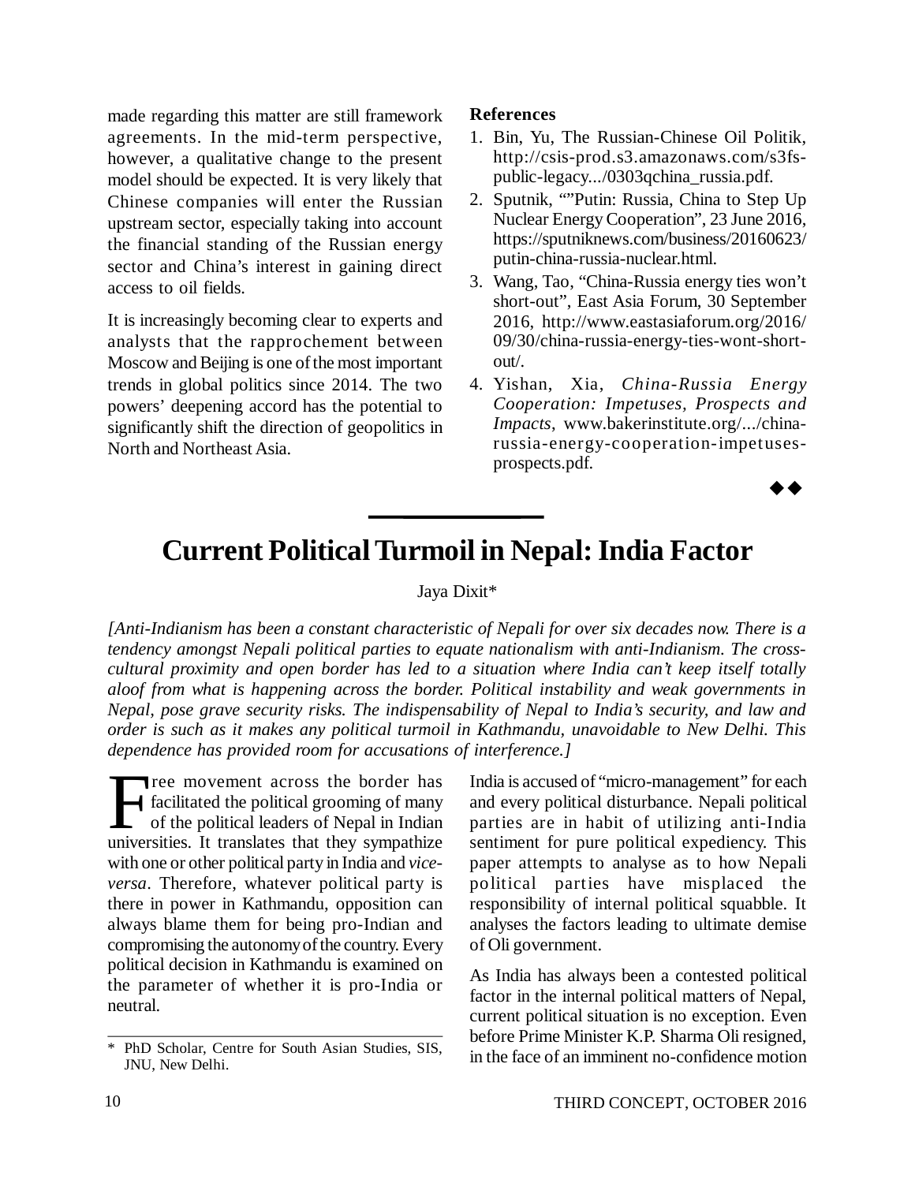made regarding this matter are still framework agreements. In the mid-term perspective, however, a qualitative change to the present model should be expected. It is very likely that Chinese companies will enter the Russian upstream sector, especially taking into account the financial standing of the Russian energy sector and China's interest in gaining direct access to oil fields.

It is increasingly becoming clear to experts and analysts that the rapprochement between Moscow and Beijing is one of the most important trends in global politics since 2014. The two powers' deepening accord has the potential to significantly shift the direction of geopolitics in North and Northeast Asia.

**References**

1. Bin, Yu, The Russian-Chinese Oil Politik, http://csis-prod.s3.amazonaws.com/s3fs-public-legacy.../0303qchina_russia.pdf.
2. Sputnik, ""Putin: Russia, China to Step Up Nuclear Energy Cooperation", 23 June 2016, https://sputniknews.com/business/20160623/putin-china-russia-nuclear.html.
3. Wang, Tao, "China-Russia energy ties won't short-out", East Asia Forum, 30 September 2016, http://www.eastasiaforum.org/2016/09/30/china-russia-energy-ties-wont-short-out/.
4. Yishan, Xia, *China-Russia Energy Cooperation: Impetuses, Prospects and Impacts*, www.bakerinstitute.org/.../china-russia-energy-cooperation-impetuses-prospects.pdf.

◆◆

# Current Political Turmoil in Nepal: India Factor

Jaya Dixit*

*[Anti-Indianism has been a constant characteristic of Nepali for over six decades now. There is a tendency amongst Nepali political parties to equate nationalism with anti-Indianism. The cross-cultural proximity and open border has led to a situation where India can't keep itself totally aloof from what is happening across the border. Political instability and weak governments in Nepal, pose grave security risks. The indispensability of Nepal to India's security, and law and order is such as it makes any political turmoil in Kathmandu, unavoidable to New Delhi. This dependence has provided room for accusations of interference.]*

Free movement across the border has facilitated the political grooming of many of the political leaders of Nepal in Indian universities. It translates that they sympathize with one or other political party in India and *vice-versa*. Therefore, whatever political party is there in power in Kathmandu, opposition can always blame them for being pro-Indian and compromising the autonomy of the country. Every political decision in Kathmandu is examined on the parameter of whether it is pro-India or neutral.

India is accused of "micro-management" for each and every political disturbance. Nepali political parties are in habit of utilizing anti-India sentiment for pure political expediency. This paper attempts to analyse as to how Nepali political parties have misplaced the responsibility of internal political squabble. It analyses the factors leading to ultimate demise of Oli government.

As India has always been a contested political factor in the internal political matters of Nepal, current political situation is no exception. Even before Prime Minister K.P. Sharma Oli resigned, in the face of an imminent no-confidence motion

\* PhD Scholar, Centre for South Asian Studies, SIS, JNU, New Delhi.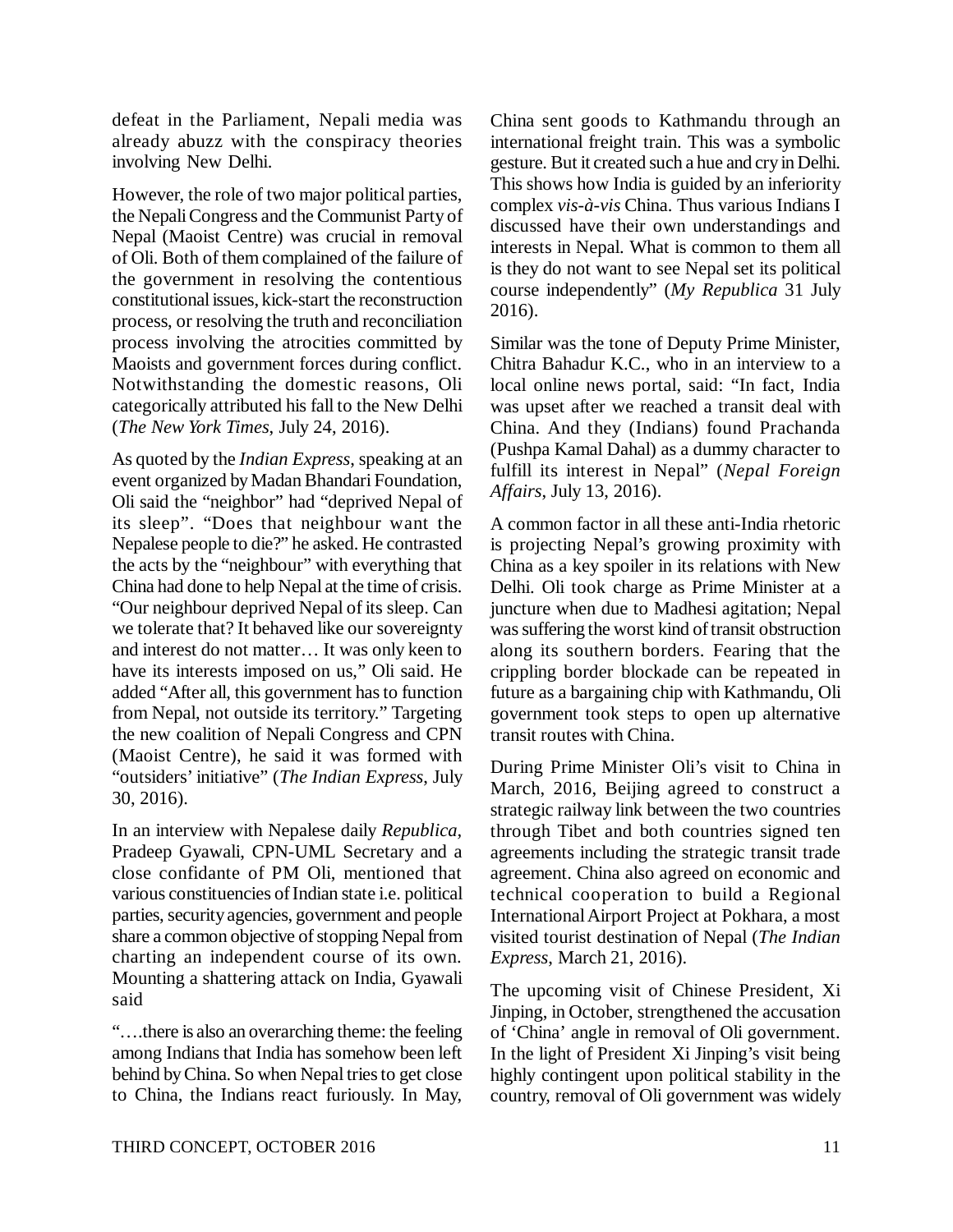defeat in the Parliament, Nepali media was already abuzz with the conspiracy theories involving New Delhi.

However, the role of two major political parties, the Nepali Congress and the Communist Party of Nepal (Maoist Centre) was crucial in removal of Oli. Both of them complained of the failure of the government in resolving the contentious constitutional issues, kick-start the reconstruction process, or resolving the truth and reconciliation process involving the atrocities committed by Maoists and government forces during conflict. Notwithstanding the domestic reasons, Oli categorically attributed his fall to the New Delhi (*The New York Times*, July 24, 2016).

As quoted by the *Indian Express*, speaking at an event organized by Madan Bhandari Foundation, Oli said the "neighbor" had "deprived Nepal of its sleep". "Does that neighbour want the Nepalese people to die?" he asked. He contrasted the acts by the "neighbour" with everything that China had done to help Nepal at the time of crisis. "Our neighbour deprived Nepal of its sleep. Can we tolerate that? It behaved like our sovereignty and interest do not matter… It was only keen to have its interests imposed on us," Oli said. He added "After all, this government has to function from Nepal, not outside its territory." Targeting the new coalition of Nepali Congress and CPN (Maoist Centre), he said it was formed with "outsiders' initiative" (*The Indian Express*, July 30, 2016).

In an interview with Nepalese daily *Repablica*, Pradeep Gyawali, CPN-UML Secretary and a close confidante of PM Oli, mentioned that various constituencies of Indian state i.e. political parties, security agencies, government and people share a common objective of stopping Nepal from charting an independent course of its own. Mounting a shattering attack on India, Gyawali said

"….there is also an overarching theme: the feeling among Indians that India has somehow been left behind by China. So when Nepal tries to get close to China, the Indians react furiously. In May, China sent goods to Kathmandu through an international freight train. This was a symbolic gesture. But it created such a hue and cry in Delhi. This shows how India is guided by an inferiority complex *vis-à-vis* China. Thus various Indians I discussed have their own understandings and interests in Nepal. What is common to them all is they do not want to see Nepal set its political course independently" (*My Republica* 31 July 2016).

Similar was the tone of Deputy Prime Minister, Chitra Bahadur K.C., who in an interview to a local online news portal, said: "In fact, India was upset after we reached a transit deal with China. And they (Indians) found Prachanda (Pushpa Kamal Dahal) as a dummy character to fulfill its interest in Nepal" (*Nepal Foreign Affairs*, July 13, 2016).

A common factor in all these anti-India rhetoric is projecting Nepal's growing proximity with China as a key spoiler in its relations with New Delhi. Oli took charge as Prime Minister at a juncture when due to Madhesi agitation; Nepal was suffering the worst kind of transit obstruction along its southern borders. Fearing that the crippling border blockade can be repeated in future as a bargaining chip with Kathmandu, Oli government took steps to open up alternative transit routes with China.

During Prime Minister Oli's visit to China in March, 2016, Beijing agreed to construct a strategic railway link between the two countries through Tibet and both countries signed ten agreements including the strategic transit trade agreement. China also agreed on economic and technical cooperation to build a Regional International Airport Project at Pokhara, a most visited tourist destination of Nepal (*The Indian Express*, March 21, 2016).

The upcoming visit of Chinese President, Xi Jinping, in October, strengthened the accusation of 'China' angle in removal of Oli government. In the light of President Xi Jinping's visit being highly contingent upon political stability in the country, removal of Oli government was widely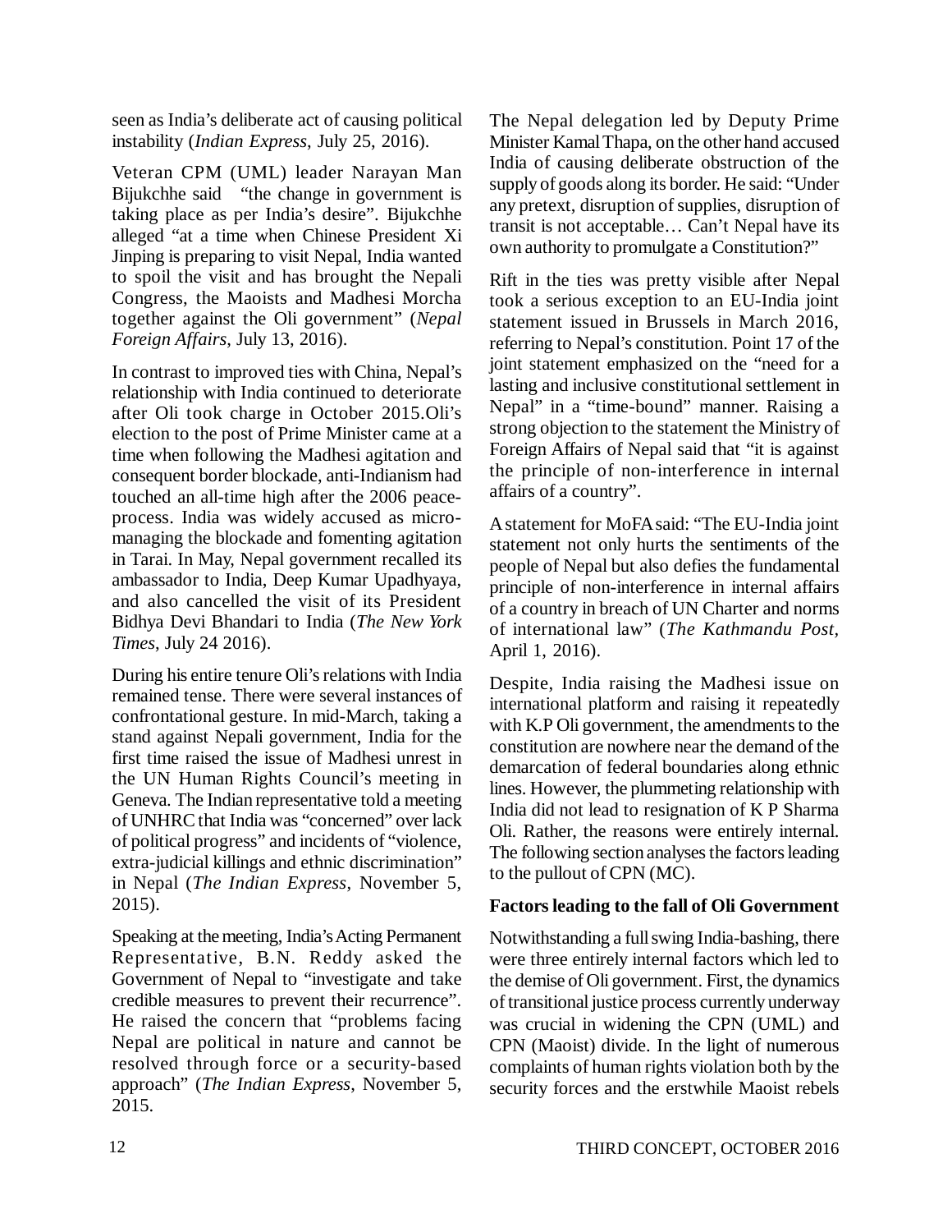seen as India's deliberate act of causing political instability (*Indian Express*, July 25, 2016).

Veteran CPM (UML) leader Narayan Man Bijukchhe said "the change in government is taking place as per India's desire". Bijukchhe alleged "at a time when Chinese President Xi Jinping is preparing to visit Nepal, India wanted to spoil the visit and has brought the Nepali Congress, the Maoists and Madhesi Morcha together against the Oli government" (*Nepal Foreign Affairs*, July 13, 2016).

In contrast to improved ties with China, Nepal's relationship with India continued to deteriorate after Oli took charge in October 2015.Oli's election to the post of Prime Minister came at a time when following the Madhesi agitation and consequent border blockade, anti-Indianism had touched an all-time high after the 2006 peace-process. India was widely accused as micro-managing the blockade and fomenting agitation in Tarai. In May, Nepal government recalled its ambassador to India, Deep Kumar Upadhyaya, and also cancelled the visit of its President Bidhya Devi Bhandari to India (*The New York Times*, July 24 2016).

During his entire tenure Oli's relations with India remained tense. There were several instances of confrontational gesture. In mid-March, taking a stand against Nepali government, India for the first time raised the issue of Madhesi unrest in the UN Human Rights Council's meeting in Geneva. The Indian representative told a meeting of UNHRC that India was "concerned" over lack of political progress" and incidents of "violence, extra-judicial killings and ethnic discrimination" in Nepal (*The Indian Express*, November 5, 2015).

Speaking at the meeting, India's Acting Permanent Representative, B.N. Reddy asked the Government of Nepal to "investigate and take credible measures to prevent their recurrence". He raised the concern that "problems facing Nepal are political in nature and cannot be resolved through force or a security-based approach" (*The Indian Express*, November 5, 2015.

The Nepal delegation led by Deputy Prime Minister Kamal Thapa, on the other hand accused India of causing deliberate obstruction of the supply of goods along its border. He said: "Under any pretext, disruption of supplies, disruption of transit is not acceptable… Can't Nepal have its own authority to promulgate a Constitution?"

Rift in the ties was pretty visible after Nepal took a serious exception to an EU-India joint statement issued in Brussels in March 2016, referring to Nepal's constitution. Point 17 of the joint statement emphasized on the "need for a lasting and inclusive constitutional settlement in Nepal" in a "time-bound" manner. Raising a strong objection to the statement the Ministry of Foreign Affairs of Nepal said that "it is against the principle of non-interference in internal affairs of a country".

A statement for MoFA said: "The EU-India joint statement not only hurts the sentiments of the people of Nepal but also defies the fundamental principle of non-interference in internal affairs of a country in breach of UN Charter and norms of international law" (*The Kathmandu Post*, April 1, 2016).

Despite, India raising the Madhesi issue on international platform and raising it repeatedly with K.P Oli government, the amendments to the constitution are nowhere near the demand of the demarcation of federal boundaries along ethnic lines. However, the plummeting relationship with India did not lead to resignation of K P Sharma Oli. Rather, the reasons were entirely internal. The following section analyses the factors leading to the pullout of CPN (MC).

**Factors leading to the fall of Oli Government**

Notwithstanding a full swing India-bashing, there were three entirely internal factors which led to the demise of Oli government. First, the dynamics of transitional justice process currently underway was crucial in widening the CPN (UML) and CPN (Maoist) divide. In the light of numerous complaints of human rights violation both by the security forces and the erstwhile Maoist rebels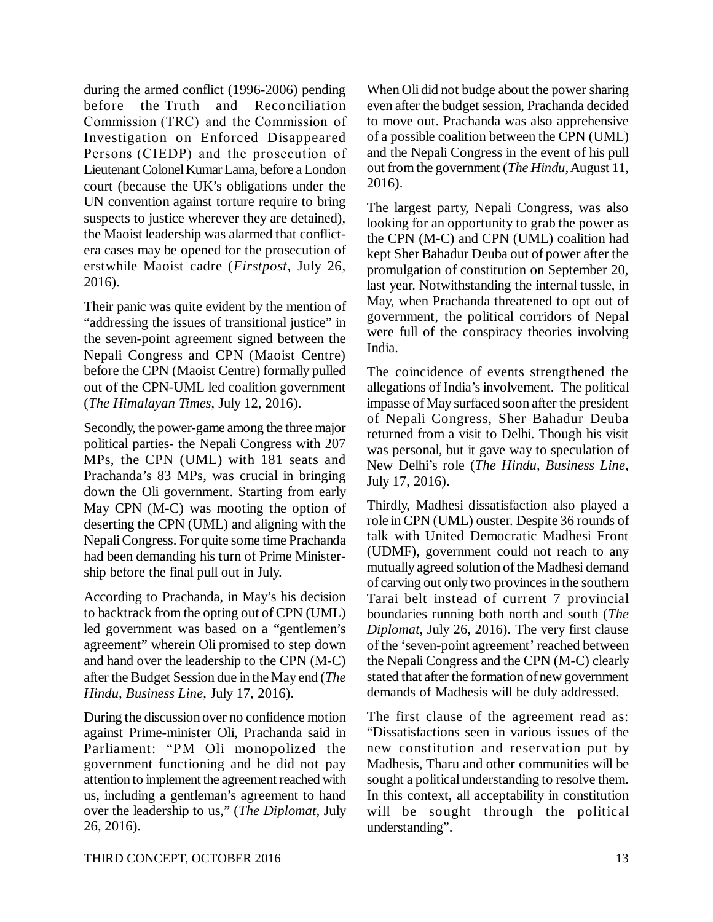during the armed conflict (1996-2006) pending before the Truth and Reconciliation Commission (TRC) and the Commission of Investigation on Enforced Disappeared Persons (CIEDP) and the prosecution of Lieutenant Colonel Kumar Lama, before a London court (because the UK's obligations under the UN convention against torture require to bring suspects to justice wherever they are detained), the Maoist leadership was alarmed that conflict-era cases may be opened for the prosecution of erstwhile Maoist cadre (*Firstpost*, July 26, 2016).

Their panic was quite evident by the mention of "addressing the issues of transitional justice" in the seven-point agreement signed between the Nepali Congress and CPN (Maoist Centre) before the CPN (Maoist Centre) formally pulled out of the CPN-UML led coalition government (*The Himalayan Times*, July 12, 2016).

Secondly, the power-game among the three major political parties- the Nepali Congress with 207 MPs, the CPN (UML) with 181 seats and Prachanda's 83 MPs, was crucial in bringing down the Oli government. Starting from early May CPN (M-C) was mooting the option of deserting the CPN (UML) and aligning with the Nepali Congress. For quite some time Prachanda had been demanding his turn of Prime Minister-ship before the final pull out in July.

According to Prachanda, in May's his decision to backtrack from the opting out of CPN (UML) led government was based on a "gentlemen's agreement" wherein Oli promised to step down and hand over the leadership to the CPN (M-C) after the Budget Session due in the May end (*The Hindu, Business Line*, July 17, 2016).

During the discussion over no confidence motion against Prime-minister Oli, Prachanda said in Parliament: "PM Oli monopolized the government functioning and he did not pay attention to implement the agreement reached with us, including a gentleman's agreement to hand over the leadership to us," (*The Diplomat*, July 26, 2016).

When Oli did not budge about the power sharing even after the budget session, Prachanda decided to move out. Prachanda was also apprehensive of a possible coalition between the CPN (UML) and the Nepali Congress in the event of his pull out from the government (*The Hindu*, August 11, 2016).

The largest party, Nepali Congress, was also looking for an opportunity to grab the power as the CPN (M-C) and CPN (UML) coalition had kept Sher Bahadur Deuba out of power after the promulgation of constitution on September 20, last year. Notwithstanding the internal tussle, in May, when Prachanda threatened to opt out of government, the political corridors of Nepal were full of the conspiracy theories involving India.

The coincidence of events strengthened the allegations of India's involvement. The political impasse of May surfaced soon after the president of Nepali Congress, Sher Bahadur Deuba returned from a visit to Delhi. Though his visit was personal, but it gave way to speculation of New Delhi's role (*The Hindu, Business Line*, July 17, 2016).

Thirdly, Madhesi dissatisfaction also played a role in CPN (UML) ouster. Despite 36 rounds of talk with United Democratic Madhesi Front (UDMF), government could not reach to any mutually agreed solution of the Madhesi demand of carving out only two provinces in the southern Tarai belt instead of current 7 provincial boundaries running both north and south (*The Diplomat*, July 26, 2016). The very first clause of the 'seven-point agreement' reached between the Nepali Congress and the CPN (M-C) clearly stated that after the formation of new government demands of Madhesis will be duly addressed.

The first clause of the agreement read as: "Dissatisfactions seen in various issues of the new constitution and reservation put by Madhesis, Tharu and other communities will be sought a political understanding to resolve them. In this context, all acceptability in constitution will be sought through the political understanding".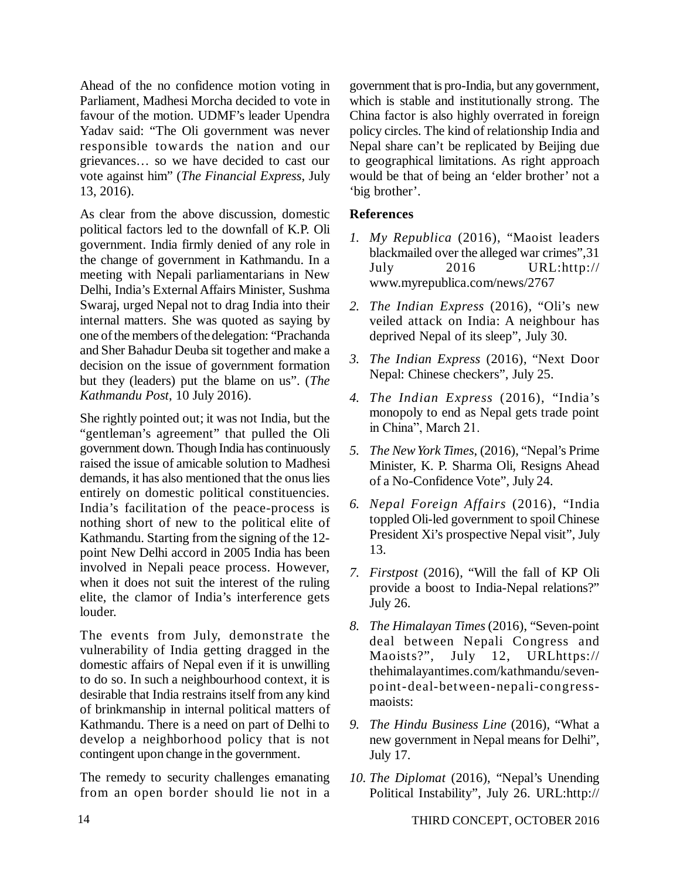Ahead of the no confidence motion voting in Parliament, Madhesi Morcha decided to vote in favour of the motion. UDMF's leader Upendra Yadav said: "The Oli government was never responsible towards the nation and our grievances… so we have decided to cast our vote against him" (*The Financial Express*, July 13, 2016).

As clear from the above discussion, domestic political factors led to the downfall of K.P. Oli government. India firmly denied of any role in the change of government in Kathmandu. In a meeting with Nepali parliamentarians in New Delhi, India's External Affairs Minister, Sushma Swaraj, urged Nepal not to drag India into their internal matters. She was quoted as saying by one of the members of the delegation: "Prachanda and Sher Bahadur Deuba sit together and make a decision on the issue of government formation but they (leaders) put the blame on us". (*The Kathmandu Post*, 10 July 2016).

She rightly pointed out; it was not India, but the "gentleman's agreement" that pulled the Oli government down. Though India has continuously raised the issue of amicable solution to Madhesi demands, it has also mentioned that the onus lies entirely on domestic political constituencies. India's facilitation of the peace-process is nothing short of new to the political elite of Kathmandu. Starting from the signing of the 12-point New Delhi accord in 2005 India has been involved in Nepali peace process. However, when it does not suit the interest of the ruling elite, the clamor of India's interference gets louder.

The events from July, demonstrate the vulnerability of India getting dragged in the domestic affairs of Nepal even if it is unwilling to do so. In such a neighbourhood context, it is desirable that India restrains itself from any kind of brinkmanship in internal political matters of Kathmandu. There is a need on part of Delhi to develop a neighborhood policy that is not contingent upon change in the government.

The remedy to security challenges emanating from an open border should lie not in a government that is pro-India, but any government, which is stable and institutionally strong. The China factor is also highly overrated in foreign policy circles. The kind of relationship India and Nepal share can't be replicated by Beijing due to geographical limitations. As right approach would be that of being an 'elder brother' not a 'big brother'.

## References

1. *My Republica* (2016), "Maoist leaders blackmailed over the alleged war crimes",31 July 2016 URL:http://www.myrepublica.com/news/2767
2. *The Indian Express* (2016), "Oli's new veiled attack on India: A neighbour has deprived Nepal of its sleep", July 30.
3. *The Indian Express* (2016), "Next Door Nepal: Chinese checkers", July 25.
4. *The Indian Express* (2016), "India's monopoly to end as Nepal gets trade point in China", March 21.
5. *The New York Times*, (2016), "Nepal's Prime Minister, K. P. Sharma Oli, Resigns Ahead of a No-Confidence Vote", July 24.
6. *Nepal Foreign Affairs* (2016), "India toppled Oli-led government to spoil Chinese President Xi's prospective Nepal visit", July 13.
7. *Firstpost* (2016), "Will the fall of KP Oli provide a boost to India-Nepal relations?" July 26.
8. *The Himalayan Times* (2016), "Seven-point deal between Nepali Congress and Maoists?", July 12, URLhttps://thehimalayantimes.com/kathmandu/seven-point-deal-between-nepali-congress-maoists:
9. *The Hindu Business Line* (2016), "What a new government in Nepal means for Delhi", July 17.
10. *The Diplomat* (2016), "Nepal's Unending Political Instability", July 26. URL:http://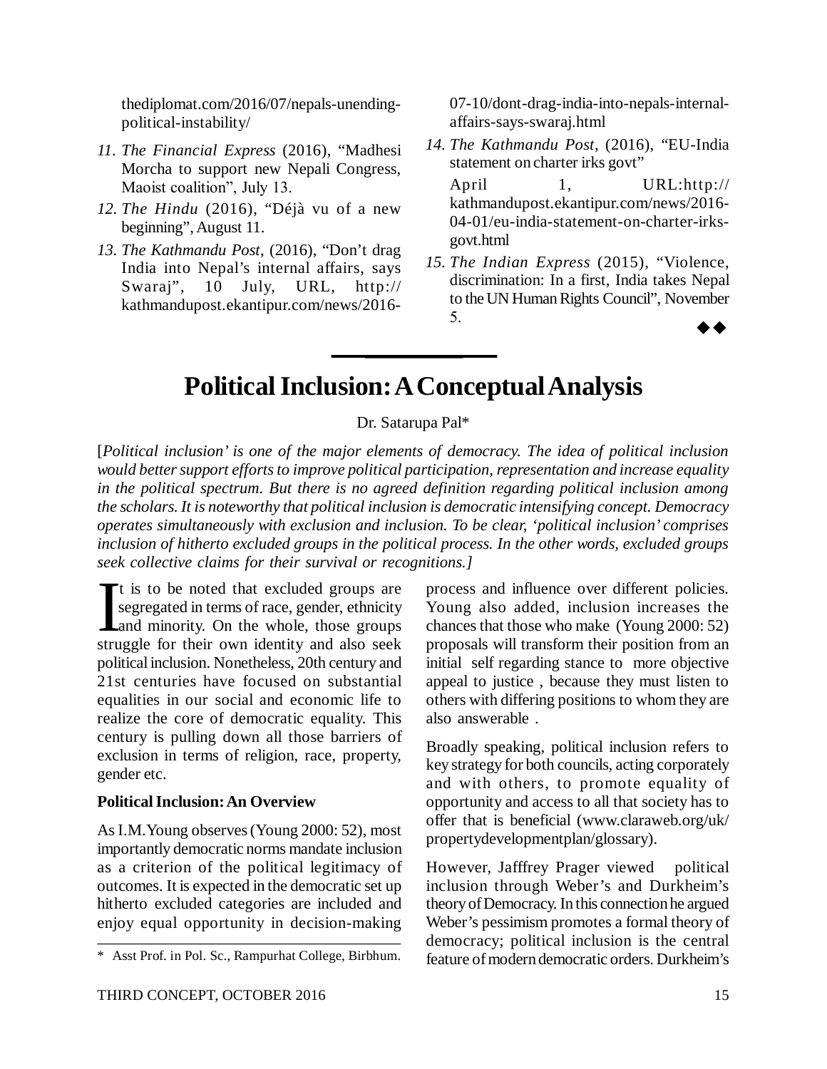thediplomat.com/2016/07/nepals-unending-political-instability/

11. *The Financial Express* (2016), "Madhesi Morcha to support new Nepali Congress, Maoist coalition", July 13.
12. *The Hindu* (2016), "Déjà vu of a new beginning", August 11.
13. *The Kathmandu Post*, (2016), "Don't drag India into Nepal's internal affairs, says Swaraj", 10 July, URL, http://kathmandupost.ekantipur.com/news/2016-07-10/dont-drag-india-into-nepals-internal-affairs-says-swaraj.html
14. *The Kathmandu Post*, (2016), "EU-India statement on charter irks govt"
    April 1, URL:http://kathmandupost.ekantipur.com/news/2016-04-01/eu-india-statement-on-charter-irks-govt.html
15. *The Indian Express* (2015), "Violence, discrimination: In a first, India takes Nepal to the UN Human Rights Council", November 5.

◆◆

# Political Inclusion: A Conceptual Analysis

Dr. Satarupa Pal*

[*Political inclusion' is one of the major elements of democracy. The idea of political inclusion would better support efforts to improve political participation, representation and increase equality in the political spectrum. But there is no agreed definition regarding political inclusion among the scholars. It is noteworthy that political inclusion is democratic intensifying concept. Democracy operates simultaneously with exclusion and inclusion. To be clear, 'political inclusion' comprises inclusion of hitherto excluded groups in the political process. In the other words, excluded groups seek collective claims for their survival or recognitions.]*

It is to be noted that excluded groups are segregated in terms of race, gender, ethnicity and minority. On the whole, those groups struggle for their own identity and also seek political inclusion. Nonetheless, 20th century and 21st centuries have focused on substantial equalities in our social and economic life to realize the core of democratic equality. This century is pulling down all those barriers of exclusion in terms of religion, race, property, gender etc.

**Political Inclusion: An Overview**

As I.M.Young observes (Young 2000: 52), most importantly democratic norms mandate inclusion as a criterion of the political legitimacy of outcomes. It is expected in the democratic set up hitherto excluded categories are included and enjoy equal opportunity in decision-making process and influence over different policies. Young also added, inclusion increases the chances that those who make (Young 2000: 52) proposals will transform their position from an initial self regarding stance to more objective appeal to justice , because they must listen to others with differing positions to whom they are also answerable .

Broadly speaking, political inclusion refers to key strategy for both councils, acting corporately and with others, to promote equality of opportunity and access to all that society has to offer that is beneficial (www.claraweb.org/uk/propertydevelopmentplan/glossary).

However, Jafffrey Prager viewed political inclusion through Weber's and Durkheim's theory of Democracy. In this connection he argued Weber's pessimism promotes a formal theory of democracy; political inclusion is the central feature of modern democratic orders. Durkheim's

---

\* Asst Prof. in Pol. Sc., Rampurhat College, Birbhum.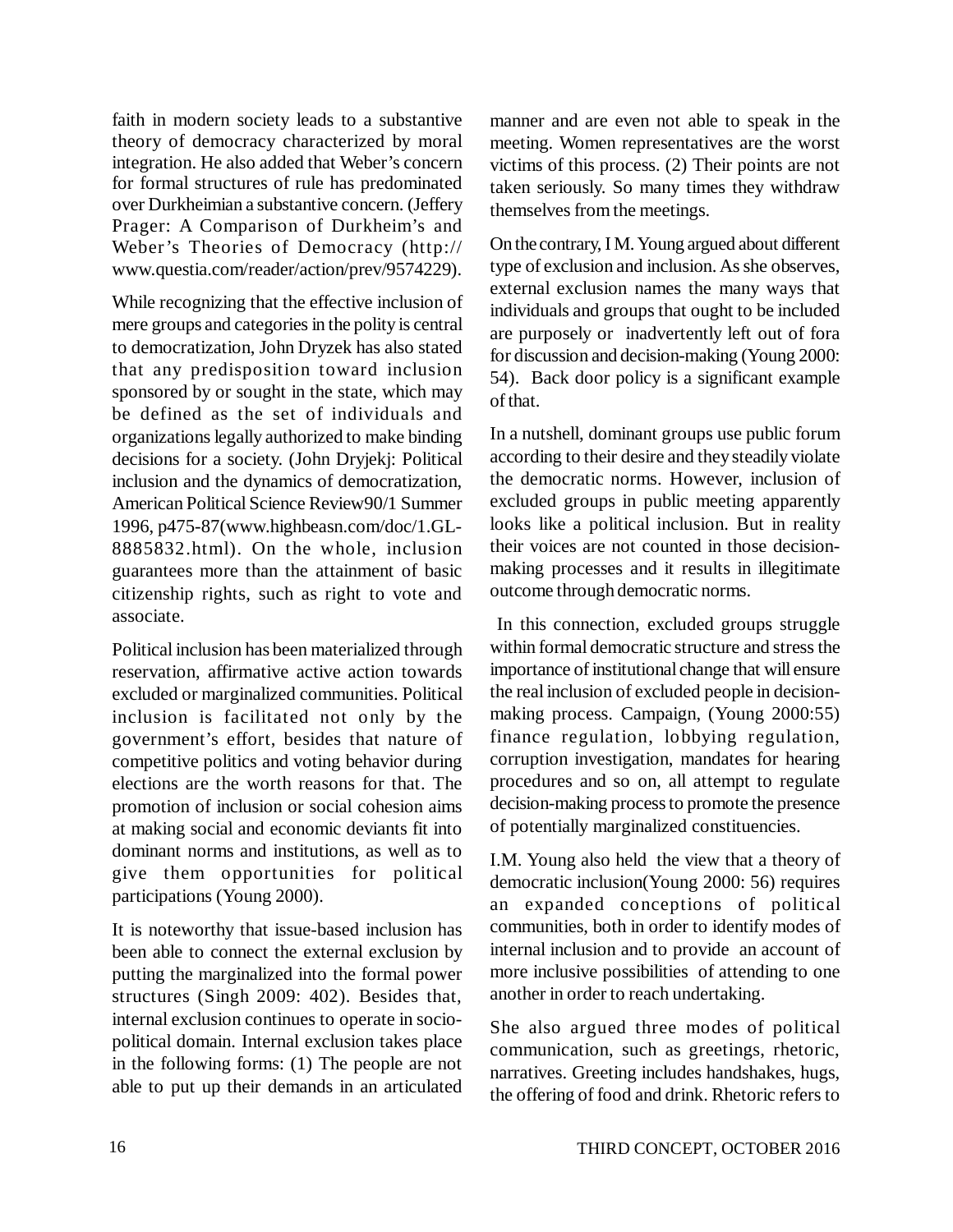faith in modern society leads to a substantive theory of democracy characterized by moral integration. He also added that Weber's concern for formal structures of rule has predominated over Durkheimian a substantive concern. (Jeffery Prager: A Comparison of Durkheim's and Weber's Theories of Democracy (http://www.questia.com/reader/action/prev/9574229).

While recognizing that the effective inclusion of mere groups and categories in the polity is central to democratization, John Dryzek has also stated that any predisposition toward inclusion sponsored by or sought in the state, which may be defined as the set of individuals and organizations legally authorized to make binding decisions for a society. (John Dryjekj: Political inclusion and the dynamics of democratization, American Political Science Review90/1 Summer 1996, p475-87(www.highbeasn.com/doc/1.GL-8885832.html). On the whole, inclusion guarantees more than the attainment of basic citizenship rights, such as right to vote and associate.

Political inclusion has been materialized through reservation, affirmative active action towards excluded or marginalized communities. Political inclusion is facilitated not only by the government's effort, besides that nature of competitive politics and voting behavior during elections are the worth reasons for that. The promotion of inclusion or social cohesion aims at making social and economic deviants fit into dominant norms and institutions, as well as to give them opportunities for political participations (Young 2000).

It is noteworthy that issue-based inclusion has been able to connect the external exclusion by putting the marginalized into the formal power structures (Singh 2009: 402). Besides that, internal exclusion continues to operate in socio-political domain. Internal exclusion takes place in the following forms: (1) The people are not able to put up their demands in an articulated manner and are even not able to speak in the meeting. Women representatives are the worst victims of this process. (2) Their points are not taken seriously. So many times they withdraw themselves from the meetings.

On the contrary, I M. Young argued about different type of exclusion and inclusion. As she observes, external exclusion names the many ways that individuals and groups that ought to be included are purposely or inadvertently left out of fora for discussion and decision-making (Young 2000: 54). Back door policy is a significant example of that.

In a nutshell, dominant groups use public forum according to their desire and they steadily violate the democratic norms. However, inclusion of excluded groups in public meeting apparently looks like a political inclusion. But in reality their voices are not counted in those decision-making processes and it results in illegitimate outcome through democratic norms.

In this connection, excluded groups struggle within formal democratic structure and stress the importance of institutional change that will ensure the real inclusion of excluded people in decision-making process. Campaign, (Young 2000:55) finance regulation, lobbying regulation, corruption investigation, mandates for hearing procedures and so on, all attempt to regulate decision-making process to promote the presence of potentially marginalized constituencies.

I.M. Young also held the view that a theory of democratic inclusion(Young 2000: 56) requires an expanded conceptions of political communities, both in order to identify modes of internal inclusion and to provide an account of more inclusive possibilities of attending to one another in order to reach undertaking.

She also argued three modes of political communication, such as greetings, rhetoric, narratives. Greeting includes handshakes, hugs, the offering of food and drink. Rhetoric refers to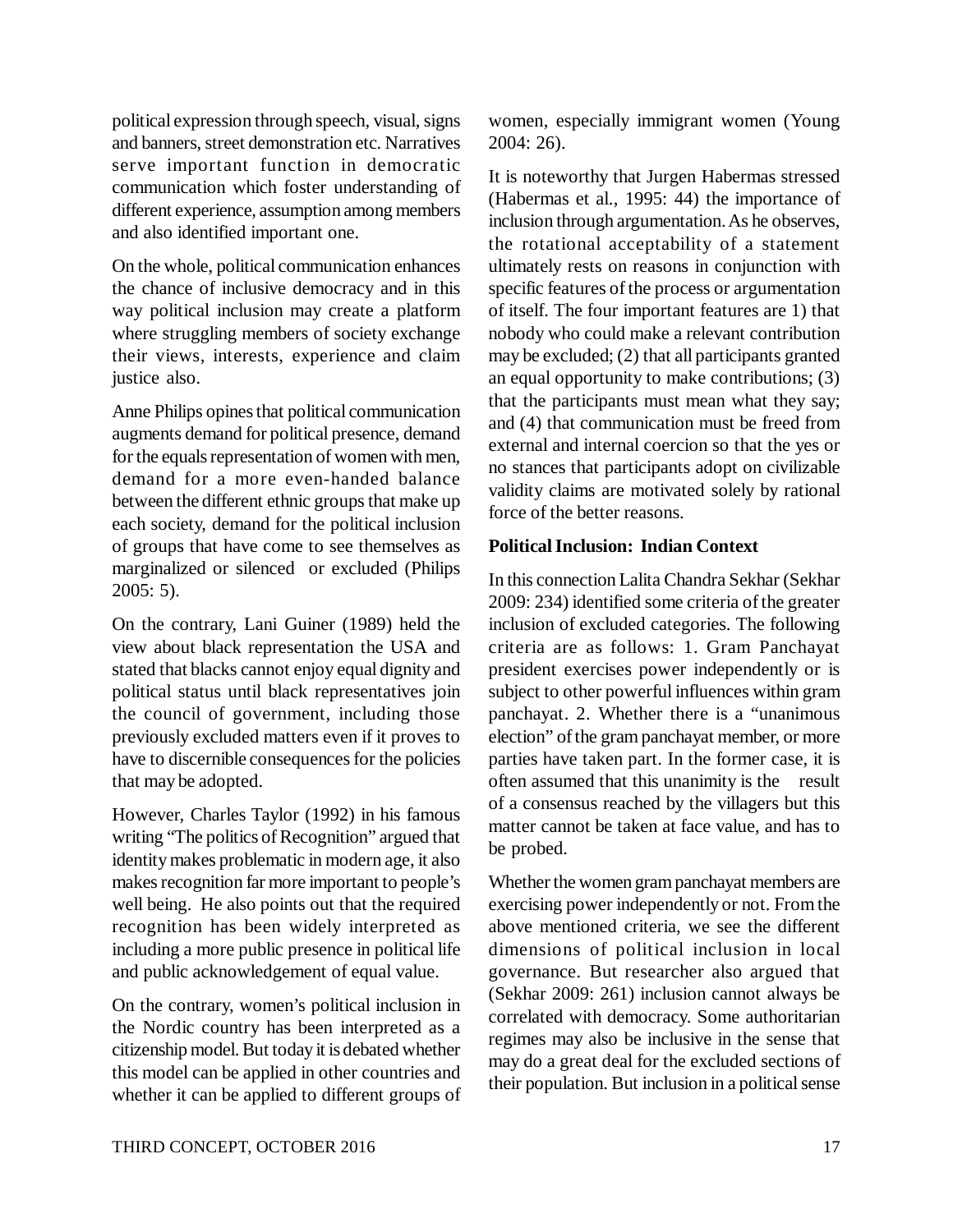political expression through speech, visual, signs and banners, street demonstration etc. Narratives serve important function in democratic communication which foster understanding of different experience, assumption among members and also identified important one.

On the whole, political communication enhances the chance of inclusive democracy and in this way political inclusion may create a platform where struggling members of society exchange their views, interests, experience and claim justice also.

Anne Philips opines that political communication augments demand for political presence, demand for the equals representation of women with men, demand for a more even-handed balance between the different ethnic groups that make up each society, demand for the political inclusion of groups that have come to see themselves as marginalized or silenced or excluded (Philips 2005: 5).

On the contrary, Lani Guiner (1989) held the view about black representation the USA and stated that blacks cannot enjoy equal dignity and political status until black representatives join the council of government, including those previously excluded matters even if it proves to have to discernible consequences for the policies that may be adopted.

However, Charles Taylor (1992) in his famous writing "The politics of Recognition" argued that identity makes problematic in modern age, it also makes recognition far more important to people's well being. He also points out that the required recognition has been widely interpreted as including a more public presence in political life and public acknowledgement of equal value.

On the contrary, women's political inclusion in the Nordic country has been interpreted as a citizenship model. But today it is debated whether this model can be applied in other countries and whether it can be applied to different groups of women, especially immigrant women (Young 2004: 26).

It is noteworthy that Jurgen Habermas stressed (Habermas et al., 1995: 44) the importance of inclusion through argumentation. As he observes, the rotational acceptability of a statement ultimately rests on reasons in conjunction with specific features of the process or argumentation of itself. The four important features are 1) that nobody who could make a relevant contribution may be excluded; (2) that all participants granted an equal opportunity to make contributions; (3) that the participants must mean what they say; and (4) that communication must be freed from external and internal coercion so that the yes or no stances that participants adopt on civilizable validity claims are motivated solely by rational force of the better reasons.

**Political Inclusion: Indian Context**

In this connection Lalita Chandra Sekhar (Sekhar 2009: 234) identified some criteria of the greater inclusion of excluded categories. The following criteria are as follows: 1. Gram Panchayat president exercises power independently or is subject to other powerful influences within gram panchayat. 2. Whether there is a "unanimous election" of the gram panchayat member, or more parties have taken part. In the former case, it is often assumed that this unanimity is the result of a consensus reached by the villagers but this matter cannot be taken at face value, and has to be probed.

Whether the women gram panchayat members are exercising power independently or not. From the above mentioned criteria, we see the different dimensions of political inclusion in local governance. But researcher also argued that (Sekhar 2009: 261) inclusion cannot always be correlated with democracy. Some authoritarian regimes may also be inclusive in the sense that may do a great deal for the excluded sections of their population. But inclusion in a political sense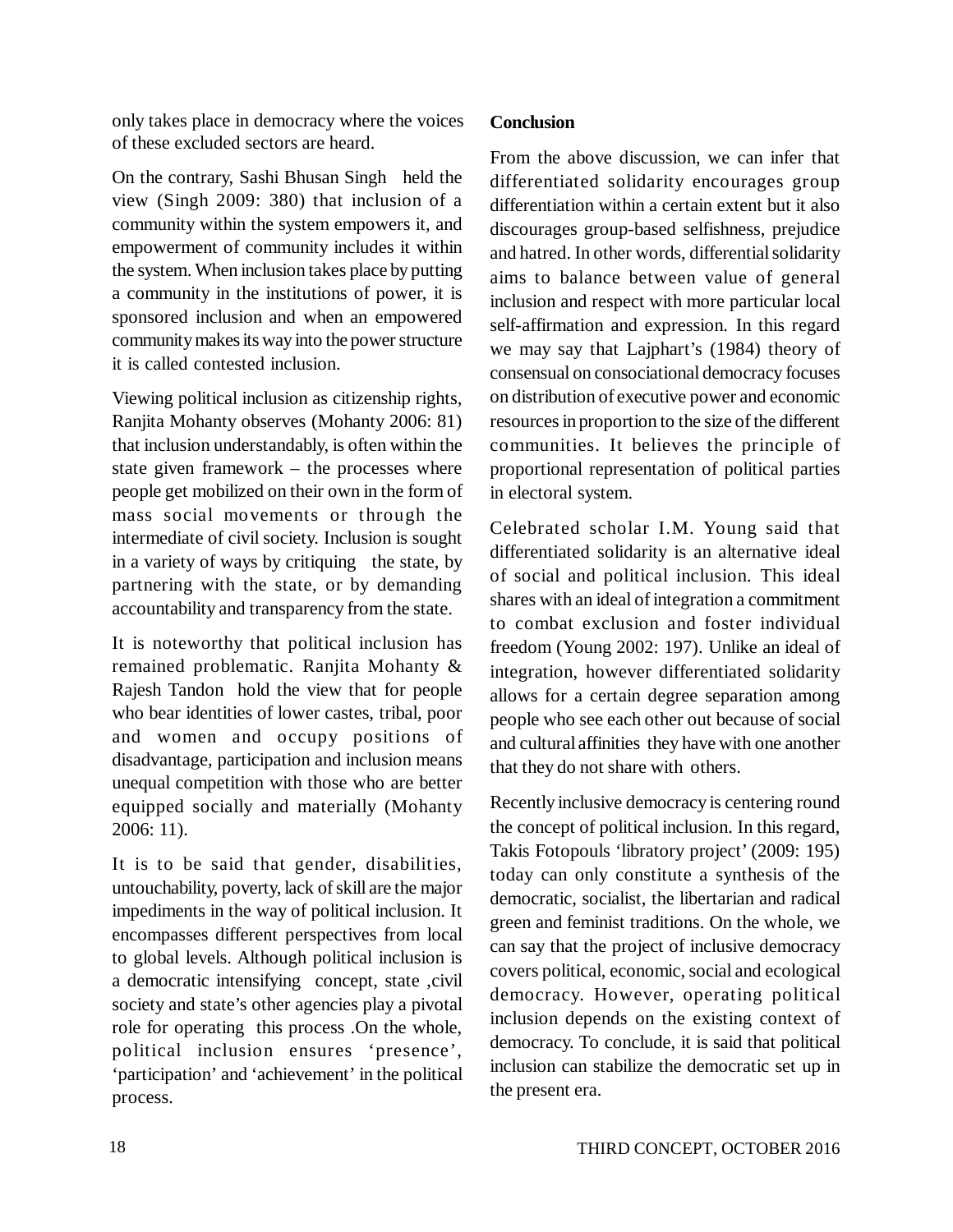only takes place in democracy where the voices of these excluded sectors are heard.

On the contrary, Sashi Bhusan Singh held the view (Singh 2009: 380) that inclusion of a community within the system empowers it, and empowerment of community includes it within the system. When inclusion takes place by putting a community in the institutions of power, it is sponsored inclusion and when an empowered community makes its way into the power structure it is called contested inclusion.

Viewing political inclusion as citizenship rights, Ranjita Mohanty observes (Mohanty 2006: 81) that inclusion understandably, is often within the state given framework – the processes where people get mobilized on their own in the form of mass social movements or through the intermediate of civil society. Inclusion is sought in a variety of ways by critiquing the state, by partnering with the state, or by demanding accountability and transparency from the state.

It is noteworthy that political inclusion has remained problematic. Ranjita Mohanty & Rajesh Tandon hold the view that for people who bear identities of lower castes, tribal, poor and women and occupy positions of disadvantage, participation and inclusion means unequal competition with those who are better equipped socially and materially (Mohanty 2006: 11).

It is to be said that gender, disabilities, untouchability, poverty, lack of skill are the major impediments in the way of political inclusion. It encompasses different perspectives from local to global levels. Although political inclusion is a democratic intensifying concept, state ,civil society and state's other agencies play a pivotal role for operating this process .On the whole, political inclusion ensures 'presence', 'participation' and 'achievement' in the political process.

**Conclusion**

From the above discussion, we can infer that differentiated solidarity encourages group differentiation within a certain extent but it also discourages group-based selfishness, prejudice and hatred. In other words, differential solidarity aims to balance between value of general inclusion and respect with more particular local self-affirmation and expression. In this regard we may say that Lajphart's (1984) theory of consensual on consociational democracy focuses on distribution of executive power and economic resources in proportion to the size of the different communities. It believes the principle of proportional representation of political parties in electoral system.

Celebrated scholar I.M. Young said that differentiated solidarity is an alternative ideal of social and political inclusion. This ideal shares with an ideal of integration a commitment to combat exclusion and foster individual freedom (Young 2002: 197). Unlike an ideal of integration, however differentiated solidarity allows for a certain degree separation among people who see each other out because of social and cultural affinities they have with one another that they do not share with others.

Recently inclusive democracy is centering round the concept of political inclusion. In this regard, Takis Fotopouls 'libratory project' (2009: 195) today can only constitute a synthesis of the democratic, socialist, the libertarian and radical green and feminist traditions. On the whole, we can say that the project of inclusive democracy covers political, economic, social and ecological democracy. However, operating political inclusion depends on the existing context of democracy. To conclude, it is said that political inclusion can stabilize the democratic set up in the present era.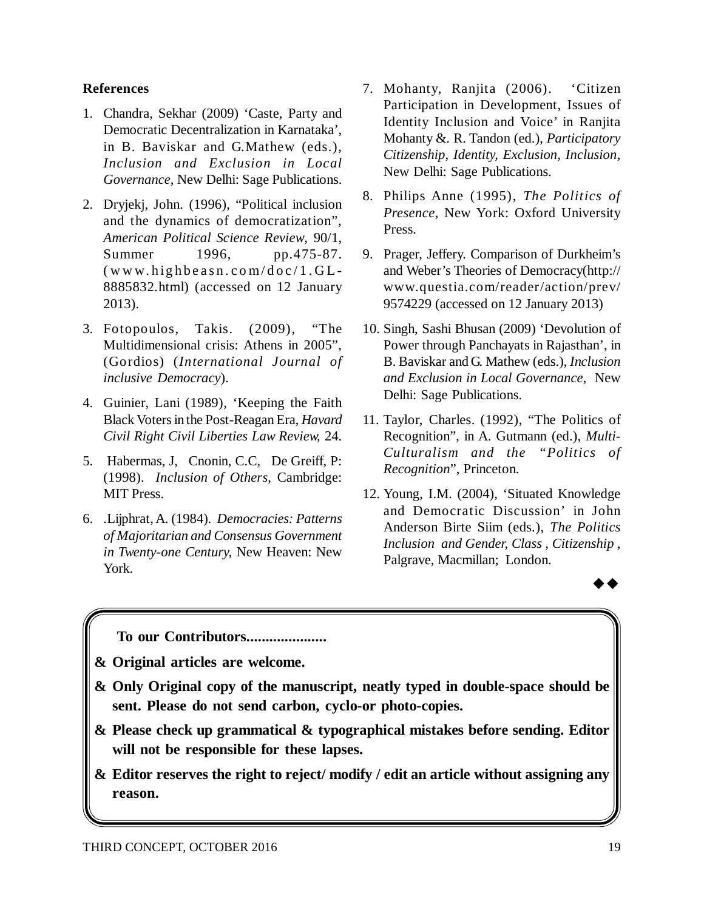**References**

1. Chandra, Sekhar (2009) 'Caste, Party and Democratic Decentralization in Karnataka', in B. Baviskar and G.Mathew (eds.), *Inclusion and Exclusion in Local Governance*, New Delhi: Sage Publications.

2. Dryjekj, John. (1996), "Political inclusion and the dynamics of democratization", *American Political Science Review*, 90/1, Summer 1996, pp.475-87. (www.highbeasn.com/doc/1.GL-8885832.html) (accessed on 12 January 2013).

3. Fotopoulos, Takis. (2009), "The Multidimensional crisis: Athens in 2005", (Gordios) (*International Journal of inclusive Democracy*).

4. Guinier, Lani (1989), 'Keeping the Faith Black Voters in the Post-Reagan Era, *Havard Civil Right Civil Liberties Law Review,* 24.

5. Habermas, J, Cnonin, C.C, De Greiff, P: (1998). *Inclusion of Others*, Cambridge: MIT Press.

6. .Lijphrat, A. (1984). *Democracies: Patterns of Majoritarian and Consensus Government in Twenty-one Century,* New Heaven: New York.

7. Mohanty, Ranjita (2006). 'Citizen Participation in Development, Issues of Identity Inclusion and Voice' in Ranjita Mohanty &. R. Tandon (ed.), *Participatory Citizenship, Identity, Exclusion, Inclusion*, New Delhi: Sage Publications.

8. Philips Anne (1995), *The Politics of Presence*, New York: Oxford University Press.

9. Prager, Jeffery. Comparison of Durkheim's and Weber's Theories of Democracy(http://www.questia.com/reader/action/prev/9574229 (accessed on 12 January 2013)

10. Singh, Sashi Bhusan (2009) 'Devolution of Power through Panchayats in Rajasthan', in B. Baviskar and G. Mathew (eds.), *Inclusion and Exclusion in Local Governance*, New Delhi: Sage Publications.

11. Taylor, Charles. (1992), "The Politics of Recognition", in A. Gutmann (ed.), *Multi-Culturalism and the "Politics of Recognition*", Princeton.

12. Young, I.M. (2004), 'Situated Knowledge and Democratic Discussion' in John Anderson Birte Siim (eds.), *The Politics Inclusion and Gender, Class , Citizenship* , Palgrave, Macmillan; London.

◆◆

**To our Contributors.....................**

- **Original articles are welcome.**
- **Only Original copy of the manuscript, neatly typed in double-space should be sent. Please do not send carbon, cyclo-or photo-copies.**
- **Please check up grammatical & typographical mistakes before sending. Editor will not be responsible for these lapses.**
- **Editor reserves the right to reject/ modify / edit an article without assigning any reason.**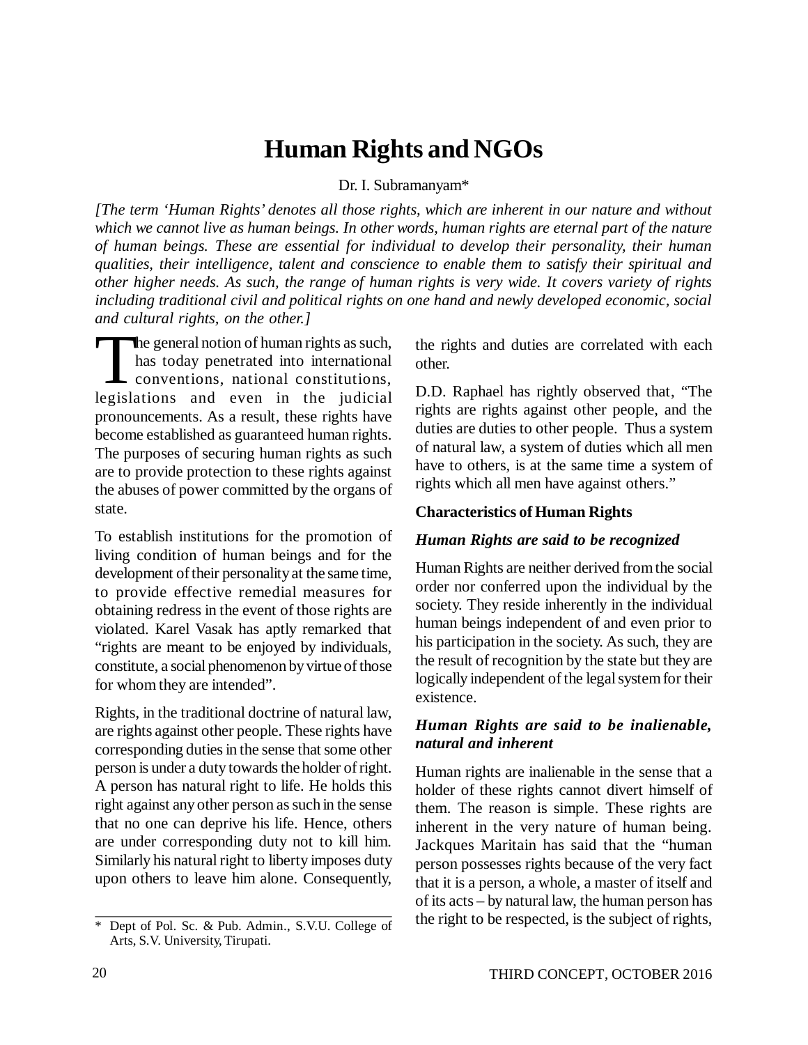# Human Rights and NGOs

Dr. I. Subramanyam*

*[The term 'Human Rights' denotes all those rights, which are inherent in our nature and without which we cannot live as human beings. In other words, human rights are eternal part of the nature of human beings. These are essential for individual to develop their personality, their human qualities, their intelligence, talent and conscience to enable them to satisfy their spiritual and other higher needs. As such, the range of human rights is very wide. It covers variety of rights including traditional civil and political rights on one hand and newly developed economic, social and cultural rights, on the other.]*

The general notion of human rights as such, has today penetrated into international conventions, national constitutions, legislations and even in the judicial pronouncements. As a result, these rights have become established as guaranteed human rights. The purposes of securing human rights as such are to provide protection to these rights against the abuses of power committed by the organs of state.

To establish institutions for the promotion of living condition of human beings and for the development of their personality at the same time, to provide effective remedial measures for obtaining redress in the event of those rights are violated. Karel Vasak has aptly remarked that "rights are meant to be enjoyed by individuals, constitute, a social phenomenon by virtue of those for whom they are intended".

Rights, in the traditional doctrine of natural law, are rights against other people. These rights have corresponding duties in the sense that some other person is under a duty towards the holder of right. A person has natural right to life. He holds this right against any other person as such in the sense that no one can deprive his life. Hence, others are under corresponding duty not to kill him. Similarly his natural right to liberty imposes duty upon others to leave him alone. Consequently, the rights and duties are correlated with each other.

D.D. Raphael has rightly observed that, "The rights are rights against other people, and the duties are duties to other people. Thus a system of natural law, a system of duties which all men have to others, is at the same time a system of rights which all men have against others."

**Characteristics of Human Rights**

***Human Rights are said to be recognized***

Human Rights are neither derived from the social order nor conferred upon the individual by the society. They reside inherently in the individual human beings independent of and even prior to his participation in the society. As such, they are the result of recognition by the state but they are logically independent of the legal system for their existence.

***Human Rights are said to be inalienable, natural and inherent***

Human rights are inalienable in the sense that a holder of these rights cannot divert himself of them. The reason is simple. These rights are inherent in the very nature of human being. Jackques Maritain has said that the "human person possesses rights because of the very fact that it is a person, a whole, a master of itself and of its acts – by natural law, the human person has the right to be respected, is the subject of rights,

* Dept of Pol. Sc. & Pub. Admin., S.V.U. College of Arts, S.V. University, Tirupati.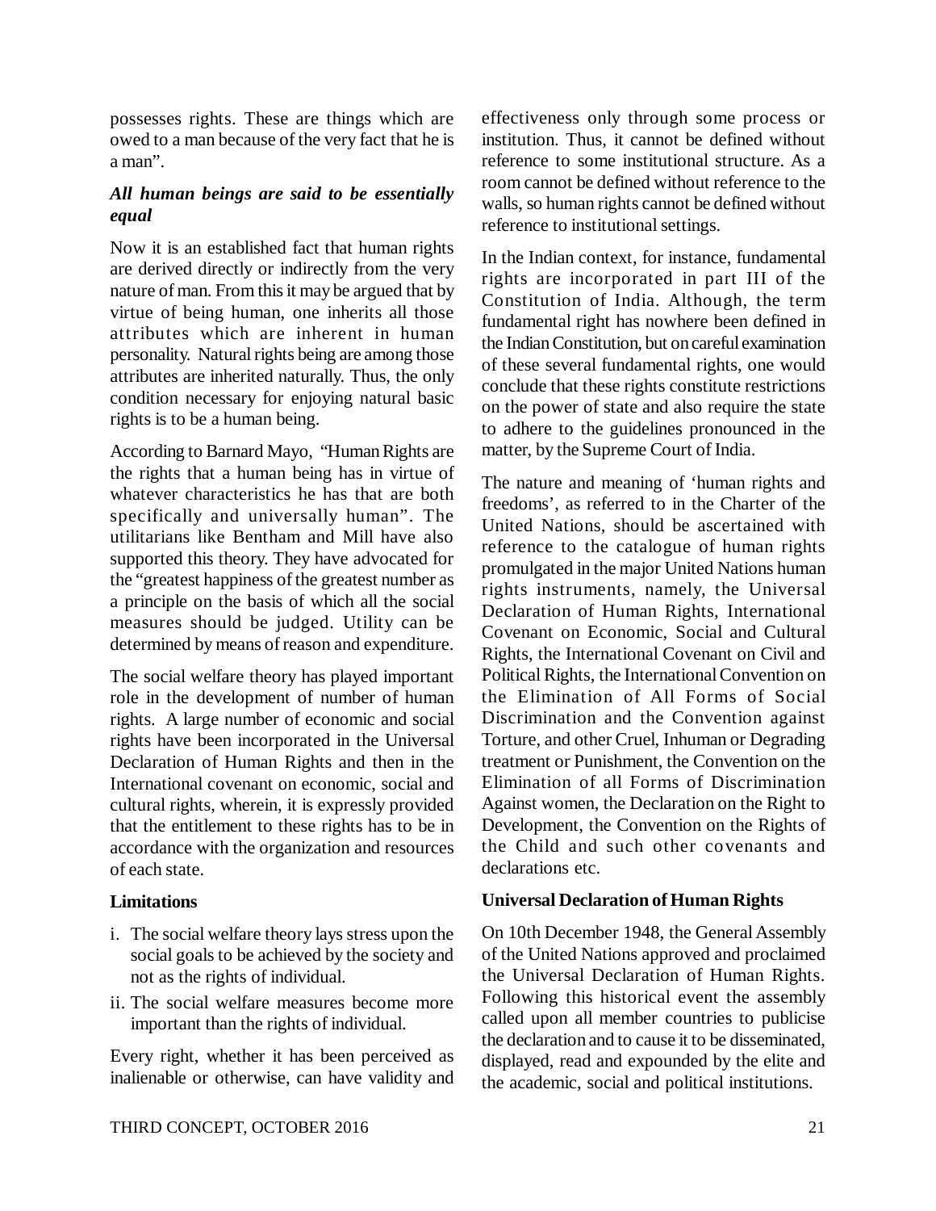possesses rights. These are things which are owed to a man because of the very fact that he is a man".

***All human beings are said to be essentially equal***

Now it is an established fact that human rights are derived directly or indirectly from the very nature of man. From this it may be argued that by virtue of being human, one inherits all those attributes which are inherent in human personality. Natural rights being are among those attributes are inherited naturally. Thus, the only condition necessary for enjoying natural basic rights is to be a human being.

According to Barnard Mayo, "Human Rights are the rights that a human being has in virtue of whatever characteristics he has that are both specifically and universally human". The utilitarians like Bentham and Mill have also supported this theory. They have advocated for the "greatest happiness of the greatest number as a principle on the basis of which all the social measures should be judged. Utility can be determined by means of reason and expenditure.

The social welfare theory has played important role in the development of number of human rights. A large number of economic and social rights have been incorporated in the Universal Declaration of Human Rights and then in the International covenant on economic, social and cultural rights, wherein, it is expressly provided that the entitlement to these rights has to be in accordance with the organization and resources of each state.

**Limitations**

i. The social welfare theory lays stress upon the social goals to be achieved by the society and not as the rights of individual.

ii. The social welfare measures become more important than the rights of individual.

Every right, whether it has been perceived as inalienable or otherwise, can have validity and effectiveness only through some process or institution. Thus, it cannot be defined without reference to some institutional structure. As a room cannot be defined without reference to the walls, so human rights cannot be defined without reference to institutional settings.

In the Indian context, for instance, fundamental rights are incorporated in part III of the Constitution of India. Although, the term fundamental right has nowhere been defined in the Indian Constitution, but on careful examination of these several fundamental rights, one would conclude that these rights constitute restrictions on the power of state and also require the state to adhere to the guidelines pronounced in the matter, by the Supreme Court of India.

The nature and meaning of 'human rights and freedoms', as referred to in the Charter of the United Nations, should be ascertained with reference to the catalogue of human rights promulgated in the major United Nations human rights instruments, namely, the Universal Declaration of Human Rights, International Covenant on Economic, Social and Cultural Rights, the International Covenant on Civil and Political Rights, the International Convention on the Elimination of All Forms of Social Discrimination and the Convention against Torture, and other Cruel, Inhuman or Degrading treatment or Punishment, the Convention on the Elimination of all Forms of Discrimination Against women, the Declaration on the Right to Development, the Convention on the Rights of the Child and such other covenants and declarations etc.

**Universal Declaration of Human Rights**

On 10th December 1948, the General Assembly of the United Nations approved and proclaimed the Universal Declaration of Human Rights. Following this historical event the assembly called upon all member countries to publicise the declaration and to cause it to be disseminated, displayed, read and expounded by the elite and the academic, social and political institutions.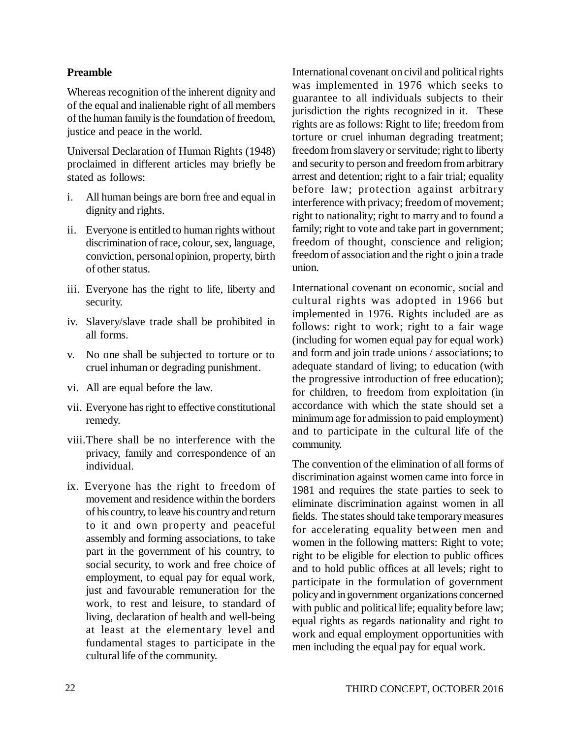**Preamble**

Whereas recognition of the inherent dignity and of the equal and inalienable right of all members of the human family is the foundation of freedom, justice and peace in the world.

Universal Declaration of Human Rights (1948) proclaimed in different articles may briefly be stated as follows:

i. All human beings are born free and equal in dignity and rights.

ii. Everyone is entitled to human rights without discrimination of race, colour, sex, language, conviction, personal opinion, property, birth of other status.

iii. Everyone has the right to life, liberty and security.

iv. Slavery/slave trade shall be prohibited in all forms.

v. No one shall be subjected to torture or to cruel inhuman or degrading punishment.

vi. All are equal before the law.

vii. Everyone has right to effective constitutional remedy.

viii. There shall be no interference with the privacy, family and correspondence of an individual.

ix. Everyone has the right to freedom of movement and residence within the borders of his country, to leave his country and return to it and own property and peaceful assembly and forming associations, to take part in the government of his country, to social security, to work and free choice of employment, to equal pay for equal work, just and favourable remuneration for the work, to rest and leisure, to standard of living, declaration of health and well-being at least at the elementary level and fundamental stages to participate in the cultural life of the community.

International covenant on civil and political rights was implemented in 1976 which seeks to guarantee to all individuals subjects to their jurisdiction the rights recognized in it. These rights are as follows: Right to life; freedom from torture or cruel inhuman degrading treatment; freedom from slavery or servitude; right to liberty and security to person and freedom from arbitrary arrest and detention; right to a fair trial; equality before law; protection against arbitrary interference with privacy; freedom of movement; right to nationality; right to marry and to found a family; right to vote and take part in government; freedom of thought, conscience and religion; freedom of association and the right o join a trade union.

International covenant on economic, social and cultural rights was adopted in 1966 but implemented in 1976. Rights included are as follows: right to work; right to a fair wage (including for women equal pay for equal work) and form and join trade unions / associations; to adequate standard of living; to education (with the progressive introduction of free education); for children, to freedom from exploitation (in accordance with which the state should set a minimum age for admission to paid employment) and to participate in the cultural life of the community.

The convention of the elimination of all forms of discrimination against women came into force in 1981 and requires the state parties to seek to eliminate discrimination against women in all fields. The states should take temporary measures for accelerating equality between men and women in the following matters: Right to vote; right to be eligible for election to public offices and to hold public offices at all levels; right to participate in the formulation of government policy and in government organizations concerned with public and political life; equality before law; equal rights as regards nationality and right to work and equal employment opportunities with men including the equal pay for equal work.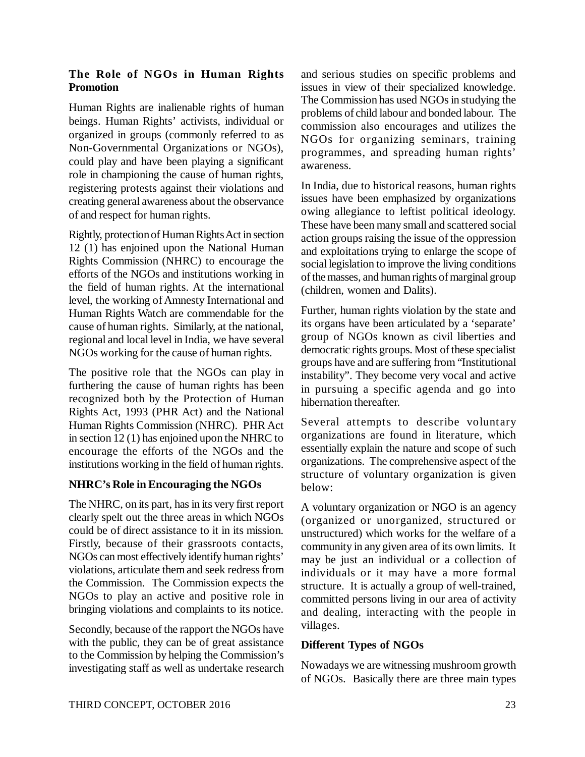## The Role of NGOs in Human Rights Promotion

Human Rights are inalienable rights of human beings. Human Rights' activists, individual or organized in groups (commonly referred to as Non-Governmental Organizations or NGOs), could play and have been playing a significant role in championing the cause of human rights, registering protests against their violations and creating general awareness about the observance of and respect for human rights.

Rightly, protection of Human Rights Act in section 12 (1) has enjoined upon the National Human Rights Commission (NHRC) to encourage the efforts of the NGOs and institutions working in the field of human rights. At the international level, the working of Amnesty International and Human Rights Watch are commendable for the cause of human rights. Similarly, at the national, regional and local level in India, we have several NGOs working for the cause of human rights.

The positive role that the NGOs can play in furthering the cause of human rights has been recognized both by the Protection of Human Rights Act, 1993 (PHR Act) and the National Human Rights Commission (NHRC). PHR Act in section 12 (1) has enjoined upon the NHRC to encourage the efforts of the NGOs and the institutions working in the field of human rights.

## NHRC's Role in Encouraging the NGOs

The NHRC, on its part, has in its very first report clearly spelt out the three areas in which NGOs could be of direct assistance to it in its mission. Firstly, because of their grassroots contacts, NGOs can most effectively identify human rights' violations, articulate them and seek redress from the Commission. The Commission expects the NGOs to play an active and positive role in bringing violations and complaints to its notice.

Secondly, because of the rapport the NGOs have with the public, they can be of great assistance to the Commission by helping the Commission's investigating staff as well as undertake research and serious studies on specific problems and issues in view of their specialized knowledge. The Commission has used NGOs in studying the problems of child labour and bonded labour. The commission also encourages and utilizes the NGOs for organizing seminars, training programmes, and spreading human rights' awareness.

In India, due to historical reasons, human rights issues have been emphasized by organizations owing allegiance to leftist political ideology. These have been many small and scattered social action groups raising the issue of the oppression and exploitations trying to enlarge the scope of social legislation to improve the living conditions of the masses, and human rights of marginal group (children, women and Dalits).

Further, human rights violation by the state and its organs have been articulated by a 'separate' group of NGOs known as civil liberties and democratic rights groups. Most of these specialist groups have and are suffering from "Institutional instability". They become very vocal and active in pursuing a specific agenda and go into hibernation thereafter.

Several attempts to describe voluntary organizations are found in literature, which essentially explain the nature and scope of such organizations. The comprehensive aspect of the structure of voluntary organization is given below:

A voluntary organization or NGO is an agency (organized or unorganized, structured or unstructured) which works for the welfare of a community in any given area of its own limits. It may be just an individual or a collection of individuals or it may have a more formal structure. It is actually a group of well-trained, committed persons living in our area of activity and dealing, interacting with the people in villages.

## Different Types of NGOs

Nowadays we are witnessing mushroom growth of NGOs. Basically there are three main types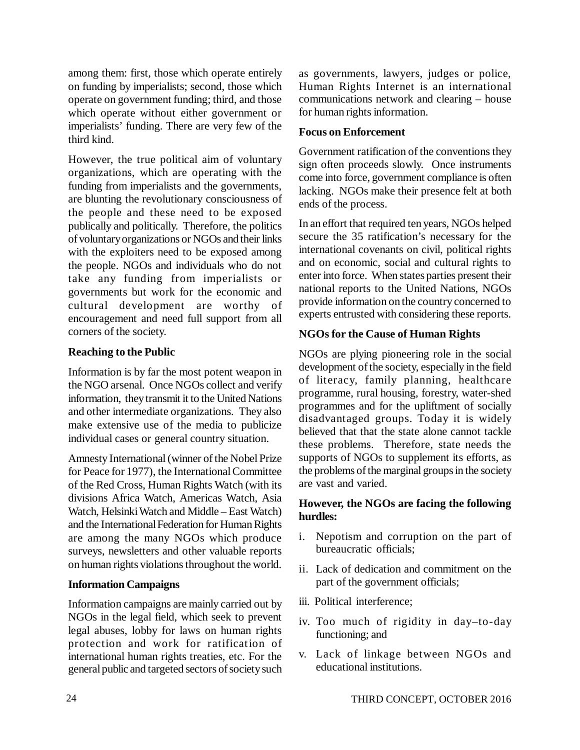among them: first, those which operate entirely on funding by imperialists; second, those which operate on government funding; third, and those which operate without either government or imperialists' funding. There are very few of the third kind.

However, the true political aim of voluntary organizations, which are operating with the funding from imperialists and the governments, are blunting the revolutionary consciousness of the people and these need to be exposed publically and politically. Therefore, the politics of voluntary organizations or NGOs and their links with the exploiters need to be exposed among the people. NGOs and individuals who do not take any funding from imperialists or governments but work for the economic and cultural development are worthy of encouragement and need full support from all corners of the society.

**Reaching to the Public**

Information is by far the most potent weapon in the NGO arsenal. Once NGOs collect and verify information, they transmit it to the United Nations and other intermediate organizations. They also make extensive use of the media to publicize individual cases or general country situation.

Amnesty International (winner of the Nobel Prize for Peace for 1977), the International Committee of the Red Cross, Human Rights Watch (with its divisions Africa Watch, Americas Watch, Asia Watch, Helsinki Watch and Middle – East Watch) and the International Federation for Human Rights are among the many NGOs which produce surveys, newsletters and other valuable reports on human rights violations throughout the world.

**Information Campaigns**

Information campaigns are mainly carried out by NGOs in the legal field, which seek to prevent legal abuses, lobby for laws on human rights protection and work for ratification of international human rights treaties, etc. For the general public and targeted sectors of society such as governments, lawyers, judges or police, Human Rights Internet is an international communications network and clearing – house for human rights information.

**Focus on Enforcement**

Government ratification of the conventions they sign often proceeds slowly. Once instruments come into force, government compliance is often lacking. NGOs make their presence felt at both ends of the process.

In an effort that required ten years, NGOs helped secure the 35 ratification's necessary for the international covenants on civil, political rights and on economic, social and cultural rights to enter into force. When states parties present their national reports to the United Nations, NGOs provide information on the country concerned to experts entrusted with considering these reports.

**NGOs for the Cause of Human Rights**

NGOs are plying pioneering role in the social development of the society, especially in the field of literacy, family planning, healthcare programme, rural housing, forestry, water-shed programmes and for the upliftment of socially disadvantaged groups. Today it is widely believed that that the state alone cannot tackle these problems. Therefore, state needs the supports of NGOs to supplement its efforts, as the problems of the marginal groups in the society are vast and varied.

**However, the NGOs are facing the following hurdles:**

i. Nepotism and corruption on the part of bureaucratic officials;

ii. Lack of dedication and commitment on the part of the government officials;

iii. Political interference;

iv. Too much of rigidity in day–to-day functioning; and

v. Lack of linkage between NGOs and educational institutions.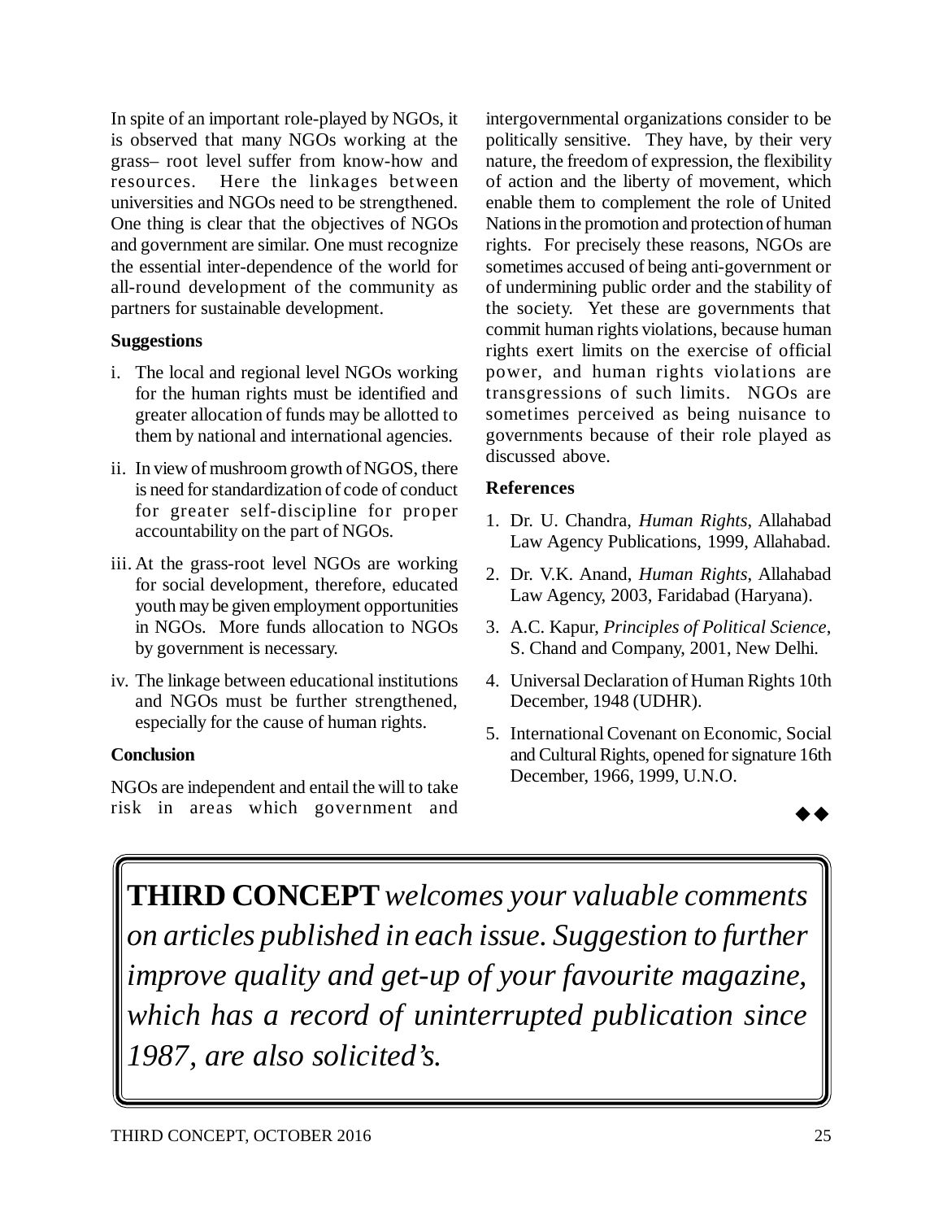In spite of an important role-played by NGOs, it is observed that many NGOs working at the grass– root level suffer from know-how and resources. Here the linkages between universities and NGOs need to be strengthened. One thing is clear that the objectives of NGOs and government are similar. One must recognize the essential inter-dependence of the world for all-round development of the community as partners for sustainable development.

### Suggestions

i. The local and regional level NGOs working for the human rights must be identified and greater allocation of funds may be allotted to them by national and international agencies.

ii. In view of mushroom growth of NGOS, there is need for standardization of code of conduct for greater self-discipline for proper accountability on the part of NGOs.

iii. At the grass-root level NGOs are working for social development, therefore, educated youth may be given employment opportunities in NGOs. More funds allocation to NGOs by government is necessary.

iv. The linkage between educational institutions and NGOs must be further strengthened, especially for the cause of human rights.

### Conclusion

NGOs are independent and entail the will to take risk in areas which government and intergovernmental organizations consider to be politically sensitive. They have, by their very nature, the freedom of expression, the flexibility of action and the liberty of movement, which enable them to complement the role of United Nations in the promotion and protection of human rights. For precisely these reasons, NGOs are sometimes accused of being anti-government or of undermining public order and the stability of the society. Yet these are governments that commit human rights violations, because human rights exert limits on the exercise of official power, and human rights violations are transgressions of such limits. NGOs are sometimes perceived as being nuisance to governments because of their role played as discussed above.

### References

1. Dr. U. Chandra, *Human Rights*, Allahabad Law Agency Publications, 1999, Allahabad.
2. Dr. V.K. Anand, *Human Rights*, Allahabad Law Agency, 2003, Faridabad (Haryana).
3. A.C. Kapur, *Principles of Political Science*, S. Chand and Company, 2001, New Delhi.
4. Universal Declaration of Human Rights 10th December, 1948 (UDHR).
5. International Covenant on Economic, Social and Cultural Rights, opened for signature 16th December, 1966, 1999, U.N.O.

◆◆

**THIRD CONCEPT** *welcomes your valuable comments on articles published in each issue. Suggestion to further improve quality and get-up of your favourite magazine, which has a record of uninterrupted publication since 1987, are also solicited's.*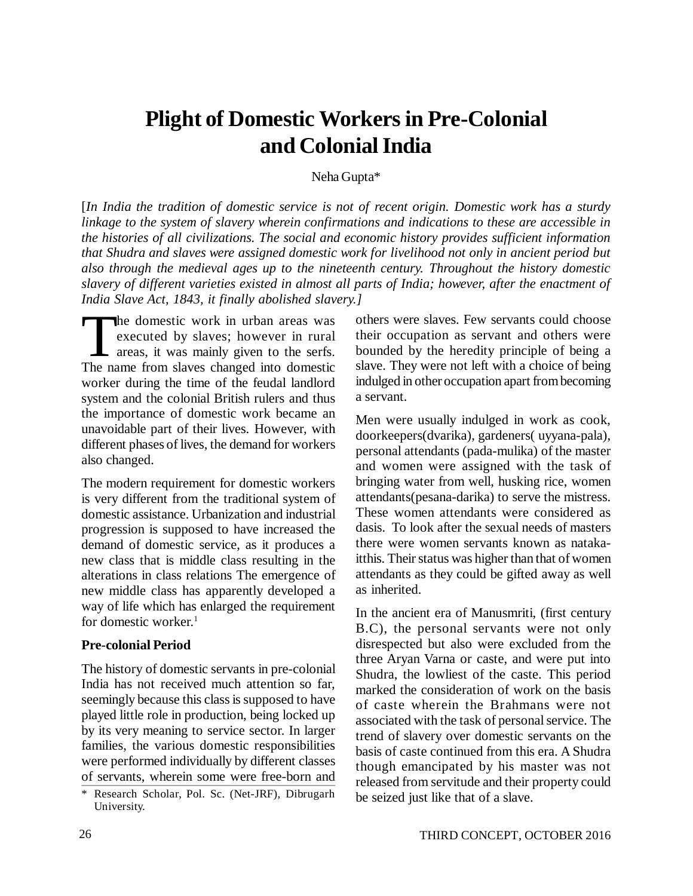# Plight of Domestic Workers in Pre-Colonial and Colonial India

Neha Gupta*

[*In India the tradition of domestic service is not of recent origin. Domestic work has a sturdy linkage to the system of slavery wherein confirmations and indications to these are accessible in the histories of all civilizations. The social and economic history provides sufficient information that Shudra and slaves were assigned domestic work for livelihood not only in ancient period but also through the medieval ages up to the nineteenth century. Throughout the history domestic slavery of different varieties existed in almost all parts of India; however, after the enactment of India Slave Act, 1843, it finally abolished slavery.*]

The domestic work in urban areas was executed by slaves; however in rural areas, it was mainly given to the serfs. The name from slaves changed into domestic worker during the time of the feudal landlord system and the colonial British rulers and thus the importance of domestic work became an unavoidable part of their lives. However, with different phases of lives, the demand for workers also changed.

The modern requirement for domestic workers is very different from the traditional system of domestic assistance. Urbanization and industrial progression is supposed to have increased the demand of domestic service, as it produces a new class that is middle class resulting in the alterations in class relations The emergence of new middle class has apparently developed a way of life which has enlarged the requirement for domestic worker.[1]

**Pre-colonial Period**

The history of domestic servants in pre-colonial India has not received much attention so far, seemingly because this class is supposed to have played little role in production, being locked up by its very meaning to service sector. In larger families, the various domestic responsibilities were performed individually by different classes of servants, wherein some were free-born and others were slaves. Few servants could choose their occupation as servant and others were bounded by the heredity principle of being a slave. They were not left with a choice of being indulged in other occupation apart from becoming a servant.

Men were usually indulged in work as cook, doorkeepers(dvarika), gardeners( uyyana-pala), personal attendants (pada-mulika) of the master and women were assigned with the task of bringing water from well, husking rice, women attendants(pesana-darika) to serve the mistress. These women attendants were considered as dasis. To look after the sexual needs of masters there were women servants known as nataka-itthis. Their status was higher than that of women attendants as they could be gifted away as well as inherited.

In the ancient era of Manusmriti, (first century B.C), the personal servants were not only disrespected but also were excluded from the three Aryan Varna or caste, and were put into Shudra, the lowliest of the caste. This period marked the consideration of work on the basis of caste wherein the Brahmans were not associated with the task of personal service. The trend of slavery over domestic servants on the basis of caste continued from this era. A Shudra though emancipated by his master was not released from servitude and their property could be seized just like that of a slave.

* Research Scholar, Pol. Sc. (Net-JRF), Dibrugarh University.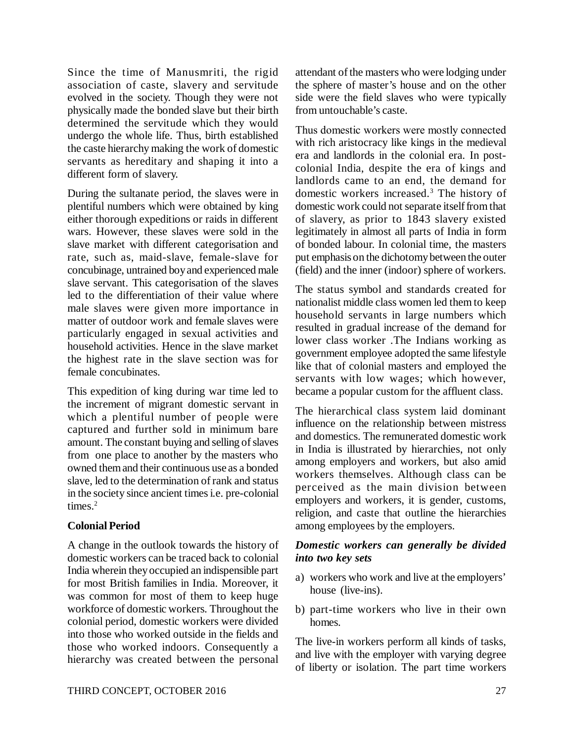Since the time of Manusmriti, the rigid association of caste, slavery and servitude evolved in the society. Though they were not physically made the bonded slave but their birth determined the servitude which they would undergo the whole life. Thus, birth established the caste hierarchy making the work of domestic servants as hereditary and shaping it into a different form of slavery.

During the sultanate period, the slaves were in plentiful numbers which were obtained by king either thorough expeditions or raids in different wars. However, these slaves were sold in the slave market with different categorisation and rate, such as, maid-slave, female-slave for concubinage, untrained boy and experienced male slave servant. This categorisation of the slaves led to the differentiation of their value where male slaves were given more importance in matter of outdoor work and female slaves were particularly engaged in sexual activities and household activities. Hence in the slave market the highest rate in the slave section was for female concubinates.

This expedition of king during war time led to the increment of migrant domestic servant in which a plentiful number of people were captured and further sold in minimum bare amount. The constant buying and selling of slaves from one place to another by the masters who owned them and their continuous use as a bonded slave, led to the determination of rank and status in the society since ancient times i.e. pre-colonial times.[2]

**Colonial Period**

A change in the outlook towards the history of domestic workers can be traced back to colonial India wherein they occupied an indispensible part for most British families in India. Moreover, it was common for most of them to keep huge workforce of domestic workers. Throughout the colonial period, domestic workers were divided into those who worked outside in the fields and those who worked indoors. Consequently a hierarchy was created between the personal attendant of the masters who were lodging under the sphere of master's house and on the other side were the field slaves who were typically from untouchable's caste.

Thus domestic workers were mostly connected with rich aristocracy like kings in the medieval era and landlords in the colonial era. In post-colonial India, despite the era of kings and landlords came to an end, the demand for domestic workers increased.[3] The history of domestic work could not separate itself from that of slavery, as prior to 1843 slavery existed legitimately in almost all parts of India in form of bonded labour. In colonial time, the masters put emphasis on the dichotomy between the outer (field) and the inner (indoor) sphere of workers.

The status symbol and standards created for nationalist middle class women led them to keep household servants in large numbers which resulted in gradual increase of the demand for lower class worker .The Indians working as government employee adopted the same lifestyle like that of colonial masters and employed the servants with low wages; which however, became a popular custom for the affluent class.

The hierarchical class system laid dominant influence on the relationship between mistress and domestics. The remunerated domestic work in India is illustrated by hierarchies, not only among employers and workers, but also amid workers themselves. Although class can be perceived as the main division between employers and workers, it is gender, customs, religion, and caste that outline the hierarchies among employees by the employers.

***Domestic workers can generally be divided into two key sets***

a) workers who work and live at the employers' house (live-ins).

b) part-time workers who live in their own homes.

The live-in workers perform all kinds of tasks, and live with the employer with varying degree of liberty or isolation. The part time workers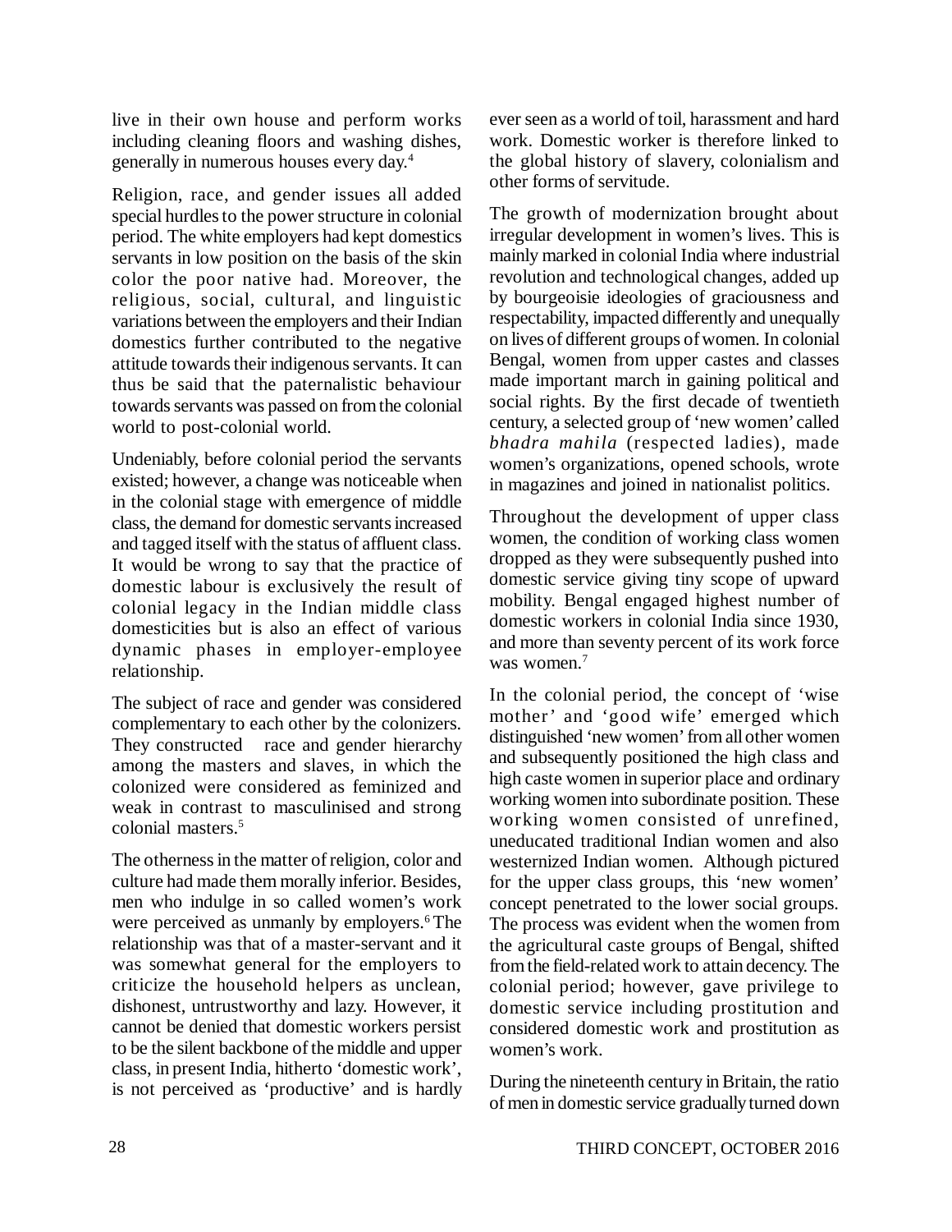live in their own house and perform works including cleaning floors and washing dishes, generally in numerous houses every day.[4]

Religion, race, and gender issues all added special hurdles to the power structure in colonial period. The white employers had kept domestics servants in low position on the basis of the skin color the poor native had. Moreover, the religious, social, cultural, and linguistic variations between the employers and their Indian domestics further contributed to the negative attitude towards their indigenous servants. It can thus be said that the paternalistic behaviour towards servants was passed on from the colonial world to post-colonial world.

Undeniably, before colonial period the servants existed; however, a change was noticeable when in the colonial stage with emergence of middle class, the demand for domestic servants increased and tagged itself with the status of affluent class. It would be wrong to say that the practice of domestic labour is exclusively the result of colonial legacy in the Indian middle class domesticities but is also an effect of various dynamic phases in employer-employee relationship.

The subject of race and gender was considered complementary to each other by the colonizers. They constructed race and gender hierarchy among the masters and slaves, in which the colonized were considered as feminized and weak in contrast to masculinised and strong colonial masters.[5]

The otherness in the matter of religion, color and culture had made them morally inferior. Besides, men who indulge in so called women's work were perceived as unmanly by employers.[6] The relationship was that of a master-servant and it was somewhat general for the employers to criticize the household helpers as unclean, dishonest, untrustworthy and lazy. However, it cannot be denied that domestic workers persist to be the silent backbone of the middle and upper class, in present India, hitherto 'domestic work', is not perceived as 'productive' and is hardly ever seen as a world of toil, harassment and hard work. Domestic worker is therefore linked to the global history of slavery, colonialism and other forms of servitude.

The growth of modernization brought about irregular development in women's lives. This is mainly marked in colonial India where industrial revolution and technological changes, added up by bourgeoisie ideologies of graciousness and respectability, impacted differently and unequally on lives of different groups of women. In colonial Bengal, women from upper castes and classes made important march in gaining political and social rights. By the first decade of twentieth century, a selected group of 'new women' called *bhadra mahila* (respected ladies), made women's organizations, opened schools, wrote in magazines and joined in nationalist politics.

Throughout the development of upper class women, the condition of working class women dropped as they were subsequently pushed into domestic service giving tiny scope of upward mobility. Bengal engaged highest number of domestic workers in colonial India since 1930, and more than seventy percent of its work force was women.[7]

In the colonial period, the concept of 'wise mother' and 'good wife' emerged which distinguished 'new women' from all other women and subsequently positioned the high class and high caste women in superior place and ordinary working women into subordinate position. These working women consisted of unrefined, uneducated traditional Indian women and also westernized Indian women. Although pictured for the upper class groups, this 'new women' concept penetrated to the lower social groups. The process was evident when the women from the agricultural caste groups of Bengal, shifted from the field-related work to attain decency. The colonial period; however, gave privilege to domestic service including prostitution and considered domestic work and prostitution as women's work.

During the nineteenth century in Britain, the ratio of men in domestic service gradually turned down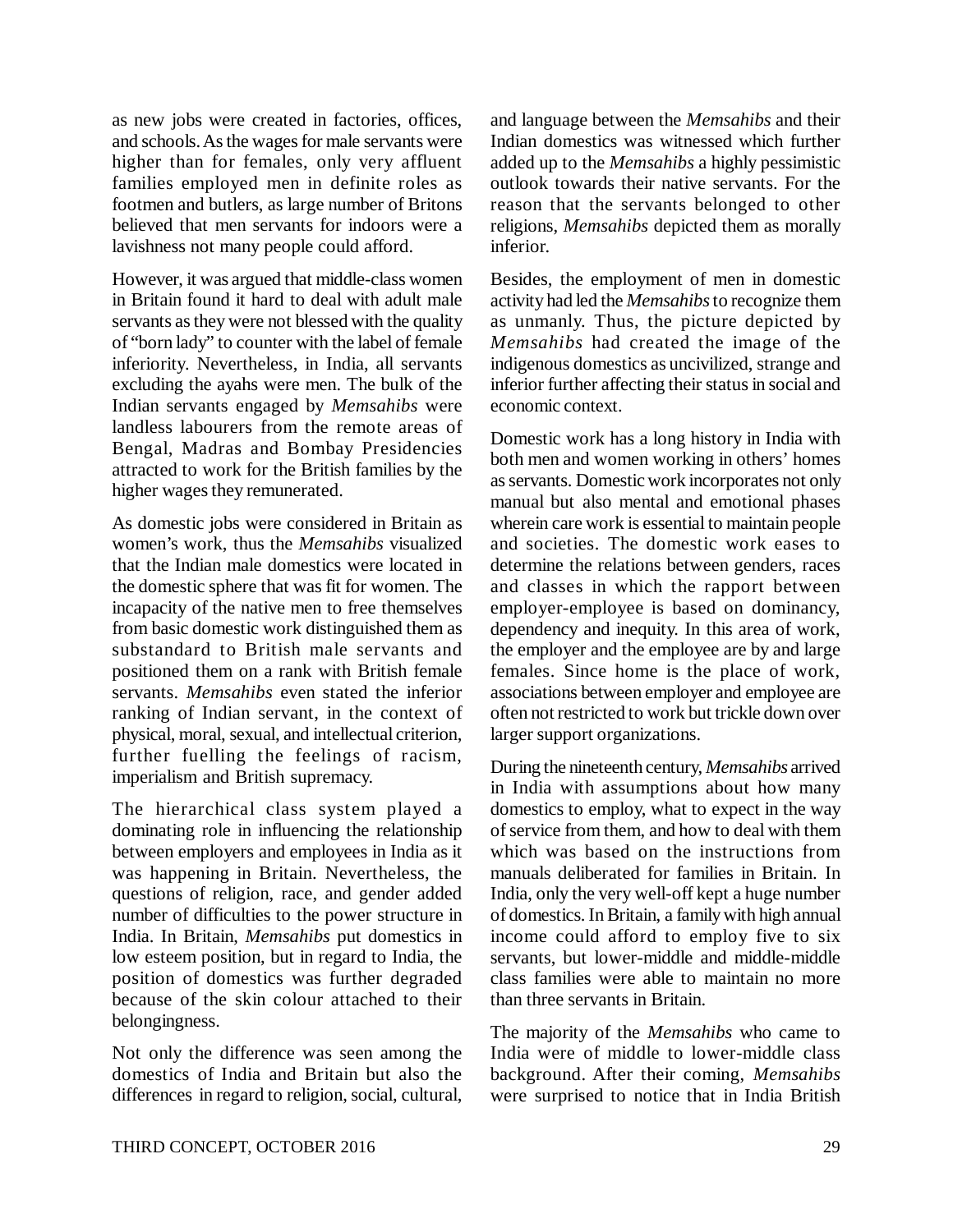as new jobs were created in factories, offices, and schools. As the wages for male servants were higher than for females, only very affluent families employed men in definite roles as footmen and butlers, as large number of Britons believed that men servants for indoors were a lavishness not many people could afford.

However, it was argued that middle-class women in Britain found it hard to deal with adult male servants as they were not blessed with the quality of "born lady" to counter with the label of female inferiority. Nevertheless, in India, all servants excluding the ayahs were men. The bulk of the Indian servants engaged by *Memsahibs* were landless labourers from the remote areas of Bengal, Madras and Bombay Presidencies attracted to work for the British families by the higher wages they remunerated.

As domestic jobs were considered in Britain as women's work, thus the *Memsahibs* visualized that the Indian male domestics were located in the domestic sphere that was fit for women. The incapacity of the native men to free themselves from basic domestic work distinguished them as substandard to British male servants and positioned them on a rank with British female servants. *Memsahibs* even stated the inferior ranking of Indian servant, in the context of physical, moral, sexual, and intellectual criterion, further fuelling the feelings of racism, imperialism and British supremacy.

The hierarchical class system played a dominating role in influencing the relationship between employers and employees in India as it was happening in Britain. Nevertheless, the questions of religion, race, and gender added number of difficulties to the power structure in India. In Britain, *Memsahibs* put domestics in low esteem position, but in regard to India, the position of domestics was further degraded because of the skin colour attached to their belongingness.

Not only the difference was seen among the domestics of India and Britain but also the differences in regard to religion, social, cultural, and language between the *Memsahibs* and their Indian domestics was witnessed which further added up to the *Memsahibs* a highly pessimistic outlook towards their native servants. For the reason that the servants belonged to other religions, *Memsahibs* depicted them as morally inferior.

Besides, the employment of men in domestic activity had led the *Memsahibs* to recognize them as unmanly. Thus, the picture depicted by *Memsahibs* had created the image of the indigenous domestics as uncivilized, strange and inferior further affecting their status in social and economic context.

Domestic work has a long history in India with both men and women working in others' homes as servants. Domestic work incorporates not only manual but also mental and emotional phases wherein care work is essential to maintain people and societies. The domestic work eases to determine the relations between genders, races and classes in which the rapport between employer-employee is based on dominancy, dependency and inequity. In this area of work, the employer and the employee are by and large females. Since home is the place of work, associations between employer and employee are often not restricted to work but trickle down over larger support organizations.

During the nineteenth century, *Memsahibs* arrived in India with assumptions about how many domestics to employ, what to expect in the way of service from them, and how to deal with them which was based on the instructions from manuals deliberated for families in Britain. In India, only the very well-off kept a huge number of domestics. In Britain, a family with high annual income could afford to employ five to six servants, but lower-middle and middle-middle class families were able to maintain no more than three servants in Britain.

The majority of the *Memsahibs* who came to India were of middle to lower-middle class background. After their coming, *Memsahibs* were surprised to notice that in India British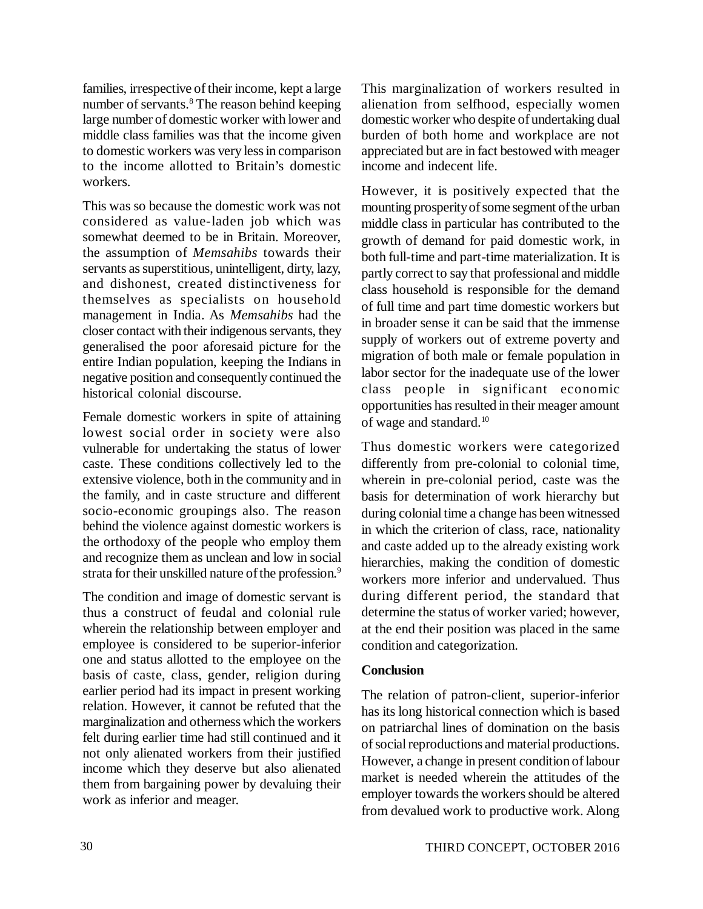families, irrespective of their income, kept a large number of servants.[8] The reason behind keeping large number of domestic worker with lower and middle class families was that the income given to domestic workers was very less in comparison to the income allotted to Britain's domestic workers.

This was so because the domestic work was not considered as value-laden job which was somewhat deemed to be in Britain. Moreover, the assumption of *Memsahibs* towards their servants as superstitious, unintelligent, dirty, lazy, and dishonest, created distinctiveness for themselves as specialists on household management in India. As *Memsahibs* had the closer contact with their indigenous servants, they generalised the poor aforesaid picture for the entire Indian population, keeping the Indians in negative position and consequently continued the historical colonial discourse.

Female domestic workers in spite of attaining lowest social order in society were also vulnerable for undertaking the status of lower caste. These conditions collectively led to the extensive violence, both in the community and in the family, and in caste structure and different socio-economic groupings also. The reason behind the violence against domestic workers is the orthodoxy of the people who employ them and recognize them as unclean and low in social strata for their unskilled nature of the profession.[9]

The condition and image of domestic servant is thus a construct of feudal and colonial rule wherein the relationship between employer and employee is considered to be superior-inferior one and status allotted to the employee on the basis of caste, class, gender, religion during earlier period had its impact in present working relation. However, it cannot be refuted that the marginalization and otherness which the workers felt during earlier time had still continued and it not only alienated workers from their justified income which they deserve but also alienated them from bargaining power by devaluing their work as inferior and meager.

This marginalization of workers resulted in alienation from selfhood, especially women domestic worker who despite of undertaking dual burden of both home and workplace are not appreciated but are in fact bestowed with meager income and indecent life.

However, it is positively expected that the mounting prosperity of some segment of the urban middle class in particular has contributed to the growth of demand for paid domestic work, in both full-time and part-time materialization. It is partly correct to say that professional and middle class household is responsible for the demand of full time and part time domestic workers but in broader sense it can be said that the immense supply of workers out of extreme poverty and migration of both male or female population in labor sector for the inadequate use of the lower class people in significant economic opportunities has resulted in their meager amount of wage and standard.[10]

Thus domestic workers were categorized differently from pre-colonial to colonial time, wherein in pre-colonial period, caste was the basis for determination of work hierarchy but during colonial time a change has been witnessed in which the criterion of class, race, nationality and caste added up to the already existing work hierarchies, making the condition of domestic workers more inferior and undervalued. Thus during different period, the standard that determine the status of worker varied; however, at the end their position was placed in the same condition and categorization.

**Conclusion**

The relation of patron-client, superior-inferior has its long historical connection which is based on patriarchal lines of domination on the basis of social reproductions and material productions. However, a change in present condition of labour market is needed wherein the attitudes of the employer towards the workers should be altered from devalued work to productive work. Along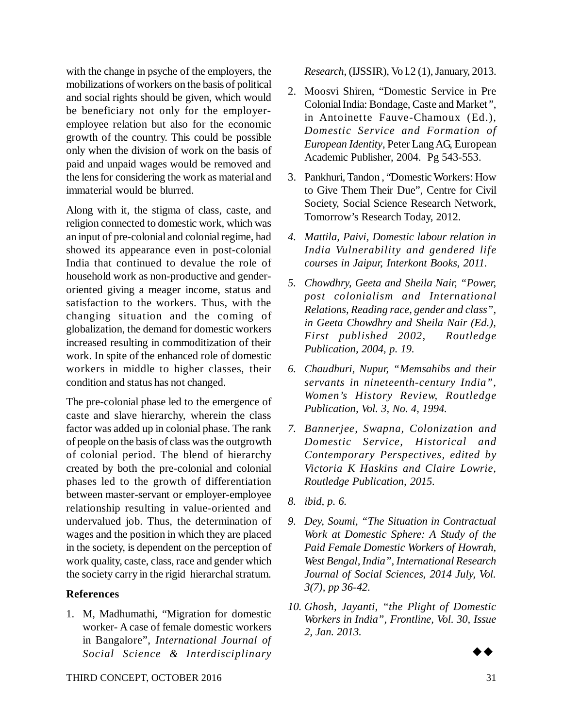with the change in psyche of the employers, the mobilizations of workers on the basis of political and social rights should be given, which would be beneficiary not only for the employer-employee relation but also for the economic growth of the country. This could be possible only when the division of work on the basis of paid and unpaid wages would be removed and the lens for considering the work as material and immaterial would be blurred.

Along with it, the stigma of class, caste, and religion connected to domestic work, which was an input of pre-colonial and colonial regime, had showed its appearance even in post-colonial India that continued to devalue the role of household work as non-productive and gender-oriented giving a meager income, status and satisfaction to the workers. Thus, with the changing situation and the coming of globalization, the demand for domestic workers increased resulting in commoditization of their work. In spite of the enhanced role of domestic workers in middle to higher classes, their condition and status has not changed.

The pre-colonial phase led to the emergence of caste and slave hierarchy, wherein the class factor was added up in colonial phase. The rank of people on the basis of class was the outgrowth of colonial period. The blend of hierarchy created by both the pre-colonial and colonial phases led to the growth of differentiation between master-servant or employer-employee relationship resulting in value-oriented and undervalued job. Thus, the determination of wages and the position in which they are placed in the society, is dependent on the perception of work quality, caste, class, race and gender which the society carry in the rigid hierarchal stratum.

**References**

1. M, Madhumathi, "Migration for domestic worker- A case of female domestic workers in Bangalore", *International Journal of Social Science & Interdisciplinary Research*, (IJSSIR), Vo l.2 (1), January, 2013.
2. Moosvi Shiren, "Domestic Service in Pre Colonial India: Bondage, Caste and Market", in Antoinette Fauve-Chamoux (Ed.), *Domestic Service and Formation of European Identity*, Peter Lang AG, European Academic Publisher, 2004. Pg 543-553.
3. Pankhuri, Tandon , "Domestic Workers: How to Give Them Their Due", Centre for Civil Society, Social Science Research Network, Tomorrow's Research Today, 2012.
4. *Mattila, Paivi, Domestic labour relation in India Vulnerability and gendered life courses in Jaipur, Interkont Books, 2011.*
5. *Chowdhry, Geeta and Sheila Nair, "Power, post colonialism and International Relations, Reading race, gender and class", in Geeta Chowdhry and Sheila Nair (Ed.), First published 2002, Routledge Publication, 2004, p. 19.*
6. *Chaudhuri, Nupur, "Memsahibs and their servants in nineteenth-century India", Women's History Review, Routledge Publication, Vol. 3, No. 4, 1994.*
7. *Bannerjee, Swapna, Colonization and Domestic Service, Historical and Contemporary Perspectives, edited by Victoria K Haskins and Claire Lowrie, Routledge Publication, 2015.*
8. *ibid, p. 6.*
9. *Dey, Soumi, "The Situation in Contractual Work at Domestic Sphere: A Study of the Paid Female Domestic Workers of Howrah, West Bengal, India", International Research Journal of Social Sciences, 2014 July, Vol. 3(7), pp 36-42.*
10. *Ghosh, Jayanti, "the Plight of Domestic Workers in India", Frontline, Vol. 30, Issue 2, Jan. 2013.*

◆◆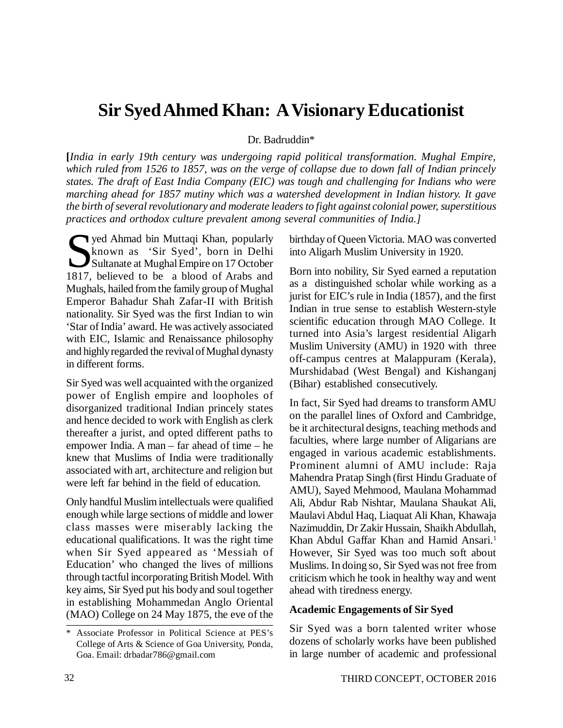# Sir Syed Ahmed Khan: A Visionary Educationist

Dr. Badruddin*

**[***India in early 19th century was undergoing rapid political transformation. Mughal Empire, which ruled from 1526 to 1857, was on the verge of collapse due to down fall of Indian princely states. The draft of East India Company (EIC) was tough and challenging for Indians who were marching ahead for 1857 mutiny which was a watershed development in Indian history. It gave the birth of several revolutionary and moderate leaders to fight against colonial power, superstitious practices and orthodox culture prevalent among several communities of India.]*

Syed Ahmad bin Muttaqi Khan, popularly known as 'Sir Syed', born in Delhi Sultanate at Mughal Empire on 17 October 1817, believed to be a blood of Arabs and Mughals, hailed from the family group of Mughal Emperor Bahadur Shah Zafar-II with British nationality. Sir Syed was the first Indian to win 'Star of India' award. He was actively associated with EIC, Islamic and Renaissance philosophy and highly regarded the revival of Mughal dynasty in different forms.

Sir Syed was well acquainted with the organized power of English empire and loopholes of disorganized traditional Indian princely states and hence decided to work with English as clerk thereafter a jurist, and opted different paths to empower India. A man – far ahead of time – he knew that Muslims of India were traditionally associated with art, architecture and religion but were left far behind in the field of education.

Only handful Muslim intellectuals were qualified enough while large sections of middle and lower class masses were miserably lacking the educational qualifications. It was the right time when Sir Syed appeared as 'Messiah of Education' who changed the lives of millions through tactful incorporating British Model. With key aims, Sir Syed put his body and soul together in establishing Mohammedan Anglo Oriental (MAO) College on 24 May 1875, the eve of the birthday of Queen Victoria. MAO was converted into Aligarh Muslim University in 1920.

Born into nobility, Sir Syed earned a reputation as a distinguished scholar while working as a jurist for EIC's rule in India (1857), and the first Indian in true sense to establish Western-style scientific education through MAO College. It turned into Asia's largest residential Aligarh Muslim University (AMU) in 1920 with three off-campus centres at Malappuram (Kerala), Murshidabad (West Bengal) and Kishanganj (Bihar) established consecutively.

In fact, Sir Syed had dreams to transform AMU on the parallel lines of Oxford and Cambridge, be it architectural designs, teaching methods and faculties, where large number of Aligarians are engaged in various academic establishments. Prominent alumni of AMU include: Raja Mahendra Pratap Singh (first Hindu Graduate of AMU), Sayed Mehmood, Maulana Mohammad Ali, Abdur Rab Nishtar, Maulana Shaukat Ali, Maulavi Abdul Haq, Liaquat Ali Khan, Khawaja Nazimuddin, Dr Zakir Hussain, Shaikh Abdullah, Khan Abdul Gaffar Khan and Hamid Ansari.[1] However, Sir Syed was too much soft about Muslims. In doing so, Sir Syed was not free from criticism which he took in healthy way and went ahead with tiredness energy.

### Academic Engagements of Sir Syed

Sir Syed was a born talented writer whose dozens of scholarly works have been published in large number of academic and professional

---

\* Associate Professor in Political Science at PES's College of Arts & Science of Goa University, Ponda, Goa. Email: drbadar786@gmail.com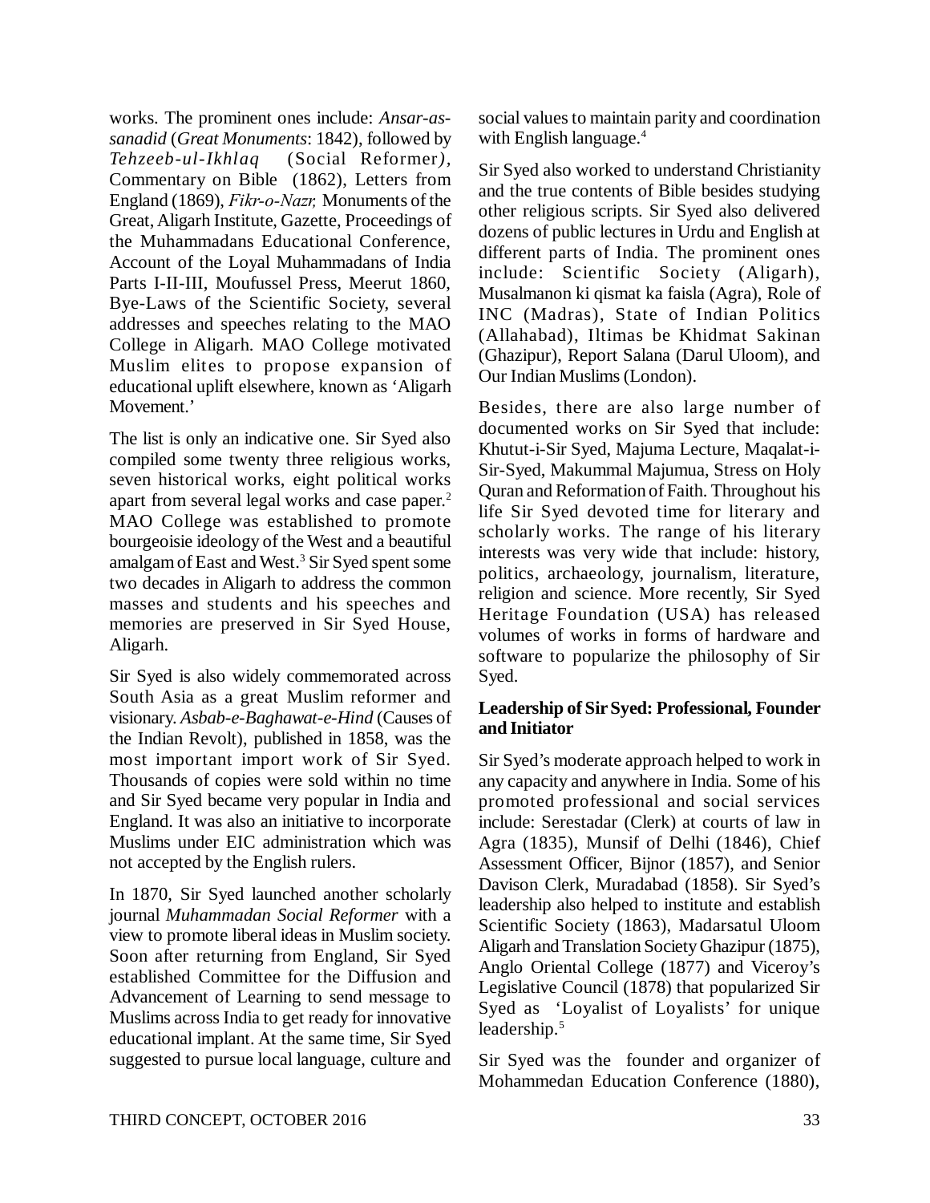works. The prominent ones include: *Ansar-as-sanadid* (*Great Monuments*: 1842), followed by *Tehzeeb-ul-Ikhlaq* (Social Reformer*)*, Commentary on Bible (1862), Letters from England (1869), *Fikr-o-Nazr,* Monuments of the Great, Aligarh Institute, Gazette, Proceedings of the Muhammadans Educational Conference, Account of the Loyal Muhammadans of India Parts I-II-III, Moufussel Press, Meerut 1860, Bye-Laws of the Scientific Society, several addresses and speeches relating to the MAO College in Aligarh. MAO College motivated Muslim elites to propose expansion of educational uplift elsewhere, known as 'Aligarh Movement.'

The list is only an indicative one. Sir Syed also compiled some twenty three religious works, seven historical works, eight political works apart from several legal works and case paper.[2] MAO College was established to promote bourgeoisie ideology of the West and a beautiful amalgam of East and West.[3] Sir Syed spent some two decades in Aligarh to address the common masses and students and his speeches and memories are preserved in Sir Syed House, Aligarh.

Sir Syed is also widely commemorated across South Asia as a great Muslim reformer and visionary. *Asbab-e-Baghawat-e-Hind* (Causes of the Indian Revolt), published in 1858, was the most important import work of Sir Syed. Thousands of copies were sold within no time and Sir Syed became very popular in India and England. It was also an initiative to incorporate Muslims under EIC administration which was not accepted by the English rulers.

In 1870, Sir Syed launched another scholarly journal *Muhammadan Social Reformer* with a view to promote liberal ideas in Muslim society. Soon after returning from England, Sir Syed established Committee for the Diffusion and Advancement of Learning to send message to Muslims across India to get ready for innovative educational implant. At the same time, Sir Syed suggested to pursue local language, culture and social values to maintain parity and coordination with English language.[4]

Sir Syed also worked to understand Christianity and the true contents of Bible besides studying other religious scripts. Sir Syed also delivered dozens of public lectures in Urdu and English at different parts of India. The prominent ones include: Scientific Society (Aligarh), Musalmanon ki qismat ka faisla (Agra), Role of INC (Madras), State of Indian Politics (Allahabad), Iltimas be Khidmat Sakinan (Ghazipur), Report Salana (Darul Uloom), and Our Indian Muslims (London).

Besides, there are also large number of documented works on Sir Syed that include: Khutut-i-Sir Syed, Majuma Lecture, Maqalat-i-Sir-Syed, Makummal Majumua, Stress on Holy Quran and Reformation of Faith. Throughout his life Sir Syed devoted time for literary and scholarly works. The range of his literary interests was very wide that include: history, politics, archaeology, journalism, literature, religion and science. More recently, Sir Syed Heritage Foundation (USA) has released volumes of works in forms of hardware and software to popularize the philosophy of Sir Syed.

**Leadership of Sir Syed: Professional, Founder and Initiator**

Sir Syed's moderate approach helped to work in any capacity and anywhere in India. Some of his promoted professional and social services include: Serestadar (Clerk) at courts of law in Agra (1835), Munsif of Delhi (1846), Chief Assessment Officer, Bijnor (1857), and Senior Davison Clerk, Muradabad (1858). Sir Syed's leadership also helped to institute and establish Scientific Society (1863), Madarsatul Uloom Aligarh and Translation Society Ghazipur (1875), Anglo Oriental College (1877) and Viceroy's Legislative Council (1878) that popularized Sir Syed as 'Loyalist of Loyalists' for unique leadership.[5]

Sir Syed was the founder and organizer of Mohammedan Education Conference (1880),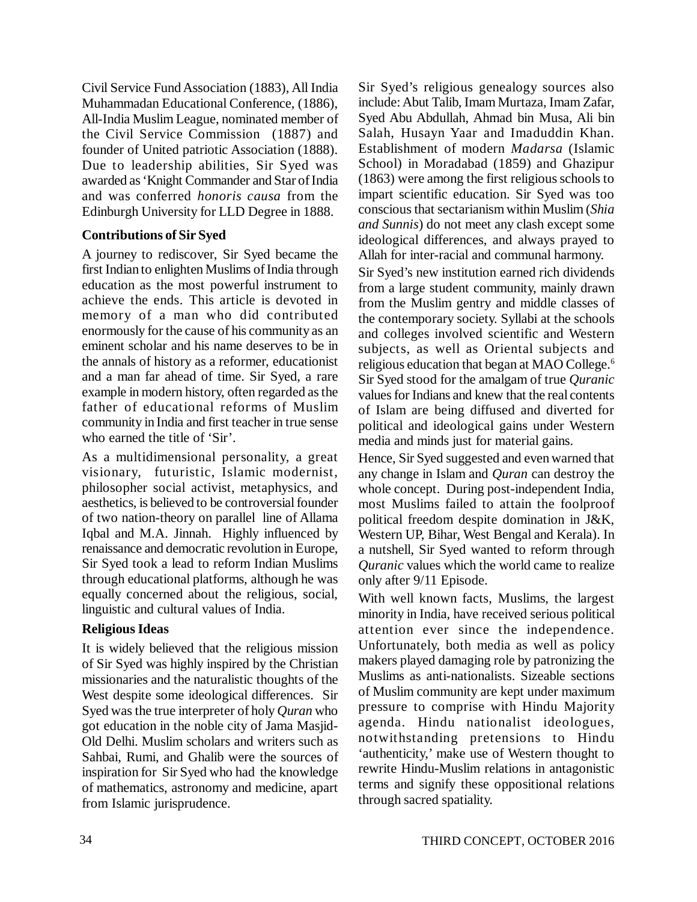Civil Service Fund Association (1883), All India Muhammadan Educational Conference, (1886), All-India Muslim League, nominated member of the Civil Service Commission (1887) and founder of United patriotic Association (1888). Due to leadership abilities, Sir Syed was awarded as 'Knight Commander and Star of India and was conferred *honoris causa* from the Edinburgh University for LLD Degree in 1888.

**Contributions of Sir Syed**

A journey to rediscover, Sir Syed became the first Indian to enlighten Muslims of India through education as the most powerful instrument to achieve the ends. This article is devoted in memory of a man who did contributed enormously for the cause of his community as an eminent scholar and his name deserves to be in the annals of history as a reformer, educationist and a man far ahead of time. Sir Syed, a rare example in modern history, often regarded as the father of educational reforms of Muslim community in India and first teacher in true sense who earned the title of 'Sir'.

As a multidimensional personality, a great visionary, futuristic, Islamic modernist, philosopher social activist, metaphysics, and aesthetics, is believed to be controversial founder of two nation-theory on parallel line of Allama Iqbal and M.A. Jinnah. Highly influenced by renaissance and democratic revolution in Europe, Sir Syed took a lead to reform Indian Muslims through educational platforms, although he was equally concerned about the religious, social, linguistic and cultural values of India.

**Religious Ideas**

It is widely believed that the religious mission of Sir Syed was highly inspired by the Christian missionaries and the naturalistic thoughts of the West despite some ideological differences. Sir Syed was the true interpreter of holy *Quran* who got education in the noble city of Jama Masjid-Old Delhi. Muslim scholars and writers such as Sahbai, Rumi, and Ghalib were the sources of inspiration for Sir Syed who had the knowledge of mathematics, astronomy and medicine, apart from Islamic jurisprudence.

Sir Syed's religious genealogy sources also include: Abut Talib, Imam Murtaza, Imam Zafar, Syed Abu Abdullah, Ahmad bin Musa, Ali bin Salah, Husayn Yaar and Imaduddin Khan. Establishment of modern *Madarsa* (Islamic School) in Moradabad (1859) and Ghazipur (1863) were among the first religious schools to impart scientific education. Sir Syed was too conscious that sectarianism within Muslim (*Shia and Sunnis*) do not meet any clash except some ideological differences, and always prayed to Allah for inter-racial and communal harmony.

Sir Syed's new institution earned rich dividends from a large student community, mainly drawn from the Muslim gentry and middle classes of the contemporary society. Syllabi at the schools and colleges involved scientific and Western subjects, as well as Oriental subjects and religious education that began at MAO College.[6] Sir Syed stood for the amalgam of true *Quranic* values for Indians and knew that the real contents of Islam are being diffused and diverted for political and ideological gains under Western media and minds just for material gains.

Hence, Sir Syed suggested and even warned that any change in Islam and *Quran* can destroy the whole concept. During post-independent India, most Muslims failed to attain the foolproof political freedom despite domination in J&K, Western UP, Bihar, West Bengal and Kerala). In a nutshell, Sir Syed wanted to reform through *Quranic* values which the world came to realize only after 9/11 Episode.

With well known facts, Muslims, the largest minority in India, have received serious political attention ever since the independence. Unfortunately, both media as well as policy makers played damaging role by patronizing the Muslims as anti-nationalists. Sizeable sections of Muslim community are kept under maximum pressure to comprise with Hindu Majority agenda. Hindu nationalist ideologues, notwithstanding pretensions to Hindu 'authenticity,' make use of Western thought to rewrite Hindu-Muslim relations in antagonistic terms and signify these oppositional relations through sacred spatiality.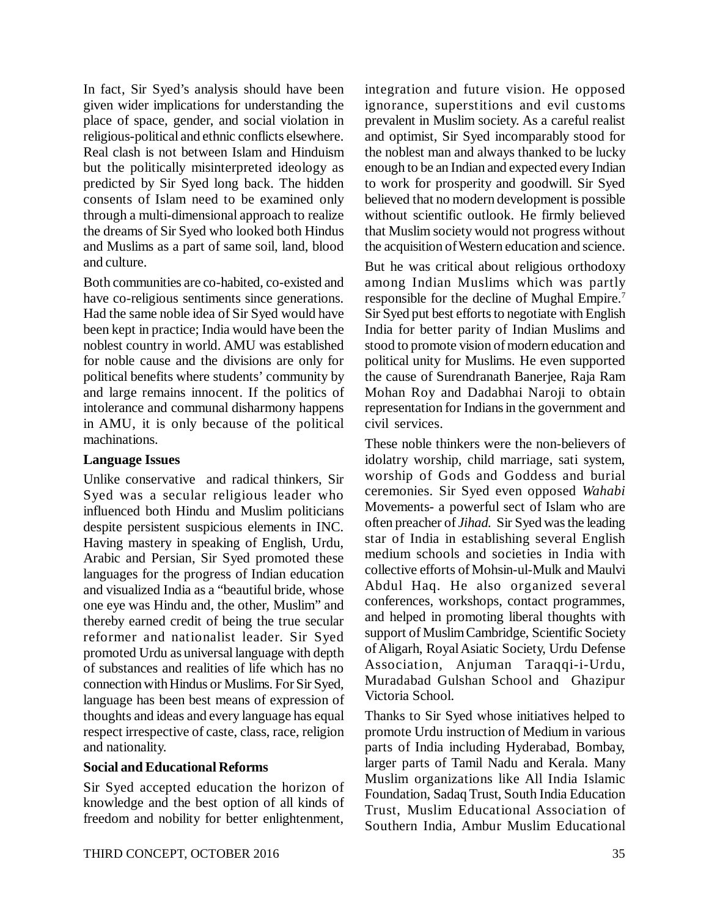In fact, Sir Syed's analysis should have been given wider implications for understanding the place of space, gender, and social violation in religious-political and ethnic conflicts elsewhere. Real clash is not between Islam and Hinduism but the politically misinterpreted ideology as predicted by Sir Syed long back. The hidden consents of Islam need to be examined only through a multi-dimensional approach to realize the dreams of Sir Syed who looked both Hindus and Muslims as a part of same soil, land, blood and culture.

Both communities are co-habited, co-existed and have co-religious sentiments since generations. Had the same noble idea of Sir Syed would have been kept in practice; India would have been the noblest country in world. AMU was established for noble cause and the divisions are only for political benefits where students' community by and large remains innocent. If the politics of intolerance and communal disharmony happens in AMU, it is only because of the political machinations.

**Language Issues**

Unlike conservative and radical thinkers, Sir Syed was a secular religious leader who influenced both Hindu and Muslim politicians despite persistent suspicious elements in INC. Having mastery in speaking of English, Urdu, Arabic and Persian, Sir Syed promoted these languages for the progress of Indian education and visualized India as a "beautiful bride, whose one eye was Hindu and, the other, Muslim" and thereby earned credit of being the true secular reformer and nationalist leader. Sir Syed promoted Urdu as universal language with depth of substances and realities of life which has no connection with Hindus or Muslims. For Sir Syed, language has been best means of expression of thoughts and ideas and every language has equal respect irrespective of caste, class, race, religion and nationality.

**Social and Educational Reforms**

Sir Syed accepted education the horizon of knowledge and the best option of all kinds of freedom and nobility for better enlightenment, integration and future vision. He opposed ignorance, superstitions and evil customs prevalent in Muslim society. As a careful realist and optimist, Sir Syed incomparably stood for the noblest man and always thanked to be lucky enough to be an Indian and expected every Indian to work for prosperity and goodwill. Sir Syed believed that no modern development is possible without scientific outlook. He firmly believed that Muslim society would not progress without the acquisition of Western education and science.

But he was critical about religious orthodoxy among Indian Muslims which was partly responsible for the decline of Mughal Empire.[7] Sir Syed put best efforts to negotiate with English India for better parity of Indian Muslims and stood to promote vision of modern education and political unity for Muslims. He even supported the cause of Surendranath Banerjee, Raja Ram Mohan Roy and Dadabhai Naroji to obtain representation for Indians in the government and civil services.

These noble thinkers were the non-believers of idolatry worship, child marriage, sati system, worship of Gods and Goddess and burial ceremonies. Sir Syed even opposed *Wahabi* Movements- a powerful sect of Islam who are often preacher of *Jihad.* Sir Syed was the leading star of India in establishing several English medium schools and societies in India with collective efforts of Mohsin-ul-Mulk and Maulvi Abdul Haq. He also organized several conferences, workshops, contact programmes, and helped in promoting liberal thoughts with support of Muslim Cambridge, Scientific Society of Aligarh, Royal Asiatic Society, Urdu Defense Association, Anjuman Taraqqi-i-Urdu, Muradabad Gulshan School and Ghazipur Victoria School.

Thanks to Sir Syed whose initiatives helped to promote Urdu instruction of Medium in various parts of India including Hyderabad, Bombay, larger parts of Tamil Nadu and Kerala. Many Muslim organizations like All India Islamic Foundation, Sadaq Trust, South India Education Trust, Muslim Educational Association of Southern India, Ambur Muslim Educational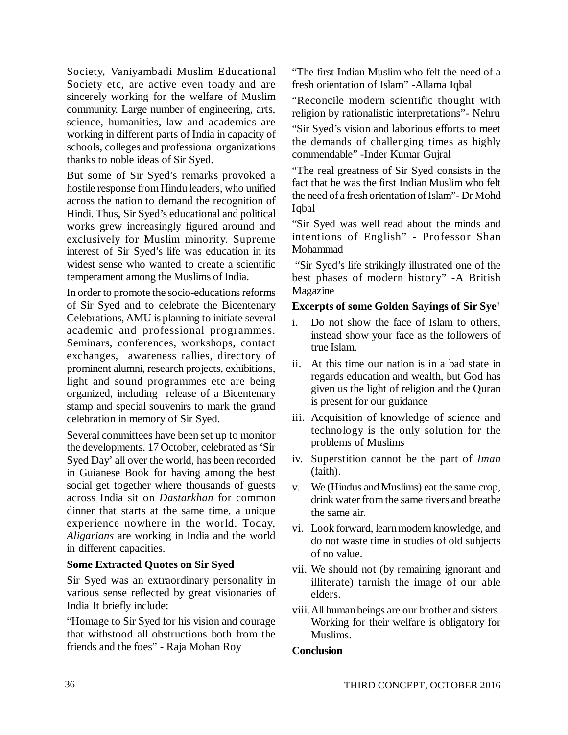Society, Vaniyambadi Muslim Educational Society etc, are active even toady and are sincerely working for the welfare of Muslim community. Large number of engineering, arts, science, humanities, law and academics are working in different parts of India in capacity of schools, colleges and professional organizations thanks to noble ideas of Sir Syed.

But some of Sir Syed's remarks provoked a hostile response from Hindu leaders, who unified across the nation to demand the recognition of Hindi. Thus, Sir Syed's educational and political works grew increasingly figured around and exclusively for Muslim minority. Supreme interest of Sir Syed's life was education in its widest sense who wanted to create a scientific temperament among the Muslims of India.

In order to promote the socio-educations reforms of Sir Syed and to celebrate the Bicentenary Celebrations, AMU is planning to initiate several academic and professional programmes. Seminars, conferences, workshops, contact exchanges, awareness rallies, directory of prominent alumni, research projects, exhibitions, light and sound programmes etc are being organized, including release of a Bicentenary stamp and special souvenirs to mark the grand celebration in memory of Sir Syed.

Several committees have been set up to monitor the developments. 17 October, celebrated as 'Sir Syed Day' all over the world, has been recorded in Guianese Book for having among the best social get together where thousands of guests across India sit on *Dastarkhan* for common dinner that starts at the same time, a unique experience nowhere in the world. Today, *Aligarians* are working in India and the world in different capacities.

**Some Extracted Quotes on Sir Syed**

Sir Syed was an extraordinary personality in various sense reflected by great visionaries of India It briefly include:

"Homage to Sir Syed for his vision and courage that withstood all obstructions both from the friends and the foes" - Raja Mohan Roy

"The first Indian Muslim who felt the need of a fresh orientation of Islam" -Allama Iqbal

"Reconcile modern scientific thought with religion by rationalistic interpretations"- Nehru

"Sir Syed's vision and laborious efforts to meet the demands of challenging times as highly commendable" -Inder Kumar Gujral

"The real greatness of Sir Syed consists in the fact that he was the first Indian Muslim who felt the need of a fresh orientation of Islam"- Dr Mohd Iqbal

"Sir Syed was well read about the minds and intentions of English" - Professor Shan Mohammad

"Sir Syed's life strikingly illustrated one of the best phases of modern history" -A British Magazine

**Excerpts of some Golden Sayings of Sir Sye**[8]

i. Do not show the face of Islam to others, instead show your face as the followers of true Islam.

ii. At this time our nation is in a bad state in regards education and wealth, but God has given us the light of religion and the Quran is present for our guidance

iii. Acquisition of knowledge of science and technology is the only solution for the problems of Muslims

iv. Superstition cannot be the part of *Iman* (faith).

v. We (Hindus and Muslims) eat the same crop, drink water from the same rivers and breathe the same air.

vi. Look forward, learn modern knowledge, and do not waste time in studies of old subjects of no value.

vii. We should not (by remaining ignorant and illiterate) tarnish the image of our able elders.

viii. All human beings are our brother and sisters. Working for their welfare is obligatory for Muslims.

**Conclusion**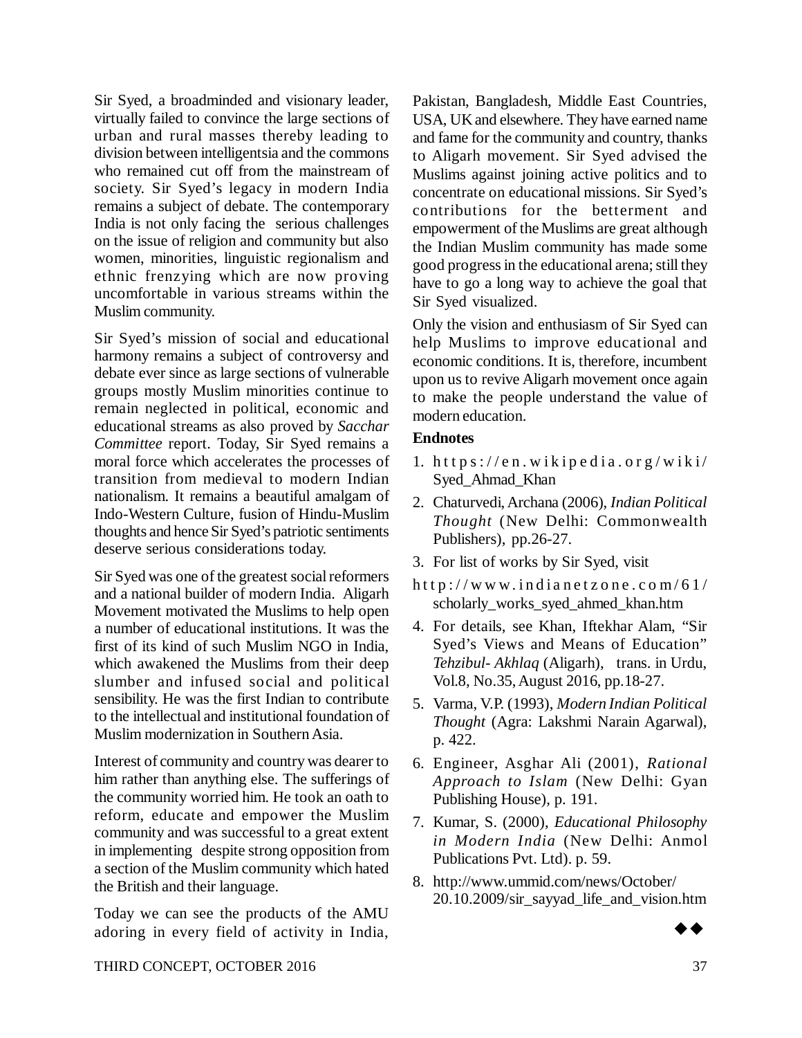Sir Syed, a broadminded and visionary leader, virtually failed to convince the large sections of urban and rural masses thereby leading to division between intelligentsia and the commons who remained cut off from the mainstream of society. Sir Syed's legacy in modern India remains a subject of debate. The contemporary India is not only facing the serious challenges on the issue of religion and community but also women, minorities, linguistic regionalism and ethnic frenzying which are now proving uncomfortable in various streams within the Muslim community.

Sir Syed's mission of social and educational harmony remains a subject of controversy and debate ever since as large sections of vulnerable groups mostly Muslim minorities continue to remain neglected in political, economic and educational streams as also proved by *Sacchar Committee* report. Today, Sir Syed remains a moral force which accelerates the processes of transition from medieval to modern Indian nationalism. It remains a beautiful amalgam of Indo-Western Culture, fusion of Hindu-Muslim thoughts and hence Sir Syed's patriotic sentiments deserve serious considerations today.

Sir Syed was one of the greatest social reformers and a national builder of modern India. Aligarh Movement motivated the Muslims to help open a number of educational institutions. It was the first of its kind of such Muslim NGO in India, which awakened the Muslims from their deep slumber and infused social and political sensibility. He was the first Indian to contribute to the intellectual and institutional foundation of Muslim modernization in Southern Asia.

Interest of community and country was dearer to him rather than anything else. The sufferings of the community worried him. He took an oath to reform, educate and empower the Muslim community and was successful to a great extent in implementing despite strong opposition from a section of the Muslim community which hated the British and their language.

Today we can see the products of the AMU adoring in every field of activity in India, Pakistan, Bangladesh, Middle East Countries, USA, UK and elsewhere. They have earned name and fame for the community and country, thanks to Aligarh movement. Sir Syed advised the Muslims against joining active politics and to concentrate on educational missions. Sir Syed's contributions for the betterment and empowerment of the Muslims are great although the Indian Muslim community has made some good progress in the educational arena; still they have to go a long way to achieve the goal that Sir Syed visualized.

Only the vision and enthusiasm of Sir Syed can help Muslims to improve educational and economic conditions. It is, therefore, incumbent upon us to revive Aligarh movement once again to make the people understand the value of modern education.

**Endnotes**

1. https://en.wikipedia.org/wiki/Syed_Ahmad_Khan
2. Chaturvedi, Archana (2006), *Indian Political Thought* (New Delhi: Commonwealth Publishers), pp.26-27.
3. For list of works by Sir Syed, visit http://www.indianetzone.com/61/scholarly_works_syed_ahmed_khan.htm
4. For details, see Khan, Iftekhar Alam, "Sir Syed's Views and Means of Education" *Tehzibul- Akhlaq* (Aligarh), trans. in Urdu, Vol.8, No.35, August 2016, pp.18-27.
5. Varma, V.P. (1993), *Modern Indian Political Thought* (Agra: Lakshmi Narain Agarwal), p. 422.
6. Engineer, Asghar Ali (2001), *Rational Approach to Islam* (New Delhi: Gyan Publishing House), p. 191.
7. Kumar, S. (2000), *Educational Philosophy in Modern India* (New Delhi: Anmol Publications Pvt. Ltd). p. 59.
8. http://www.ummid.com/news/October/20.10.2009/sir_sayyad_life_and_vision.htm

◆◆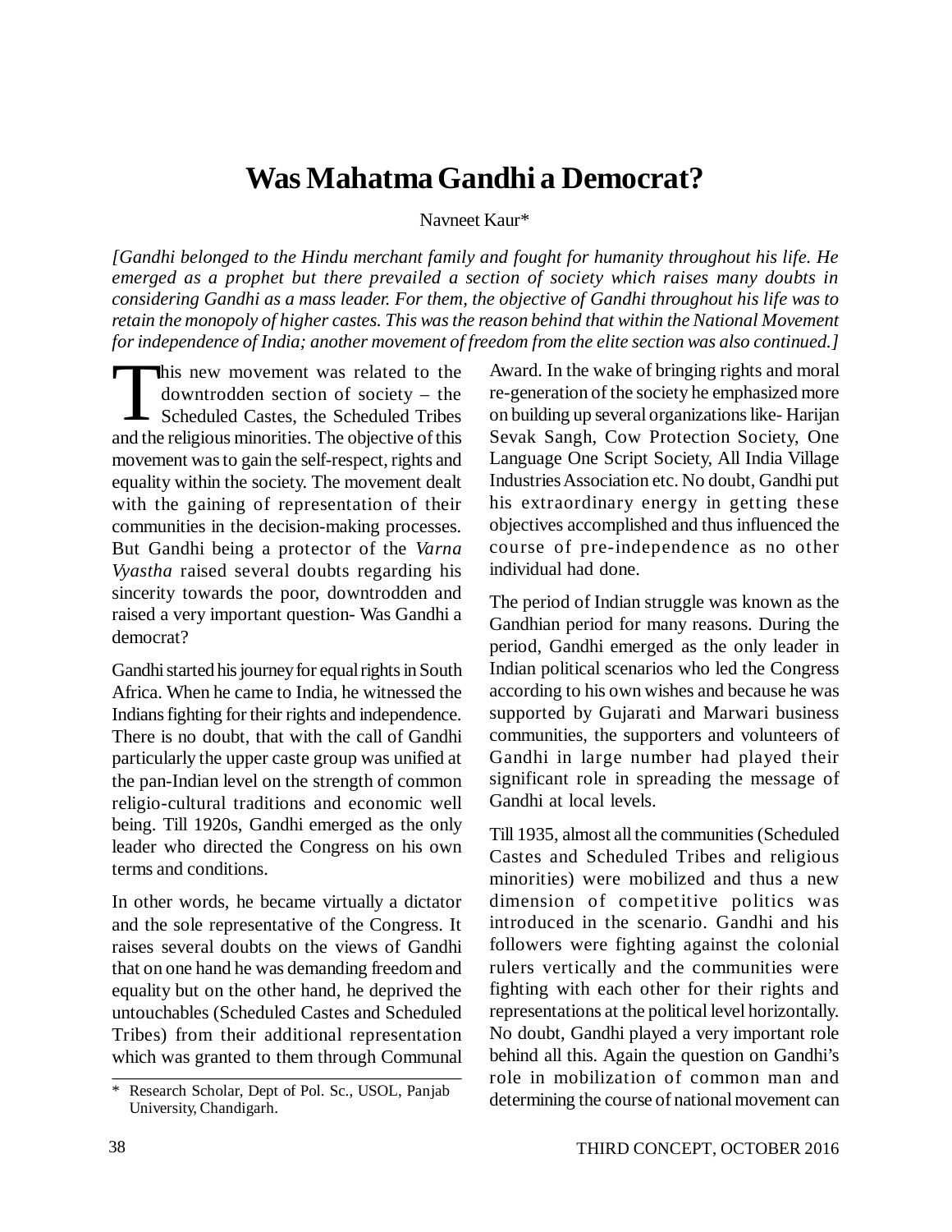# Was Mahatma Gandhi a Democrat?

Navneet Kaur*

*[Gandhi belonged to the Hindu merchant family and fought for humanity throughout his life. He emerged as a prophet but there prevailed a section of society which raises many doubts in considering Gandhi as a mass leader. For them, the objective of Gandhi throughout his life was to retain the monopoly of higher castes. This was the reason behind that within the National Movement for independence of India; another movement of freedom from the elite section was also continued.]*

This new movement was related to the downtrodden section of society – the Scheduled Castes, the Scheduled Tribes and the religious minorities. The objective of this movement was to gain the self-respect, rights and equality within the society. The movement dealt with the gaining of representation of their communities in the decision-making processes. But Gandhi being a protector of the *Varna Vyastha* raised several doubts regarding his sincerity towards the poor, downtrodden and raised a very important question- Was Gandhi a democrat?

Gandhi started his journey for equal rights in South Africa. When he came to India, he witnessed the Indians fighting for their rights and independence. There is no doubt, that with the call of Gandhi particularly the upper caste group was unified at the pan-Indian level on the strength of common religio-cultural traditions and economic well being. Till 1920s, Gandhi emerged as the only leader who directed the Congress on his own terms and conditions.

In other words, he became virtually a dictator and the sole representative of the Congress. It raises several doubts on the views of Gandhi that on one hand he was demanding freedom and equality but on the other hand, he deprived the untouchables (Scheduled Castes and Scheduled Tribes) from their additional representation which was granted to them through Communal Award. In the wake of bringing rights and moral re-generation of the society he emphasized more on building up several organizations like- Harijan Sevak Sangh, Cow Protection Society, One Language One Script Society, All India Village Industries Association etc. No doubt, Gandhi put his extraordinary energy in getting these objectives accomplished and thus influenced the course of pre-independence as no other individual had done.

The period of Indian struggle was known as the Gandhian period for many reasons. During the period, Gandhi emerged as the only leader in Indian political scenarios who led the Congress according to his own wishes and because he was supported by Gujarati and Marwari business communities, the supporters and volunteers of Gandhi in large number had played their significant role in spreading the message of Gandhi at local levels.

Till 1935, almost all the communities (Scheduled Castes and Scheduled Tribes and religious minorities) were mobilized and thus a new dimension of competitive politics was introduced in the scenario. Gandhi and his followers were fighting against the colonial rulers vertically and the communities were fighting with each other for their rights and representations at the political level horizontally. No doubt, Gandhi played a very important role behind all this. Again the question on Gandhi's role in mobilization of common man and determining the course of national movement can

\* Research Scholar, Dept of Pol. Sc., USOL, Panjab University, Chandigarh.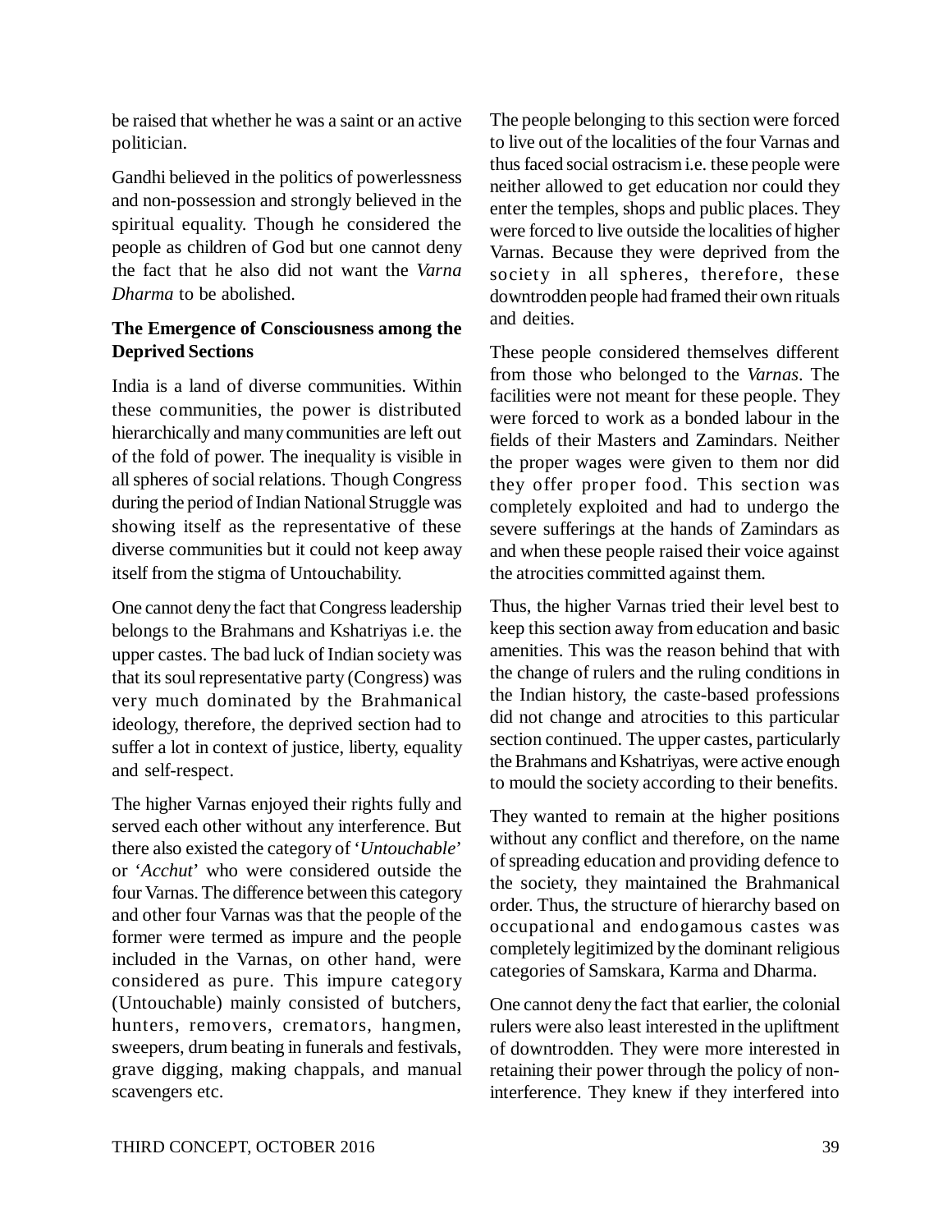be raised that whether he was a saint or an active politician.

Gandhi believed in the politics of powerlessness and non-possession and strongly believed in the spiritual equality. Though he considered the people as children of God but one cannot deny the fact that he also did not want the *Varna Dharma* to be abolished.

**The Emergence of Consciousness among the Deprived Sections**

India is a land of diverse communities. Within these communities, the power is distributed hierarchically and many communities are left out of the fold of power. The inequality is visible in all spheres of social relations. Though Congress during the period of Indian National Struggle was showing itself as the representative of these diverse communities but it could not keep away itself from the stigma of Untouchability.

One cannot deny the fact that Congress leadership belongs to the Brahmans and Kshatriyas i.e. the upper castes. The bad luck of Indian society was that its soul representative party (Congress) was very much dominated by the Brahmanical ideology, therefore, the deprived section had to suffer a lot in context of justice, liberty, equality and self-respect.

The higher Varnas enjoyed their rights fully and served each other without any interference. But there also existed the category of '*Untouchable*' or '*Acchut*' who were considered outside the four Varnas. The difference between this category and other four Varnas was that the people of the former were termed as impure and the people included in the Varnas, on other hand, were considered as pure. This impure category (Untouchable) mainly consisted of butchers, hunters, removers, cremators, hangmen, sweepers, drum beating in funerals and festivals, grave digging, making chappals, and manual scavengers etc.

The people belonging to this section were forced to live out of the localities of the four Varnas and thus faced social ostracism i.e. these people were neither allowed to get education nor could they enter the temples, shops and public places. They were forced to live outside the localities of higher Varnas. Because they were deprived from the society in all spheres, therefore, these downtrodden people had framed their own rituals and deities.

These people considered themselves different from those who belonged to the *Varnas*. The facilities were not meant for these people. They were forced to work as a bonded labour in the fields of their Masters and Zamindars. Neither the proper wages were given to them nor did they offer proper food. This section was completely exploited and had to undergo the severe sufferings at the hands of Zamindars as and when these people raised their voice against the atrocities committed against them.

Thus, the higher Varnas tried their level best to keep this section away from education and basic amenities. This was the reason behind that with the change of rulers and the ruling conditions in the Indian history, the caste-based professions did not change and atrocities to this particular section continued. The upper castes, particularly the Brahmans and Kshatriyas, were active enough to mould the society according to their benefits.

They wanted to remain at the higher positions without any conflict and therefore, on the name of spreading education and providing defence to the society, they maintained the Brahmanical order. Thus, the structure of hierarchy based on occupational and endogamous castes was completely legitimized by the dominant religious categories of Samskara, Karma and Dharma.

One cannot deny the fact that earlier, the colonial rulers were also least interested in the upliftment of downtrodden. They were more interested in retaining their power through the policy of non-interference. They knew if they interfered into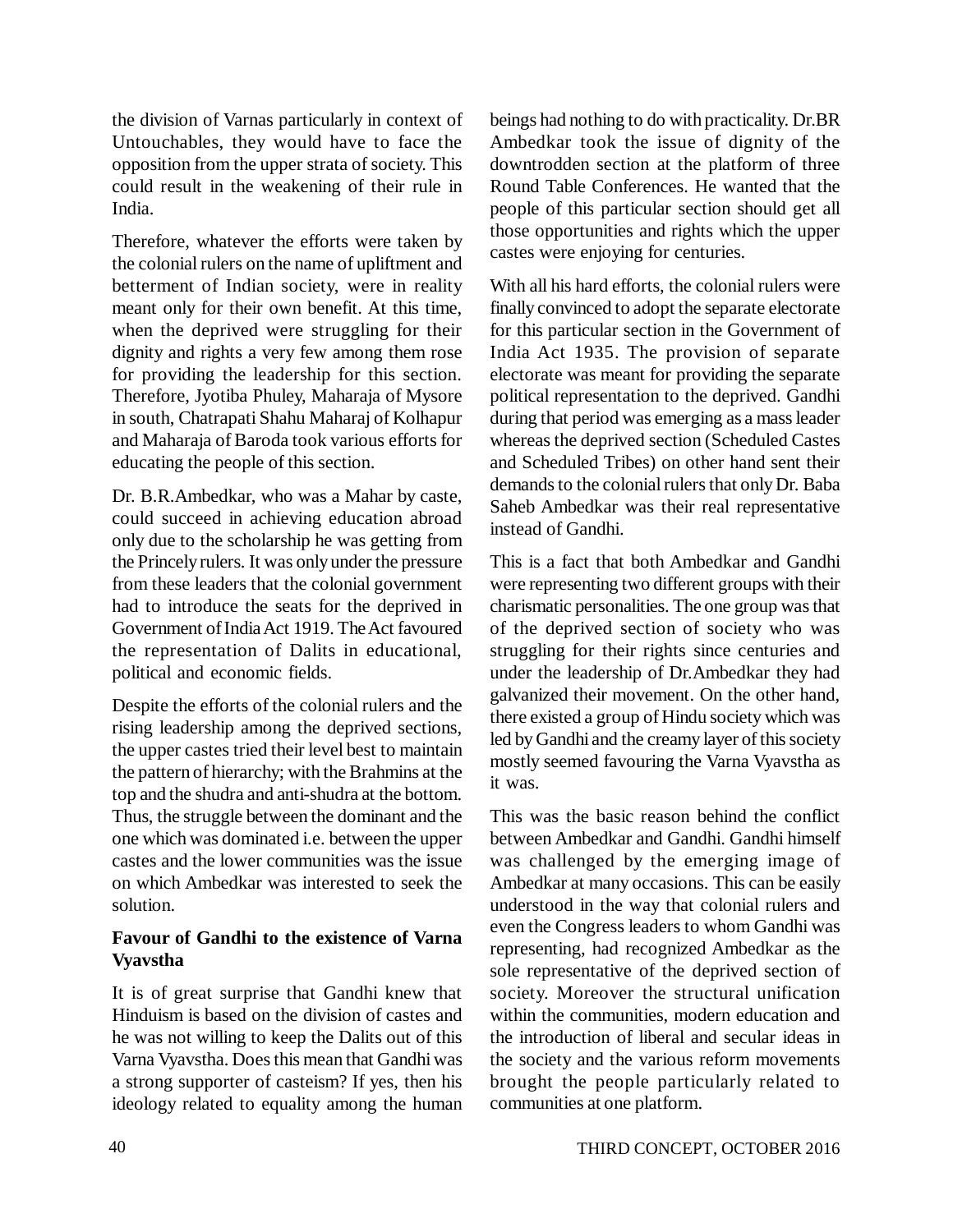the division of Varnas particularly in context of Untouchables, they would have to face the opposition from the upper strata of society. This could result in the weakening of their rule in India.

Therefore, whatever the efforts were taken by the colonial rulers on the name of upliftment and betterment of Indian society, were in reality meant only for their own benefit. At this time, when the deprived were struggling for their dignity and rights a very few among them rose for providing the leadership for this section. Therefore, Jyotiba Phuley, Maharaja of Mysore in south, Chatrapati Shahu Maharaj of Kolhapur and Maharaja of Baroda took various efforts for educating the people of this section.

Dr. B.R.Ambedkar, who was a Mahar by caste, could succeed in achieving education abroad only due to the scholarship he was getting from the Princely rulers. It was only under the pressure from these leaders that the colonial government had to introduce the seats for the deprived in Government of India Act 1919. The Act favoured the representation of Dalits in educational, political and economic fields.

Despite the efforts of the colonial rulers and the rising leadership among the deprived sections, the upper castes tried their level best to maintain the pattern of hierarchy; with the Brahmins at the top and the shudra and anti-shudra at the bottom. Thus, the struggle between the dominant and the one which was dominated i.e. between the upper castes and the lower communities was the issue on which Ambedkar was interested to seek the solution.

**Favour of Gandhi to the existence of Varna Vyavstha**

It is of great surprise that Gandhi knew that Hinduism is based on the division of castes and he was not willing to keep the Dalits out of this Varna Vyavstha. Does this mean that Gandhi was a strong supporter of casteism? If yes, then his ideology related to equality among the human beings had nothing to do with practicality. Dr.BR Ambedkar took the issue of dignity of the downtrodden section at the platform of three Round Table Conferences. He wanted that the people of this particular section should get all those opportunities and rights which the upper castes were enjoying for centuries.

With all his hard efforts, the colonial rulers were finally convinced to adopt the separate electorate for this particular section in the Government of India Act 1935. The provision of separate electorate was meant for providing the separate political representation to the deprived. Gandhi during that period was emerging as a mass leader whereas the deprived section (Scheduled Castes and Scheduled Tribes) on other hand sent their demands to the colonial rulers that only Dr. Baba Saheb Ambedkar was their real representative instead of Gandhi.

This is a fact that both Ambedkar and Gandhi were representing two different groups with their charismatic personalities. The one group was that of the deprived section of society who was struggling for their rights since centuries and under the leadership of Dr.Ambedkar they had galvanized their movement. On the other hand, there existed a group of Hindu society which was led by Gandhi and the creamy layer of this society mostly seemed favouring the Varna Vyavstha as it was.

This was the basic reason behind the conflict between Ambedkar and Gandhi. Gandhi himself was challenged by the emerging image of Ambedkar at many occasions. This can be easily understood in the way that colonial rulers and even the Congress leaders to whom Gandhi was representing, had recognized Ambedkar as the sole representative of the deprived section of society. Moreover the structural unification within the communities, modern education and the introduction of liberal and secular ideas in the society and the various reform movements brought the people particularly related to communities at one platform.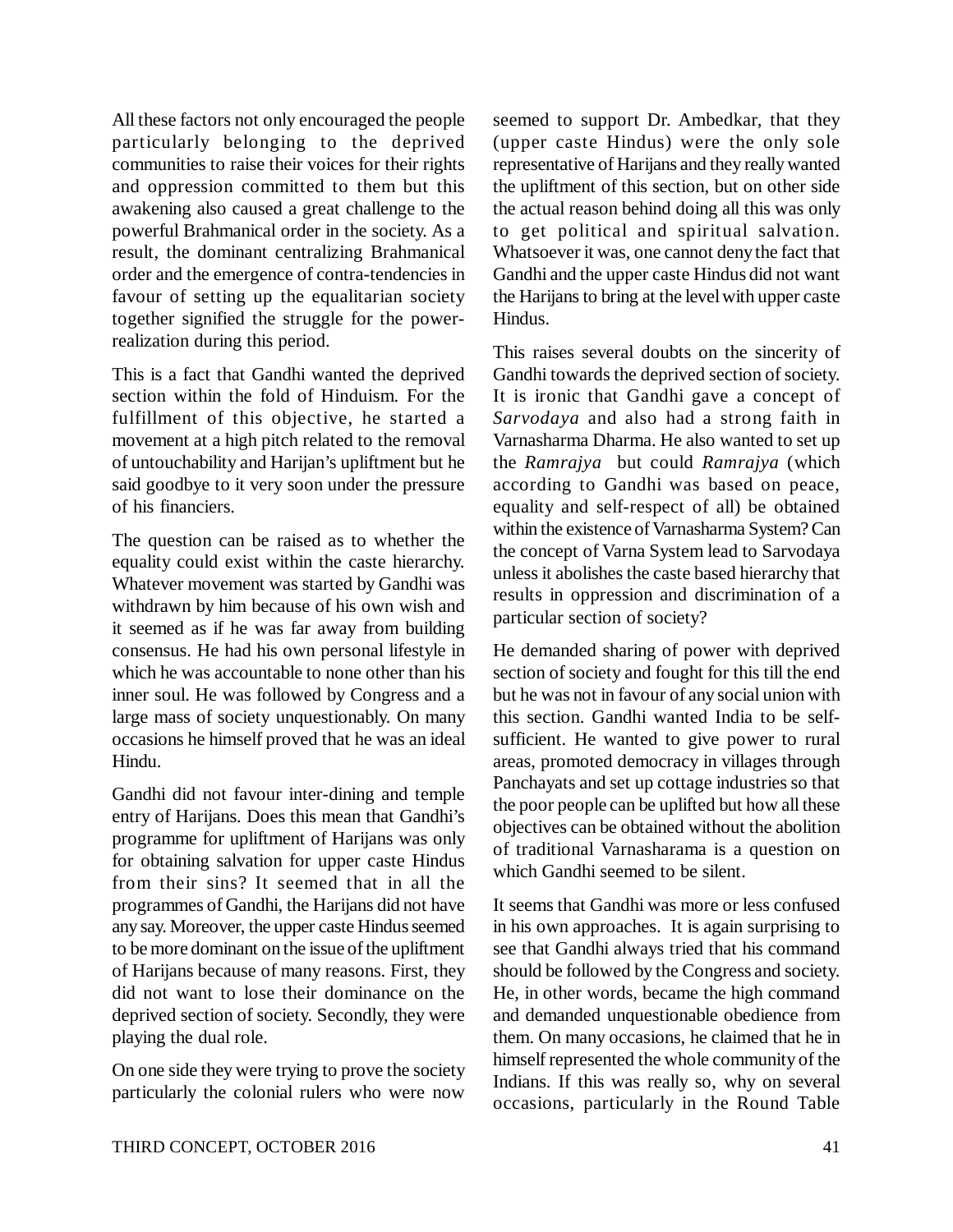All these factors not only encouraged the people particularly belonging to the deprived communities to raise their voices for their rights and oppression committed to them but this awakening also caused a great challenge to the powerful Brahmanical order in the society. As a result, the dominant centralizing Brahmanical order and the emergence of contra-tendencies in favour of setting up the equalitarian society together signified the struggle for the power-realization during this period.

This is a fact that Gandhi wanted the deprived section within the fold of Hinduism. For the fulfillment of this objective, he started a movement at a high pitch related to the removal of untouchability and Harijan's upliftment but he said goodbye to it very soon under the pressure of his financiers.

The question can be raised as to whether the equality could exist within the caste hierarchy. Whatever movement was started by Gandhi was withdrawn by him because of his own wish and it seemed as if he was far away from building consensus. He had his own personal lifestyle in which he was accountable to none other than his inner soul. He was followed by Congress and a large mass of society unquestionably. On many occasions he himself proved that he was an ideal Hindu.

Gandhi did not favour inter-dining and temple entry of Harijans. Does this mean that Gandhi's programme for upliftment of Harijans was only for obtaining salvation for upper caste Hindus from their sins? It seemed that in all the programmes of Gandhi, the Harijans did not have any say. Moreover, the upper caste Hindus seemed to be more dominant on the issue of the upliftment of Harijans because of many reasons. First, they did not want to lose their dominance on the deprived section of society. Secondly, they were playing the dual role.

On one side they were trying to prove the society particularly the colonial rulers who were now seemed to support Dr. Ambedkar, that they (upper caste Hindus) were the only sole representative of Harijans and they really wanted the upliftment of this section, but on other side the actual reason behind doing all this was only to get political and spiritual salvation. Whatsoever it was, one cannot deny the fact that Gandhi and the upper caste Hindus did not want the Harijans to bring at the level with upper caste Hindus.

This raises several doubts on the sincerity of Gandhi towards the deprived section of society. It is ironic that Gandhi gave a concept of *Sarvodaya* and also had a strong faith in Varnasharma Dharma. He also wanted to set up the *Ramrajya* but could *Ramrajya* (which according to Gandhi was based on peace, equality and self-respect of all) be obtained within the existence of Varnasharma System? Can the concept of Varna System lead to Sarvodaya unless it abolishes the caste based hierarchy that results in oppression and discrimination of a particular section of society?

He demanded sharing of power with deprived section of society and fought for this till the end but he was not in favour of any social union with this section. Gandhi wanted India to be self-sufficient. He wanted to give power to rural areas, promoted democracy in villages through Panchayats and set up cottage industries so that the poor people can be uplifted but how all these objectives can be obtained without the abolition of traditional Varnasharama is a question on which Gandhi seemed to be silent.

It seems that Gandhi was more or less confused in his own approaches. It is again surprising to see that Gandhi always tried that his command should be followed by the Congress and society. He, in other words, became the high command and demanded unquestionable obedience from them. On many occasions, he claimed that he in himself represented the whole community of the Indians. If this was really so, why on several occasions, particularly in the Round Table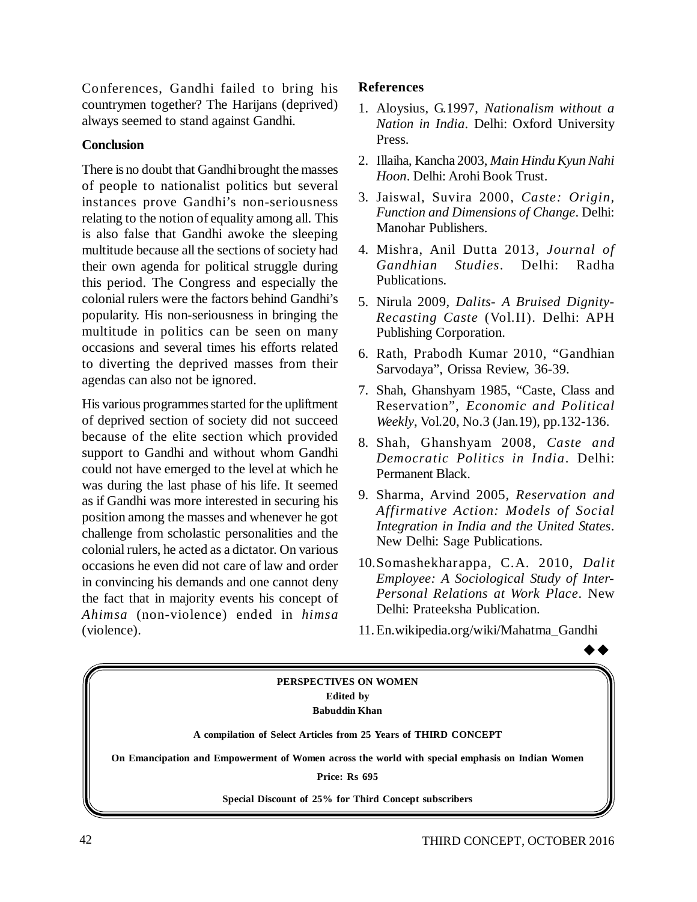Conferences, Gandhi failed to bring his countrymen together? The Harijans (deprived) always seemed to stand against Gandhi.

### Conclusion

There is no doubt that Gandhi brought the masses of people to nationalist politics but several instances prove Gandhi's non-seriousness relating to the notion of equality among all. This is also false that Gandhi awoke the sleeping multitude because all the sections of society had their own agenda for political struggle during this period. The Congress and especially the colonial rulers were the factors behind Gandhi's popularity. His non-seriousness in bringing the multitude in politics can be seen on many occasions and several times his efforts related to diverting the deprived masses from their agendas can also not be ignored.

His various programmes started for the upliftment of deprived section of society did not succeed because of the elite section which provided support to Gandhi and without whom Gandhi could not have emerged to the level at which he was during the last phase of his life. It seemed as if Gandhi was more interested in securing his position among the masses and whenever he got challenge from scholastic personalities and the colonial rulers, he acted as a dictator. On various occasions he even did not care of law and order in convincing his demands and one cannot deny the fact that in majority events his concept of *Ahimsa* (non-violence) ended in *himsa* (violence).

### References

1. Aloysius, G.1997, *Nationalism without a Nation in India*. Delhi: Oxford University Press.
2. Illaiha, Kancha 2003, *Main Hindu Kyun Nahi Hoon*. Delhi: Arohi Book Trust.
3. Jaiswal, Suvira 2000, *Caste: Origin, Function and Dimensions of Change*. Delhi: Manohar Publishers.
4. Mishra, Anil Dutta 2013, *Journal of Gandhian Studies*. Delhi: Radha Publications.
5. Nirula 2009, *Dalits- A Bruised Dignity-Recasting Caste* (Vol.II). Delhi: APH Publishing Corporation.
6. Rath, Prabodh Kumar 2010, "Gandhian Sarvodaya", Orissa Review, 36-39.
7. Shah, Ghanshyam 1985, "Caste, Class and Reservation", *Economic and Political Weekly*, Vol.20, No.3 (Jan.19), pp.132-136.
8. Shah, Ghanshyam 2008, *Caste and Democratic Politics in India*. Delhi: Permanent Black.
9. Sharma, Arvind 2005, *Reservation and Affirmative Action: Models of Social Integration in India and the United States*. New Delhi: Sage Publications.
10. Somashekharappa, C.A. 2010, *Dalit Employee: A Sociological Study of Inter-Personal Relations at Work Place*. New Delhi: Prateeksha Publication.
11. En.wikipedia.org/wiki/Mahatma_Gandhi

◆◆

**PERSPECTIVES ON WOMEN**
**Edited by**
**Babuddin Khan**

**A compilation of Select Articles from 25 Years of THIRD CONCEPT**

**On Emancipation and Empowerment of Women across the world with special emphasis on Indian Women**

**Price: Rs 695**

**Special Discount of 25% for Third Concept subscribers**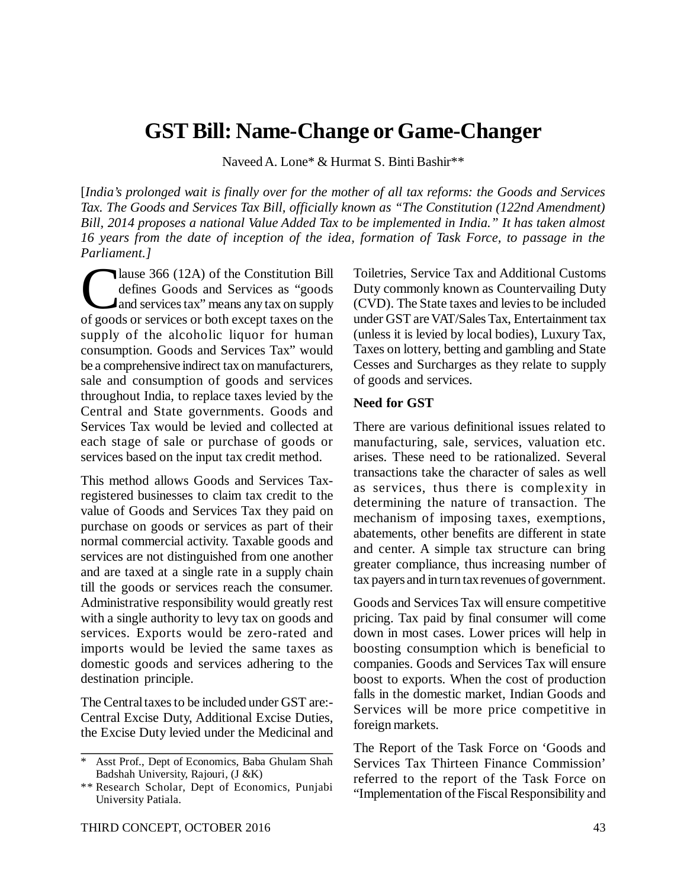# GST Bill: Name-Change or Game-Changer

Naveed A. Lone* & Hurmat S. Binti Bashir**

[*India's prolonged wait is finally over for the mother of all tax reforms: the Goods and Services Tax. The Goods and Services Tax Bill, officially known as "The Constitution (122nd Amendment) Bill, 2014 proposes a national Value Added Tax to be implemented in India." It has taken almost 16 years from the date of inception of the idea, formation of Task Force, to passage in the Parliament.*]

Clause 366 (12A) of the Constitution Bill defines Goods and Services as "goods and services tax" means any tax on supply of goods or services or both except taxes on the supply of the alcoholic liquor for human consumption. Goods and Services Tax" would be a comprehensive indirect tax on manufacturers, sale and consumption of goods and services throughout India, to replace taxes levied by the Central and State governments. Goods and Services Tax would be levied and collected at each stage of sale or purchase of goods or services based on the input tax credit method.

This method allows Goods and Services Tax-registered businesses to claim tax credit to the value of Goods and Services Tax they paid on purchase on goods or services as part of their normal commercial activity. Taxable goods and services are not distinguished from one another and are taxed at a single rate in a supply chain till the goods or services reach the consumer. Administrative responsibility would greatly rest with a single authority to levy tax on goods and services. Exports would be zero-rated and imports would be levied the same taxes as domestic goods and services adhering to the destination principle.

The Central taxes to be included under GST are:- Central Excise Duty, Additional Excise Duties, the Excise Duty levied under the Medicinal and Toiletries, Service Tax and Additional Customs Duty commonly known as Countervailing Duty (CVD). The State taxes and levies to be included under GST are VAT/Sales Tax, Entertainment tax (unless it is levied by local bodies), Luxury Tax, Taxes on lottery, betting and gambling and State Cesses and Surcharges as they relate to supply of goods and services.

**Need for GST**

There are various definitional issues related to manufacturing, sale, services, valuation etc. arises. These need to be rationalized. Several transactions take the character of sales as well as services, thus there is complexity in determining the nature of transaction. The mechanism of imposing taxes, exemptions, abatements, other benefits are different in state and center. A simple tax structure can bring greater compliance, thus increasing number of tax payers and in turn tax revenues of government.

Goods and Services Tax will ensure competitive pricing. Tax paid by final consumer will come down in most cases. Lower prices will help in boosting consumption which is beneficial to companies. Goods and Services Tax will ensure boost to exports. When the cost of production falls in the domestic market, Indian Goods and Services will be more price competitive in foreign markets.

The Report of the Task Force on 'Goods and Services Tax Thirteen Finance Commission' referred to the report of the Task Force on "Implementation of the Fiscal Responsibility and

---

\* Asst Prof., Dept of Economics, Baba Ghulam Shah Badshah University, Rajouri, (J &K)

\*\* Research Scholar, Dept of Economics, Punjabi University Patiala.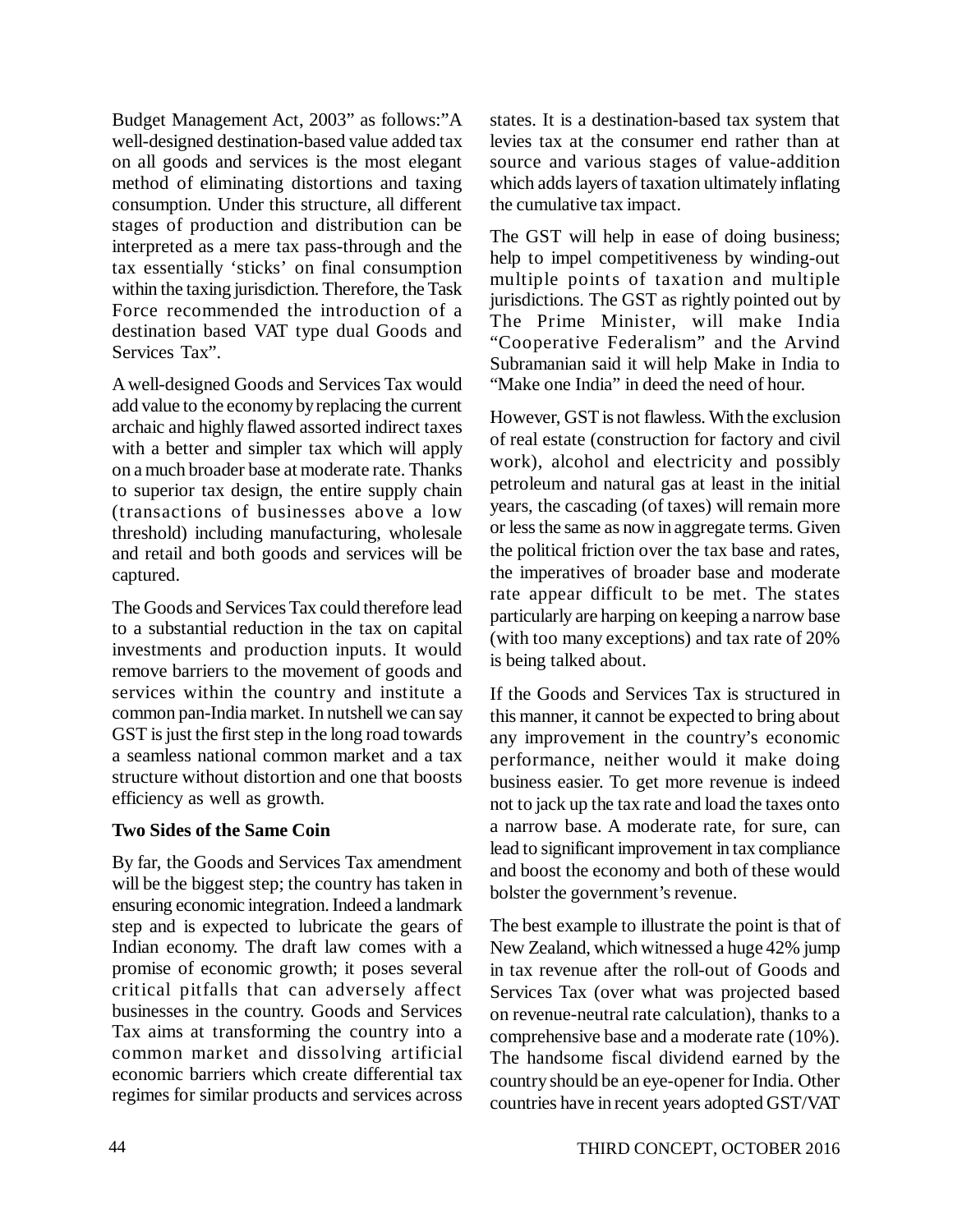Budget Management Act, 2003" as follows:"A well-designed destination-based value added tax on all goods and services is the most elegant method of eliminating distortions and taxing consumption. Under this structure, all different stages of production and distribution can be interpreted as a mere tax pass-through and the tax essentially 'sticks' on final consumption within the taxing jurisdiction. Therefore, the Task Force recommended the introduction of a destination based VAT type dual Goods and Services Tax".

A well-designed Goods and Services Tax would add value to the economy by replacing the current archaic and highly flawed assorted indirect taxes with a better and simpler tax which will apply on a much broader base at moderate rate. Thanks to superior tax design, the entire supply chain (transactions of businesses above a low threshold) including manufacturing, wholesale and retail and both goods and services will be captured.

The Goods and Services Tax could therefore lead to a substantial reduction in the tax on capital investments and production inputs. It would remove barriers to the movement of goods and services within the country and institute a common pan-India market. In nutshell we can say GST is just the first step in the long road towards a seamless national common market and a tax structure without distortion and one that boosts efficiency as well as growth.

**Two Sides of the Same Coin**

By far, the Goods and Services Tax amendment will be the biggest step; the country has taken in ensuring economic integration. Indeed a landmark step and is expected to lubricate the gears of Indian economy. The draft law comes with a promise of economic growth; it poses several critical pitfalls that can adversely affect businesses in the country. Goods and Services Tax aims at transforming the country into a common market and dissolving artificial economic barriers which create differential tax regimes for similar products and services across states. It is a destination-based tax system that levies tax at the consumer end rather than at source and various stages of value-addition which adds layers of taxation ultimately inflating the cumulative tax impact.

The GST will help in ease of doing business; help to impel competitiveness by winding-out multiple points of taxation and multiple jurisdictions. The GST as rightly pointed out by The Prime Minister, will make India "Cooperative Federalism" and the Arvind Subramanian said it will help Make in India to "Make one India" in deed the need of hour.

However, GST is not flawless. With the exclusion of real estate (construction for factory and civil work), alcohol and electricity and possibly petroleum and natural gas at least in the initial years, the cascading (of taxes) will remain more or less the same as now in aggregate terms. Given the political friction over the tax base and rates, the imperatives of broader base and moderate rate appear difficult to be met. The states particularly are harping on keeping a narrow base (with too many exceptions) and tax rate of 20% is being talked about.

If the Goods and Services Tax is structured in this manner, it cannot be expected to bring about any improvement in the country's economic performance, neither would it make doing business easier. To get more revenue is indeed not to jack up the tax rate and load the taxes onto a narrow base. A moderate rate, for sure, can lead to significant improvement in tax compliance and boost the economy and both of these would bolster the government's revenue.

The best example to illustrate the point is that of New Zealand, which witnessed a huge 42% jump in tax revenue after the roll-out of Goods and Services Tax (over what was projected based on revenue-neutral rate calculation), thanks to a comprehensive base and a moderate rate (10%). The handsome fiscal dividend earned by the country should be an eye-opener for India. Other countries have in recent years adopted GST/VAT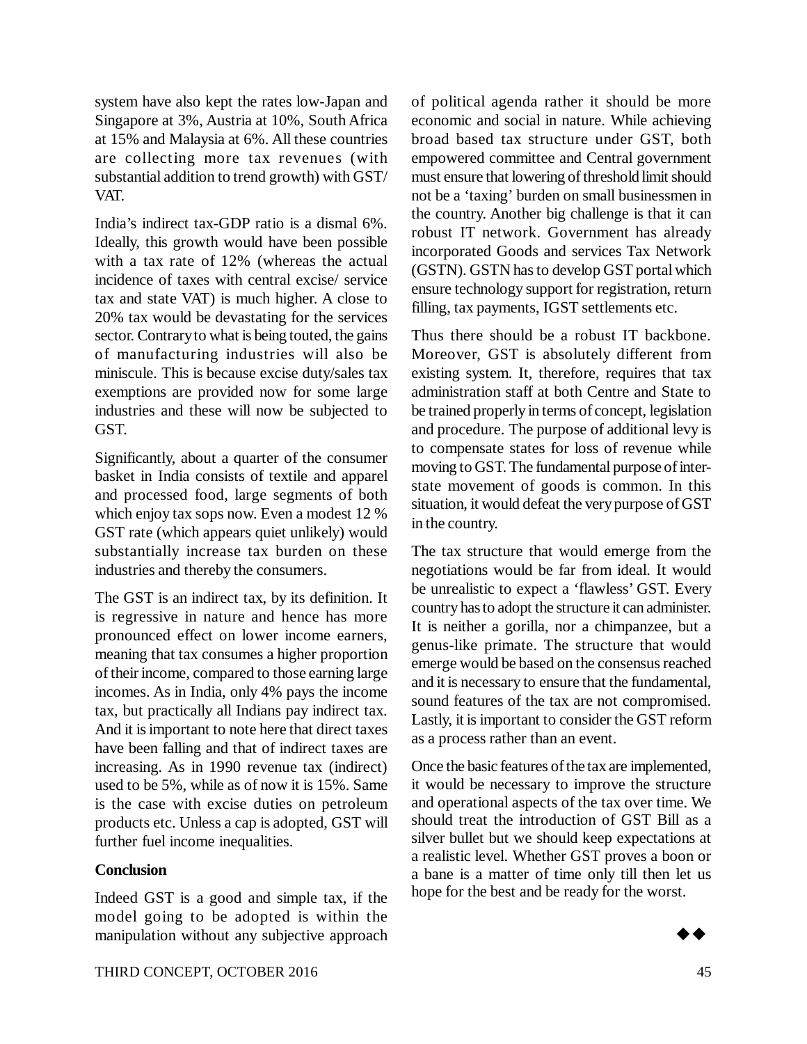system have also kept the rates low-Japan and Singapore at 3%, Austria at 10%, South Africa at 15% and Malaysia at 6%. All these countries are collecting more tax revenues (with substantial addition to trend growth) with GST/ VAT.

India's indirect tax-GDP ratio is a dismal 6%. Ideally, this growth would have been possible with a tax rate of 12% (whereas the actual incidence of taxes with central excise/ service tax and state VAT) is much higher. A close to 20% tax would be devastating for the services sector. Contrary to what is being touted, the gains of manufacturing industries will also be miniscule. This is because excise duty/sales tax exemptions are provided now for some large industries and these will now be subjected to GST.

Significantly, about a quarter of the consumer basket in India consists of textile and apparel and processed food, large segments of both which enjoy tax sops now. Even a modest 12 % GST rate (which appears quiet unlikely) would substantially increase tax burden on these industries and thereby the consumers.

The GST is an indirect tax, by its definition. It is regressive in nature and hence has more pronounced effect on lower income earners, meaning that tax consumes a higher proportion of their income, compared to those earning large incomes. As in India, only 4% pays the income tax, but practically all Indians pay indirect tax. And it is important to note here that direct taxes have been falling and that of indirect taxes are increasing. As in 1990 revenue tax (indirect) used to be 5%, while as of now it is 15%. Same is the case with excise duties on petroleum products etc. Unless a cap is adopted, GST will further fuel income inequalities.

**Conclusion**

Indeed GST is a good and simple tax, if the model going to be adopted is within the manipulation without any subjective approach of political agenda rather it should be more economic and social in nature. While achieving broad based tax structure under GST, both empowered committee and Central government must ensure that lowering of threshold limit should not be a 'taxing' burden on small businessmen in the country. Another big challenge is that it can robust IT network. Government has already incorporated Goods and services Tax Network (GSTN). GSTN has to develop GST portal which ensure technology support for registration, return filling, tax payments, IGST settlements etc.

Thus there should be a robust IT backbone. Moreover, GST is absolutely different from existing system. It, therefore, requires that tax administration staff at both Centre and State to be trained properly in terms of concept, legislation and procedure. The purpose of additional levy is to compensate states for loss of revenue while moving to GST. The fundamental purpose of inter-state movement of goods is common. In this situation, it would defeat the very purpose of GST in the country.

The tax structure that would emerge from the negotiations would be far from ideal. It would be unrealistic to expect a 'flawless' GST. Every country has to adopt the structure it can administer. It is neither a gorilla, nor a chimpanzee, but a genus-like primate. The structure that would emerge would be based on the consensus reached and it is necessary to ensure that the fundamental, sound features of the tax are not compromised. Lastly, it is important to consider the GST reform as a process rather than an event.

Once the basic features of the tax are implemented, it would be necessary to improve the structure and operational aspects of the tax over time. We should treat the introduction of GST Bill as a silver bullet but we should keep expectations at a realistic level. Whether GST proves a boon or a bane is a matter of time only till then let us hope for the best and be ready for the worst.

◆◆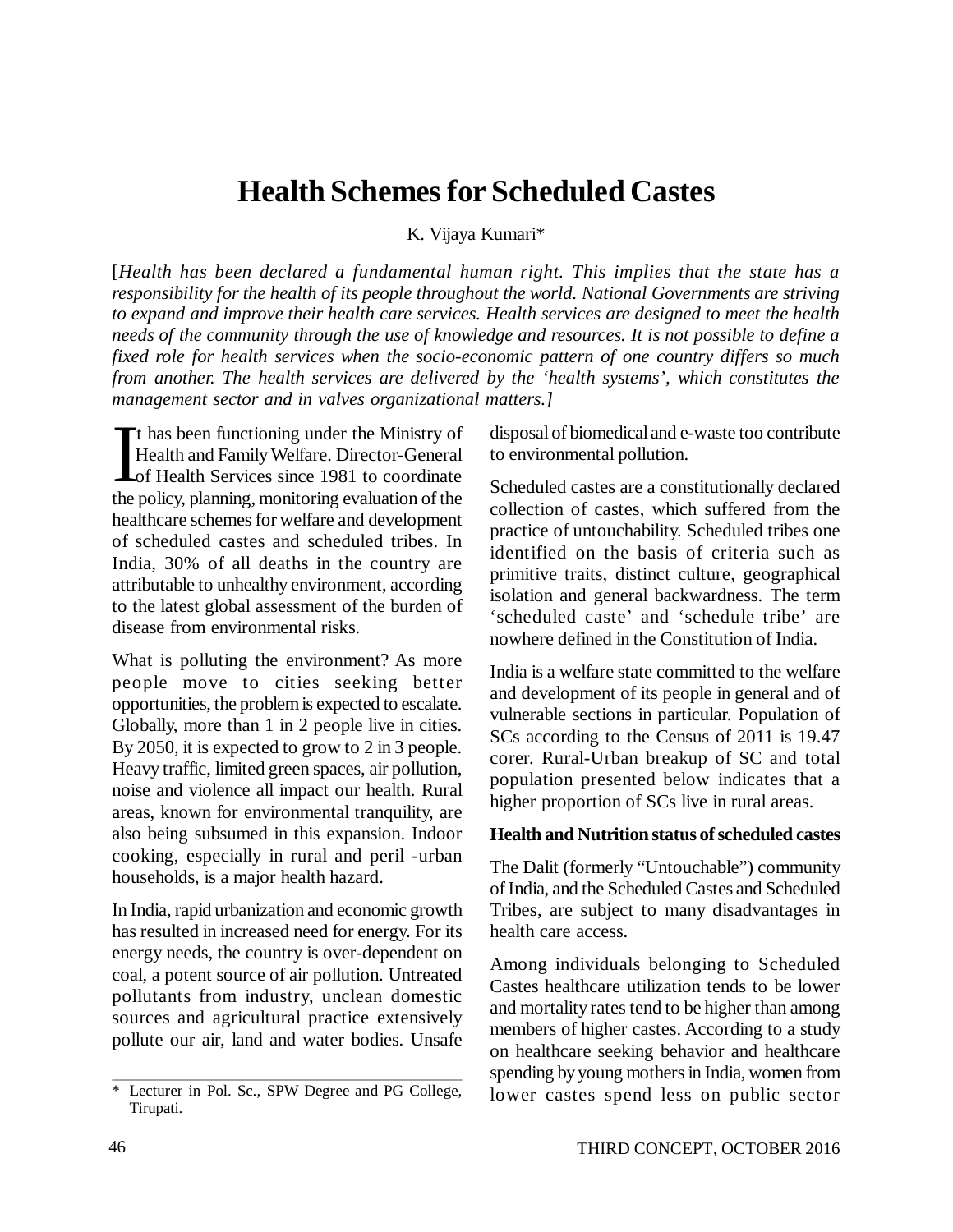# Health Schemes for Scheduled Castes

K. Vijaya Kumari*

*[Health has been declared a fundamental human right. This implies that the state has a responsibility for the health of its people throughout the world. National Governments are striving to expand and improve their health care services. Health services are designed to meet the health needs of the community through the use of knowledge and resources. It is not possible to define a fixed role for health services when the socio-economic pattern of one country differs so much from another. The health services are delivered by the 'health systems', which constitutes the management sector and in valves organizational matters.]*

It has been functioning under the Ministry of Health and Family Welfare. Director-General of Health Services since 1981 to coordinate the policy, planning, monitoring evaluation of the healthcare schemes for welfare and development of scheduled castes and scheduled tribes. In India, 30% of all deaths in the country are attributable to unhealthy environment, according to the latest global assessment of the burden of disease from environmental risks.

What is polluting the environment? As more people move to cities seeking better opportunities, the problem is expected to escalate. Globally, more than 1 in 2 people live in cities. By 2050, it is expected to grow to 2 in 3 people. Heavy traffic, limited green spaces, air pollution, noise and violence all impact our health. Rural areas, known for environmental tranquility, are also being subsumed in this expansion. Indoor cooking, especially in rural and peril -urban households, is a major health hazard.

In India, rapid urbanization and economic growth has resulted in increased need for energy. For its energy needs, the country is over-dependent on coal, a potent source of air pollution. Untreated pollutants from industry, unclean domestic sources and agricultural practice extensively pollute our air, land and water bodies. Unsafe disposal of biomedical and e-waste too contribute to environmental pollution.

Scheduled castes are a constitutionally declared collection of castes, which suffered from the practice of untouchability. Scheduled tribes one identified on the basis of criteria such as primitive traits, distinct culture, geographical isolation and general backwardness. The term 'scheduled caste' and 'schedule tribe' are nowhere defined in the Constitution of India.

India is a welfare state committed to the welfare and development of its people in general and of vulnerable sections in particular. Population of SCs according to the Census of 2011 is 19.47 corer. Rural-Urban breakup of SC and total population presented below indicates that a higher proportion of SCs live in rural areas.

**Health and Nutrition status of scheduled castes**

The Dalit (formerly "Untouchable") community of India, and the Scheduled Castes and Scheduled Tribes, are subject to many disadvantages in health care access.

Among individuals belonging to Scheduled Castes healthcare utilization tends to be lower and mortality rates tend to be higher than among members of higher castes. According to a study on healthcare seeking behavior and healthcare spending by young mothers in India, women from lower castes spend less on public sector

\* Lecturer in Pol. Sc., SPW Degree and PG College, Tirupati.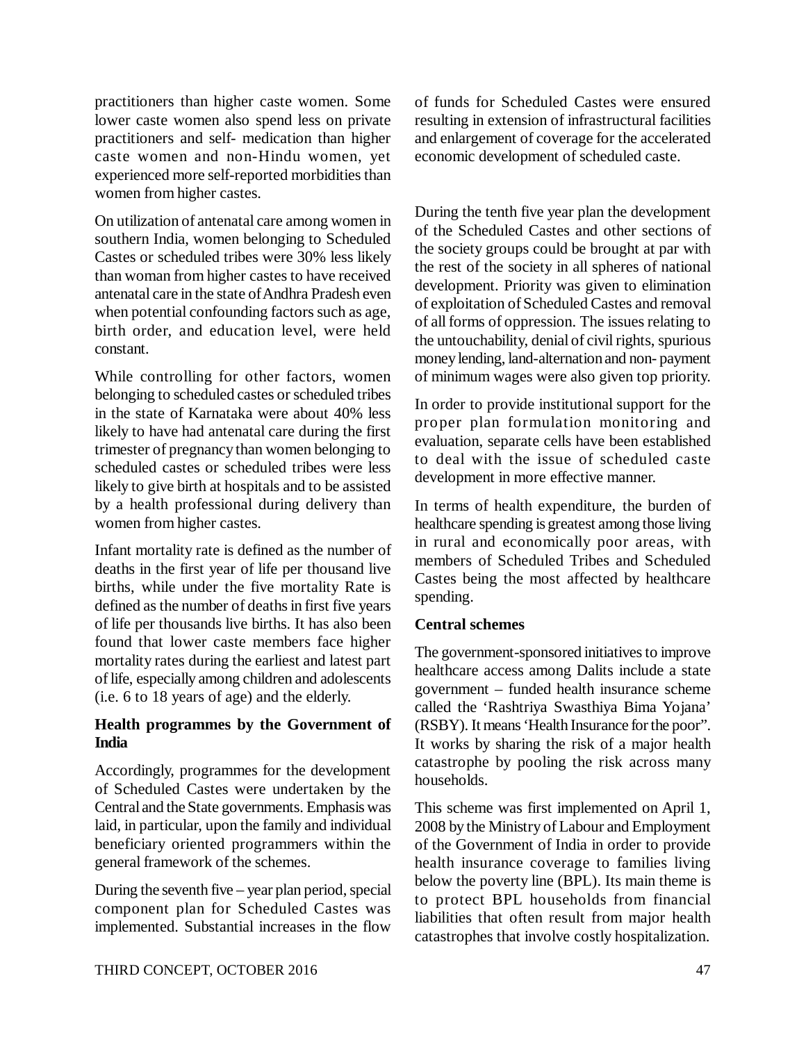practitioners than higher caste women. Some lower caste women also spend less on private practitioners and self- medication than higher caste women and non-Hindu women, yet experienced more self-reported morbidities than women from higher castes.

On utilization of antenatal care among women in southern India, women belonging to Scheduled Castes or scheduled tribes were 30% less likely than woman from higher castes to have received antenatal care in the state of Andhra Pradesh even when potential confounding factors such as age, birth order, and education level, were held constant.

While controlling for other factors, women belonging to scheduled castes or scheduled tribes in the state of Karnataka were about 40% less likely to have had antenatal care during the first trimester of pregnancy than women belonging to scheduled castes or scheduled tribes were less likely to give birth at hospitals and to be assisted by a health professional during delivery than women from higher castes.

Infant mortality rate is defined as the number of deaths in the first year of life per thousand live births, while under the five mortality Rate is defined as the number of deaths in first five years of life per thousands live births. It has also been found that lower caste members face higher mortality rates during the earliest and latest part of life, especially among children and adolescents (i.e. 6 to 18 years of age) and the elderly.

**Health programmes by the Government of India**

Accordingly, programmes for the development of Scheduled Castes were undertaken by the Central and the State governments. Emphasis was laid, in particular, upon the family and individual beneficiary oriented programmers within the general framework of the schemes.

During the seventh five – year plan period, special component plan for Scheduled Castes was implemented. Substantial increases in the flow of funds for Scheduled Castes were ensured resulting in extension of infrastructural facilities and enlargement of coverage for the accelerated economic development of scheduled caste.

During the tenth five year plan the development of the Scheduled Castes and other sections of the society groups could be brought at par with the rest of the society in all spheres of national development. Priority was given to elimination of exploitation of Scheduled Castes and removal of all forms of oppression. The issues relating to the untouchability, denial of civil rights, spurious money lending, land-alternation and non- payment of minimum wages were also given top priority.

In order to provide institutional support for the proper plan formulation monitoring and evaluation, separate cells have been established to deal with the issue of scheduled caste development in more effective manner.

In terms of health expenditure, the burden of healthcare spending is greatest among those living in rural and economically poor areas, with members of Scheduled Tribes and Scheduled Castes being the most affected by healthcare spending.

**Central schemes**

The government-sponsored initiatives to improve healthcare access among Dalits include a state government – funded health insurance scheme called the 'Rashtriya Swasthiya Bima Yojana' (RSBY). It means 'Health Insurance for the poor". It works by sharing the risk of a major health catastrophe by pooling the risk across many households.

This scheme was first implemented on April 1, 2008 by the Ministry of Labour and Employment of the Government of India in order to provide health insurance coverage to families living below the poverty line (BPL). Its main theme is to protect BPL households from financial liabilities that often result from major health catastrophes that involve costly hospitalization.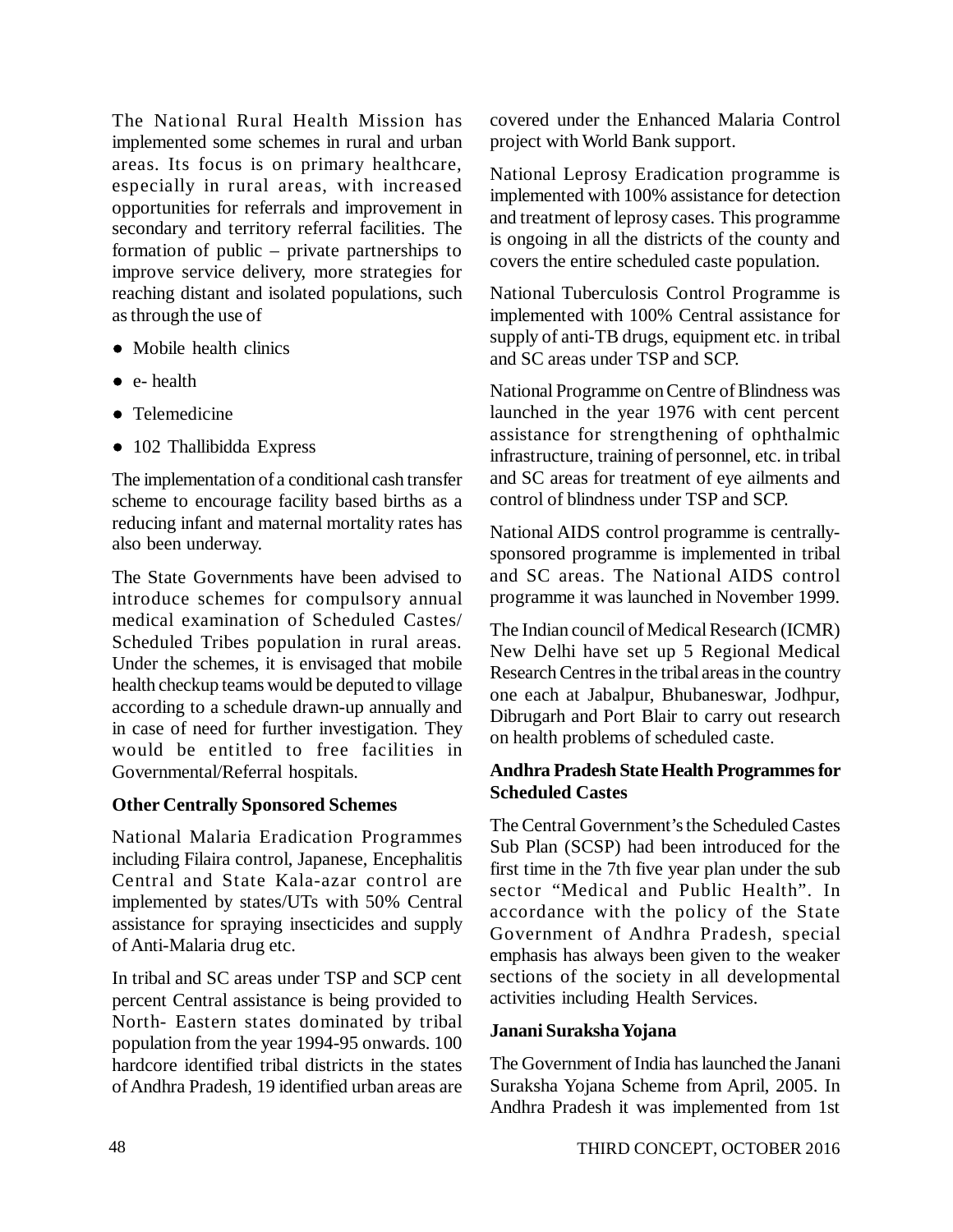The National Rural Health Mission has implemented some schemes in rural and urban areas. Its focus is on primary healthcare, especially in rural areas, with increased opportunities for referrals and improvement in secondary and territory referral facilities. The formation of public – private partnerships to improve service delivery, more strategies for reaching distant and isolated populations, such as through the use of

- Mobile health clinics
- e- health
- Telemedicine
- 102 Thallibidda Express

The implementation of a conditional cash transfer scheme to encourage facility based births as a reducing infant and maternal mortality rates has also been underway.

The State Governments have been advised to introduce schemes for compulsory annual medical examination of Scheduled Castes/ Scheduled Tribes population in rural areas. Under the schemes, it is envisaged that mobile health checkup teams would be deputed to village according to a schedule drawn-up annually and in case of need for further investigation. They would be entitled to free facilities in Governmental/Referral hospitals.

**Other Centrally Sponsored Schemes**

National Malaria Eradication Programmes including Filaira control, Japanese, Encephalitis Central and State Kala-azar control are implemented by states/UTs with 50% Central assistance for spraying insecticides and supply of Anti-Malaria drug etc.

In tribal and SC areas under TSP and SCP cent percent Central assistance is being provided to North- Eastern states dominated by tribal population from the year 1994-95 onwards. 100 hardcore identified tribal districts in the states of Andhra Pradesh, 19 identified urban areas are covered under the Enhanced Malaria Control project with World Bank support.

National Leprosy Eradication programme is implemented with 100% assistance for detection and treatment of leprosy cases. This programme is ongoing in all the districts of the county and covers the entire scheduled caste population.

National Tuberculosis Control Programme is implemented with 100% Central assistance for supply of anti-TB drugs, equipment etc. in tribal and SC areas under TSP and SCP.

National Programme on Centre of Blindness was launched in the year 1976 with cent percent assistance for strengthening of ophthalmic infrastructure, training of personnel, etc. in tribal and SC areas for treatment of eye ailments and control of blindness under TSP and SCP.

National AIDS control programme is centrally-sponsored programme is implemented in tribal and SC areas. The National AIDS control programme it was launched in November 1999.

The Indian council of Medical Research (ICMR) New Delhi have set up 5 Regional Medical Research Centres in the tribal areas in the country one each at Jabalpur, Bhubaneswar, Jodhpur, Dibrugarh and Port Blair to carry out research on health problems of scheduled caste.

**Andhra Pradesh State Health Programmes for Scheduled Castes**

The Central Government's the Scheduled Castes Sub Plan (SCSP) had been introduced for the first time in the 7th five year plan under the sub sector "Medical and Public Health". In accordance with the policy of the State Government of Andhra Pradesh, special emphasis has always been given to the weaker sections of the society in all developmental activities including Health Services.

**Janani Suraksha Yojana**

The Government of India has launched the Janani Suraksha Yojana Scheme from April, 2005. In Andhra Pradesh it was implemented from 1st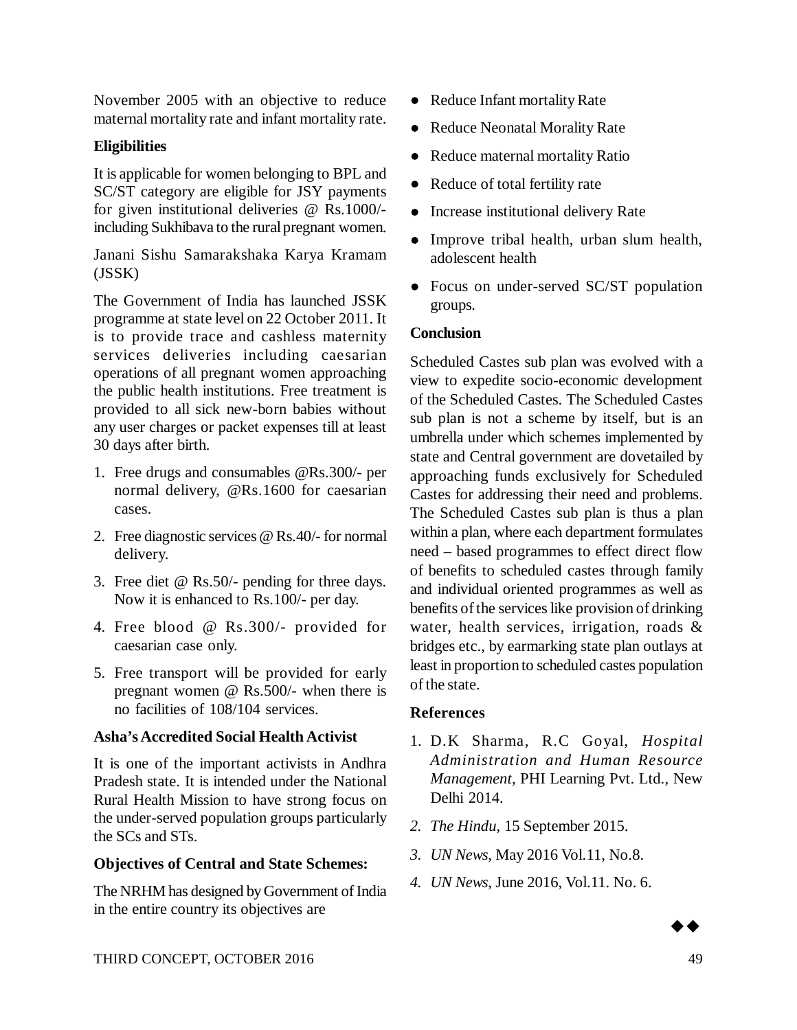November 2005 with an objective to reduce maternal mortality rate and infant mortality rate.

**Eligibilities**

It is applicable for women belonging to BPL and SC/ST category are eligible for JSY payments for given institutional deliveries @ Rs.1000/- including Sukhibava to the rural pregnant women.

Janani Sishu Samarakshaka Karya Kramam (JSSK)

The Government of India has launched JSSK programme at state level on 22 October 2011. It is to provide trace and cashless maternity services deliveries including caesarian operations of all pregnant women approaching the public health institutions. Free treatment is provided to all sick new-born babies without any user charges or packet expenses till at least 30 days after birth.

1. Free drugs and consumables @Rs.300/- per normal delivery, @Rs.1600 for caesarian cases.
2. Free diagnostic services @ Rs.40/- for normal delivery.
3. Free diet @ Rs.50/- pending for three days. Now it is enhanced to Rs.100/- per day.
4. Free blood @ Rs.300/- provided for caesarian case only.
5. Free transport will be provided for early pregnant women @ Rs.500/- when there is no facilities of 108/104 services.

**Asha's Accredited Social Health Activist**

It is one of the important activists in Andhra Pradesh state. It is intended under the National Rural Health Mission to have strong focus on the under-served population groups particularly the SCs and STs.

**Objectives of Central and State Schemes:**

The NRHM has designed by Government of India in the entire country its objectives are

- Reduce Infant mortality Rate
- Reduce Neonatal Morality Rate
- Reduce maternal mortality Ratio
- Reduce of total fertility rate
- Increase institutional delivery Rate
- Improve tribal health, urban slum health, adolescent health
- Focus on under-served SC/ST population groups.

**Conclusion**

Scheduled Castes sub plan was evolved with a view to expedite socio-economic development of the Scheduled Castes. The Scheduled Castes sub plan is not a scheme by itself, but is an umbrella under which schemes implemented by state and Central government are dovetailed by approaching funds exclusively for Scheduled Castes for addressing their need and problems. The Scheduled Castes sub plan is thus a plan within a plan, where each department formulates need – based programmes to effect direct flow of benefits to scheduled castes through family and individual oriented programmes as well as benefits of the services like provision of drinking water, health services, irrigation, roads & bridges etc., by earmarking state plan outlays at least in proportion to scheduled castes population of the state.

**References**

1. D.K Sharma, R.C Goyal, *Hospital Administration and Human Resource Management*, PHI Learning Pvt. Ltd., New Delhi 2014.
2. *The Hindu*, 15 September 2015.
3. *UN News*, May 2016 Vol.11, No.8.
4. *UN News*, June 2016, Vol.11. No. 6.

◆◆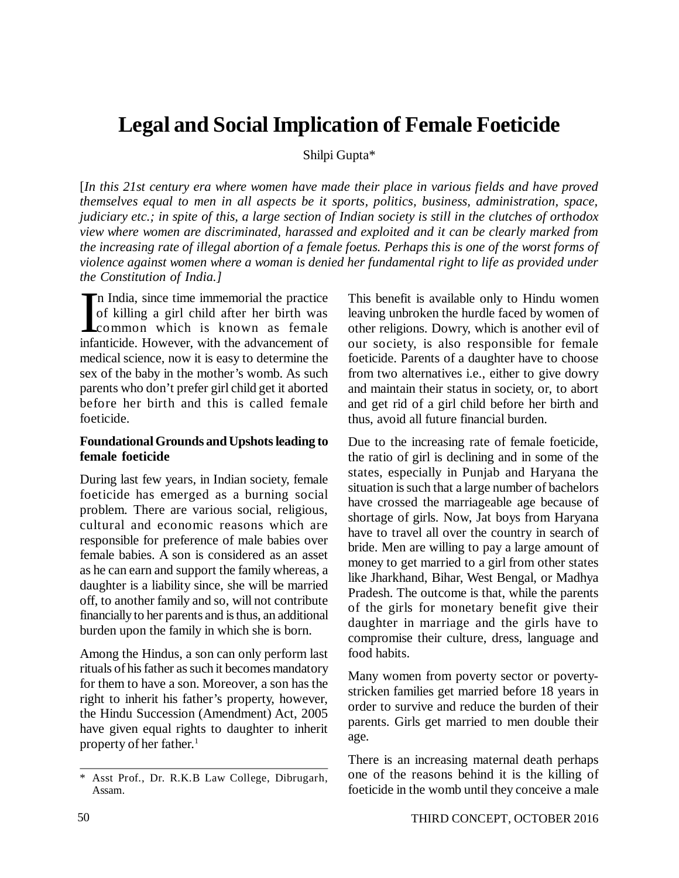# Legal and Social Implication of Female Foeticide

Shilpi Gupta*

[*In this 21st century era where women have made their place in various fields and have proved themselves equal to men in all aspects be it sports, politics, business, administration, space, judiciary etc.; in spite of this, a large section of Indian society is still in the clutches of orthodox view where women are discriminated, harassed and exploited and it can be clearly marked from the increasing rate of illegal abortion of a female foetus. Perhaps this is one of the worst forms of violence against women where a woman is denied her fundamental right to life as provided under the Constitution of India.*]

In India, since time immemorial the practice of killing a girl child after her birth was common which is known as female infanticide. However, with the advancement of medical science, now it is easy to determine the sex of the baby in the mother's womb. As such parents who don't prefer girl child get it aborted before her birth and this is called female foeticide.

**Foundational Grounds and Upshots leading to female foeticide**

During last few years, in Indian society, female foeticide has emerged as a burning social problem. There are various social, religious, cultural and economic reasons which are responsible for preference of male babies over female babies. A son is considered as an asset as he can earn and support the family whereas, a daughter is a liability since, she will be married off, to another family and so, will not contribute financially to her parents and is thus, an additional burden upon the family in which she is born.

Among the Hindus, a son can only perform last rituals of his father as such it becomes mandatory for them to have a son. Moreover, a son has the right to inherit his father's property, however, the Hindu Succession (Amendment) Act, 2005 have given equal rights to daughter to inherit property of her father.[1] This benefit is available only to Hindu women leaving unbroken the hurdle faced by women of other religions. Dowry, which is another evil of our society, is also responsible for female foeticide. Parents of a daughter have to choose from two alternatives i.e., either to give dowry and maintain their status in society, or, to abort and get rid of a girl child before her birth and thus, avoid all future financial burden.

Due to the increasing rate of female foeticide, the ratio of girl is declining and in some of the states, especially in Punjab and Haryana the situation is such that a large number of bachelors have crossed the marriageable age because of shortage of girls. Now, Jat boys from Haryana have to travel all over the country in search of bride. Men are willing to pay a large amount of money to get married to a girl from other states like Jharkhand, Bihar, West Bengal, or Madhya Pradesh. The outcome is that, while the parents of the girls for monetary benefit give their daughter in marriage and the girls have to compromise their culture, dress, language and food habits.

Many women from poverty sector or poverty-stricken families get married before 18 years in order to survive and reduce the burden of their parents. Girls get married to men double their age.

There is an increasing maternal death perhaps one of the reasons behind it is the killing of foeticide in the womb until they conceive a male

---

\* Asst Prof., Dr. R.K.B Law College, Dibrugarh, Assam.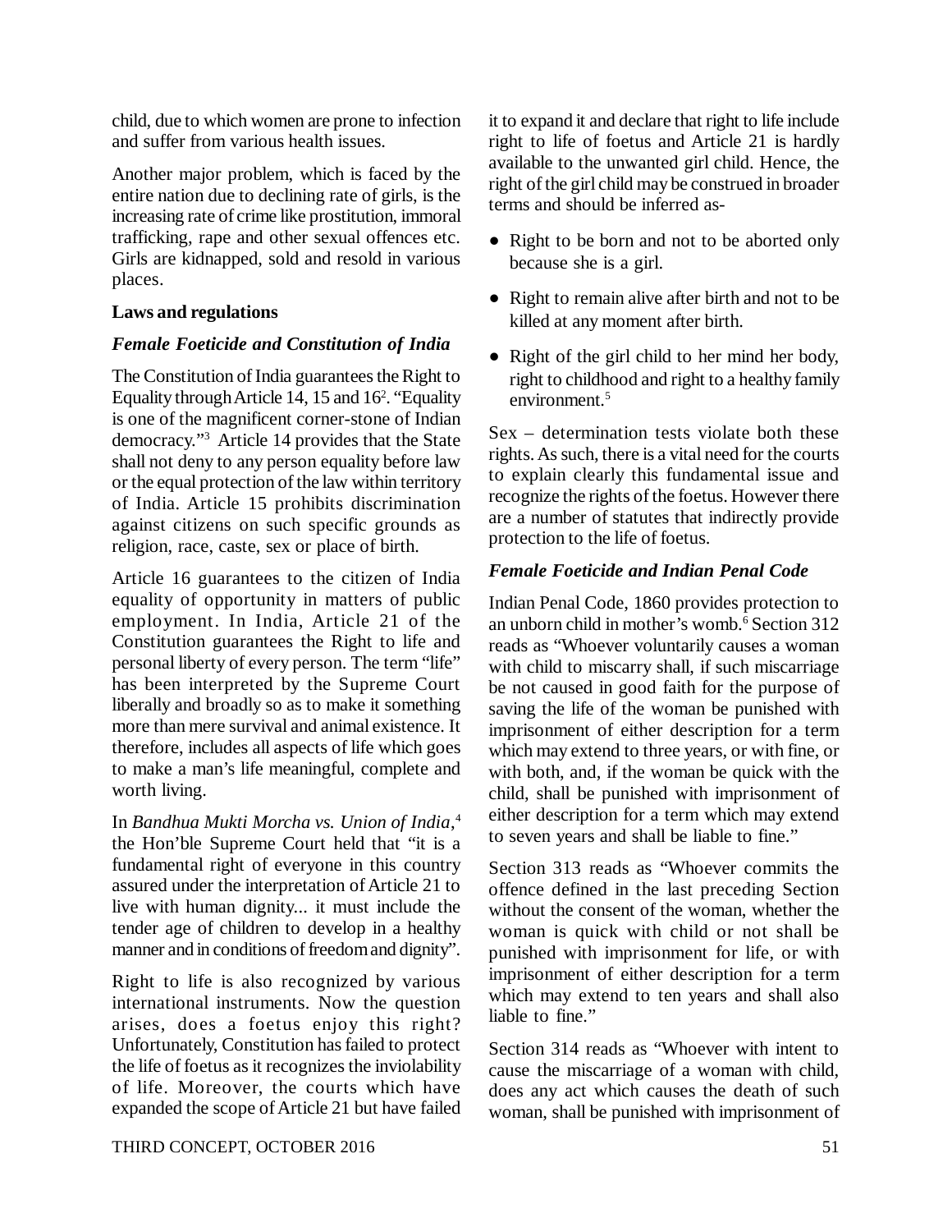child, due to which women are prone to infection and suffer from various health issues.

Another major problem, which is faced by the entire nation due to declining rate of girls, is the increasing rate of crime like prostitution, immoral trafficking, rape and other sexual offences etc. Girls are kidnapped, sold and resold in various places.

**Laws and regulations**

***Female Foeticide and Constitution of India***

The Constitution of India guarantees the Right to Equality through Article 14, 15 and 16[2]. "Equality is one of the magnificent corner-stone of Indian democracy."[3] Article 14 provides that the State shall not deny to any person equality before law or the equal protection of the law within territory of India. Article 15 prohibits discrimination against citizens on such specific grounds as religion, race, caste, sex or place of birth.

Article 16 guarantees to the citizen of India equality of opportunity in matters of public employment. In India, Article 21 of the Constitution guarantees the Right to life and personal liberty of every person. The term "life" has been interpreted by the Supreme Court liberally and broadly so as to make it something more than mere survival and animal existence. It therefore, includes all aspects of life which goes to make a man's life meaningful, complete and worth living.

In *Bandhua Mukti Morcha vs. Union of India*,[4] the Hon'ble Supreme Court held that "it is a fundamental right of everyone in this country assured under the interpretation of Article 21 to live with human dignity... it must include the tender age of children to develop in a healthy manner and in conditions of freedom and dignity".

Right to life is also recognized by various international instruments. Now the question arises, does a foetus enjoy this right? Unfortunately, Constitution has failed to protect the life of foetus as it recognizes the inviolability of life. Moreover, the courts which have expanded the scope of Article 21 but have failed it to expand it and declare that right to life include right to life of foetus and Article 21 is hardly available to the unwanted girl child. Hence, the right of the girl child may be construed in broader terms and should be inferred as-

- Right to be born and not to be aborted only because she is a girl.
- Right to remain alive after birth and not to be killed at any moment after birth.
- Right of the girl child to her mind her body, right to childhood and right to a healthy family environment.[5]

Sex – determination tests violate both these rights. As such, there is a vital need for the courts to explain clearly this fundamental issue and recognize the rights of the foetus. However there are a number of statutes that indirectly provide protection to the life of foetus.

***Female Foeticide and Indian Penal Code***

Indian Penal Code, 1860 provides protection to an unborn child in mother's womb.[6] Section 312 reads as "Whoever voluntarily causes a woman with child to miscarry shall, if such miscarriage be not caused in good faith for the purpose of saving the life of the woman be punished with imprisonment of either description for a term which may extend to three years, or with fine, or with both, and, if the woman be quick with the child, shall be punished with imprisonment of either description for a term which may extend to seven years and shall be liable to fine."

Section 313 reads as "Whoever commits the offence defined in the last preceding Section without the consent of the woman, whether the woman is quick with child or not shall be punished with imprisonment for life, or with imprisonment of either description for a term which may extend to ten years and shall also liable to fine."

Section 314 reads as "Whoever with intent to cause the miscarriage of a woman with child, does any act which causes the death of such woman, shall be punished with imprisonment of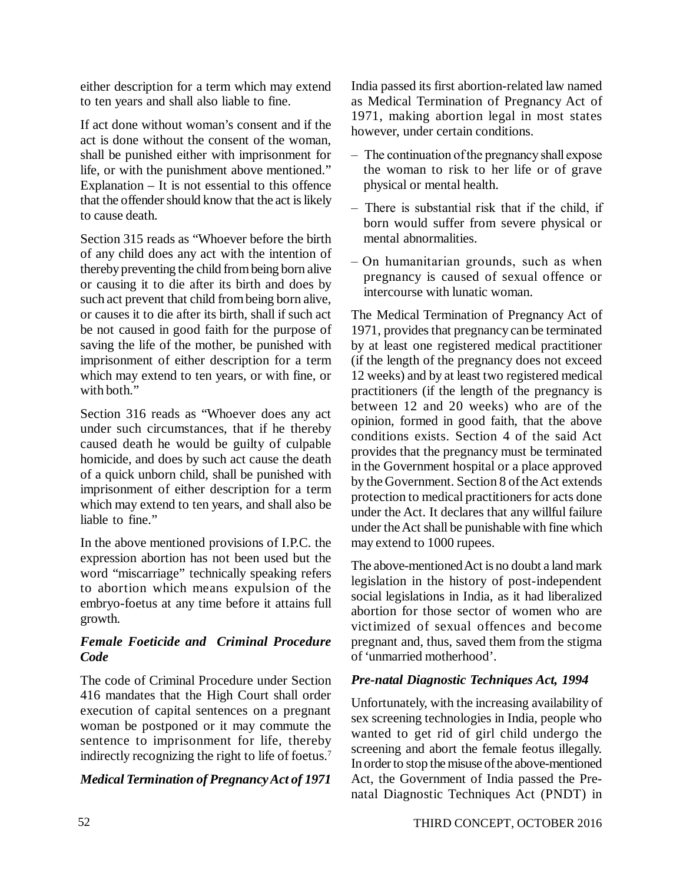either description for a term which may extend to ten years and shall also liable to fine.

If act done without woman's consent and if the act is done without the consent of the woman, shall be punished either with imprisonment for life, or with the punishment above mentioned." Explanation – It is not essential to this offence that the offender should know that the act is likely to cause death.

Section 315 reads as "Whoever before the birth of any child does any act with the intention of thereby preventing the child from being born alive or causing it to die after its birth and does by such act prevent that child from being born alive, or causes it to die after its birth, shall if such act be not caused in good faith for the purpose of saving the life of the mother, be punished with imprisonment of either description for a term which may extend to ten years, or with fine, or with both."

Section 316 reads as "Whoever does any act under such circumstances, that if he thereby caused death he would be guilty of culpable homicide, and does by such act cause the death of a quick unborn child, shall be punished with imprisonment of either description for a term which may extend to ten years, and shall also be liable to fine."

In the above mentioned provisions of I.P.C. the expression abortion has not been used but the word "miscarriage" technically speaking refers to abortion which means expulsion of the embryo-foetus at any time before it attains full growth.

### *Female Foeticide and Criminal Procedure Code*

The code of Criminal Procedure under Section 416 mandates that the High Court shall order execution of capital sentences on a pregnant woman be postponed or it may commute the sentence to imprisonment for life, thereby indirectly recognizing the right to life of foetus.[7]

### *Medical Termination of Pregnancy Act of 1971*

India passed its first abortion-related law named as Medical Termination of Pregnancy Act of 1971, making abortion legal in most states however, under certain conditions.

– The continuation of the pregnancy shall expose the woman to risk to her life or of grave physical or mental health.

– There is substantial risk that if the child, if born would suffer from severe physical or mental abnormalities.

– On humanitarian grounds, such as when pregnancy is caused of sexual offence or intercourse with lunatic woman.

The Medical Termination of Pregnancy Act of 1971, provides that pregnancy can be terminated by at least one registered medical practitioner (if the length of the pregnancy does not exceed 12 weeks) and by at least two registered medical practitioners (if the length of the pregnancy is between 12 and 20 weeks) who are of the opinion, formed in good faith, that the above conditions exists. Section 4 of the said Act provides that the pregnancy must be terminated in the Government hospital or a place approved by the Government. Section 8 of the Act extends protection to medical practitioners for acts done under the Act. It declares that any willful failure under the Act shall be punishable with fine which may extend to 1000 rupees.

The above-mentioned Act is no doubt a land mark legislation in the history of post-independent social legislations in India, as it had liberalized abortion for those sector of women who are victimized of sexual offences and become pregnant and, thus, saved them from the stigma of 'unmarried motherhood'.

### *Pre-natal Diagnostic Techniques Act, 1994*

Unfortunately, with the increasing availability of sex screening technologies in India, people who wanted to get rid of girl child undergo the screening and abort the female feotus illegally. In order to stop the misuse of the above-mentioned Act, the Government of India passed the Pre-natal Diagnostic Techniques Act (PNDT) in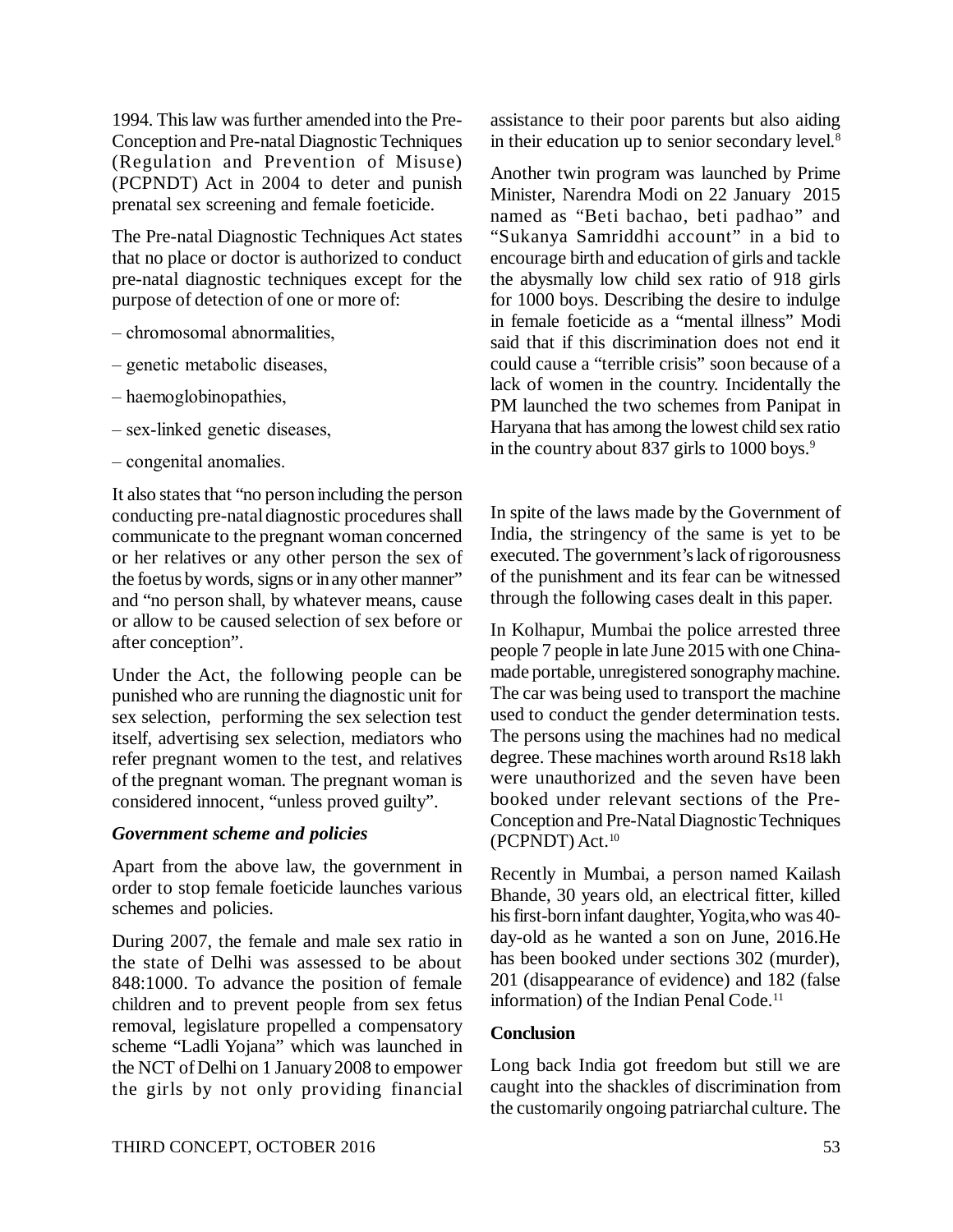1994. This law was further amended into the Pre-Conception and Pre-natal Diagnostic Techniques (Regulation and Prevention of Misuse) (PCPNDT) Act in 2004 to deter and punish prenatal sex screening and female foeticide.

The Pre-natal Diagnostic Techniques Act states that no place or doctor is authorized to conduct pre-natal diagnostic techniques except for the purpose of detection of one or more of:

– chromosomal abnormalities,

– genetic metabolic diseases,

– haemoglobinopathies,

– sex-linked genetic diseases,

– congenital anomalies.

It also states that "no person including the person conducting pre-natal diagnostic procedures shall communicate to the pregnant woman concerned or her relatives or any other person the sex of the foetus by words, signs or in any other manner" and "no person shall, by whatever means, cause or allow to be caused selection of sex before or after conception".

Under the Act, the following people can be punished who are running the diagnostic unit for sex selection, performing the sex selection test itself, advertising sex selection, mediators who refer pregnant women to the test, and relatives of the pregnant woman. The pregnant woman is considered innocent, "unless proved guilty".

### *Government scheme and policies*

Apart from the above law, the government in order to stop female foeticide launches various schemes and policies.

During 2007, the female and male sex ratio in the state of Delhi was assessed to be about 848:1000. To advance the position of female children and to prevent people from sex fetus removal, legislature propelled a compensatory scheme "Ladli Yojana" which was launched in the NCT of Delhi on 1 January 2008 to empower the girls by not only providing financial assistance to their poor parents but also aiding in their education up to senior secondary level.[8]

Another twin program was launched by Prime Minister, Narendra Modi on 22 January 2015 named as "Beti bachao, beti padhao" and "Sukanya Samriddhi account" in a bid to encourage birth and education of girls and tackle the abysmally low child sex ratio of 918 girls for 1000 boys. Describing the desire to indulge in female foeticide as a "mental illness" Modi said that if this discrimination does not end it could cause a "terrible crisis" soon because of a lack of women in the country. Incidentally the PM launched the two schemes from Panipat in Haryana that has among the lowest child sex ratio in the country about 837 girls to 1000 boys.[9]

In spite of the laws made by the Government of India, the stringency of the same is yet to be executed. The government's lack of rigorousness of the punishment and its fear can be witnessed through the following cases dealt in this paper.

In Kolhapur, Mumbai the police arrested three people 7 people in late June 2015 with one China-made portable, unregistered sonography machine. The car was being used to transport the machine used to conduct the gender determination tests. The persons using the machines had no medical degree. These machines worth around Rs18 lakh were unauthorized and the seven have been booked under relevant sections of the Pre-Conception and Pre-Natal Diagnostic Techniques (PCPNDT) Act.[10]

Recently in Mumbai, a person named Kailash Bhande, 30 years old, an electrical fitter, killed his first-born infant daughter, Yogita,who was 40-day-old as he wanted a son on June, 2016.He has been booked under sections 302 (murder), 201 (disappearance of evidence) and 182 (false information) of the Indian Penal Code.[11]

### Conclusion

Long back India got freedom but still we are caught into the shackles of discrimination from the customarily ongoing patriarchal culture. The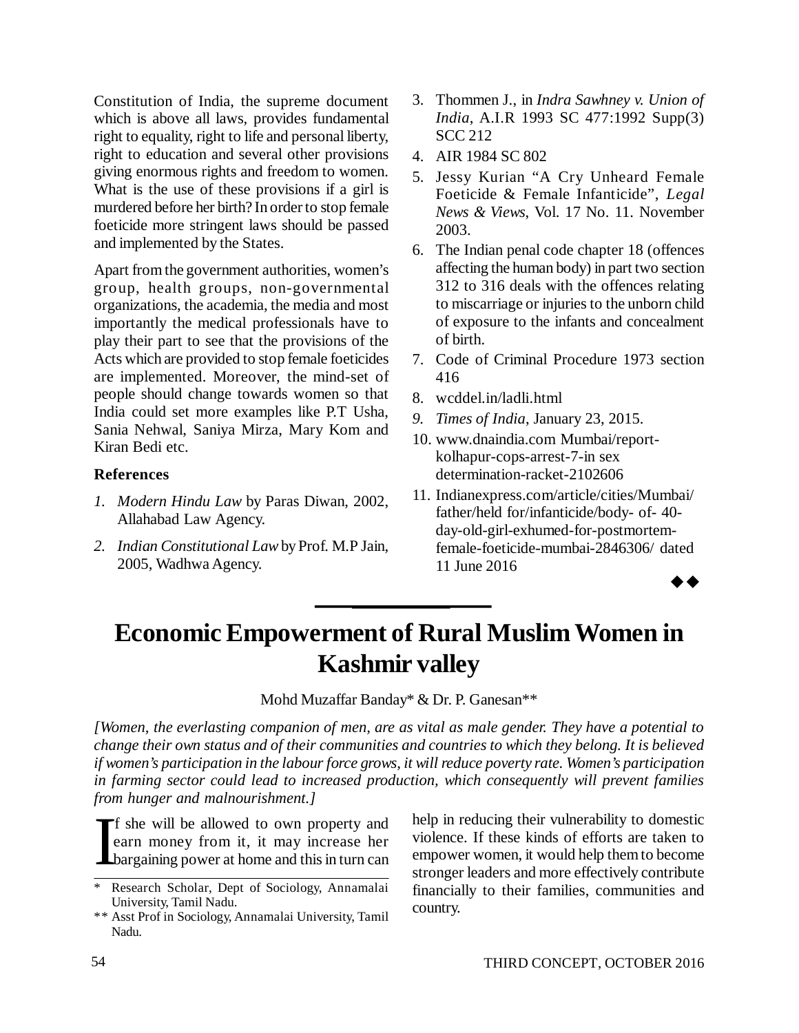Constitution of India, the supreme document which is above all laws, provides fundamental right to equality, right to life and personal liberty, right to education and several other provisions giving enormous rights and freedom to women. What is the use of these provisions if a girl is murdered before her birth? In order to stop female foeticide more stringent laws should be passed and implemented by the States.

Apart from the government authorities, women's group, health groups, non-governmental organizations, the academia, the media and most importantly the medical professionals have to play their part to see that the provisions of the Acts which are provided to stop female foeticides are implemented. Moreover, the mind-set of people should change towards women so that India could set more examples like P.T Usha, Sania Nehwal, Saniya Mirza, Mary Kom and Kiran Bedi etc.

### References

1. *Modern Hindu Law* by Paras Diwan, 2002, Allahabad Law Agency.
2. *Indian Constitutional Law* by Prof. M.P Jain, 2005, Wadhwa Agency.
3. Thommen J., in *Indra Sawhney v. Union of India*, A.I.R 1993 SC 477:1992 Supp(3) SCC 212
4. AIR 1984 SC 802
5. Jessy Kurian "A Cry Unheard Female Foeticide & Female Infanticide", *Legal News & Views*, Vol. 17 No. 11. November 2003.
6. The Indian penal code chapter 18 (offences affecting the human body) in part two section 312 to 316 deals with the offences relating to miscarriage or injuries to the unborn child of exposure to the infants and concealment of birth.
7. Code of Criminal Procedure 1973 section 416
8. wcddel.in/ladli.html
9. *Times of India*, January 23, 2015.
10. www.dnaindia.com Mumbai/report-kolhapur-cops-arrest-7-in sex determination-racket-2102606
11. Indianexpress.com/article/cities/Mumbai/father/held for/infanticide/body- of- 40-day-old-girl-exhumed-for-postmortem-female-foeticide-mumbai-2846306/ dated 11 June 2016

◆◆

# Economic Empowerment of Rural Muslim Women in Kashmir valley

Mohd Muzaffar Banday* & Dr. P. Ganesan**

*[Women, the everlasting companion of men, are as vital as male gender. They have a potential to change their own status and of their communities and countries to which they belong. It is believed if women's participation in the labour force grows, it will reduce poverty rate. Women's participation in farming sector could lead to increased production, which consequently will prevent families from hunger and malnourishment.]*

If she will be allowed to own property and earn money from it, it may increase her bargaining power at home and this in turn can help in reducing their vulnerability to domestic violence. If these kinds of efforts are taken to empower women, it would help them to become stronger leaders and more effectively contribute financially to their families, communities and country.

---

\* Research Scholar, Dept of Sociology, Annamalai University, Tamil Nadu.

\** Asst Prof in Sociology, Annamalai University, Tamil Nadu.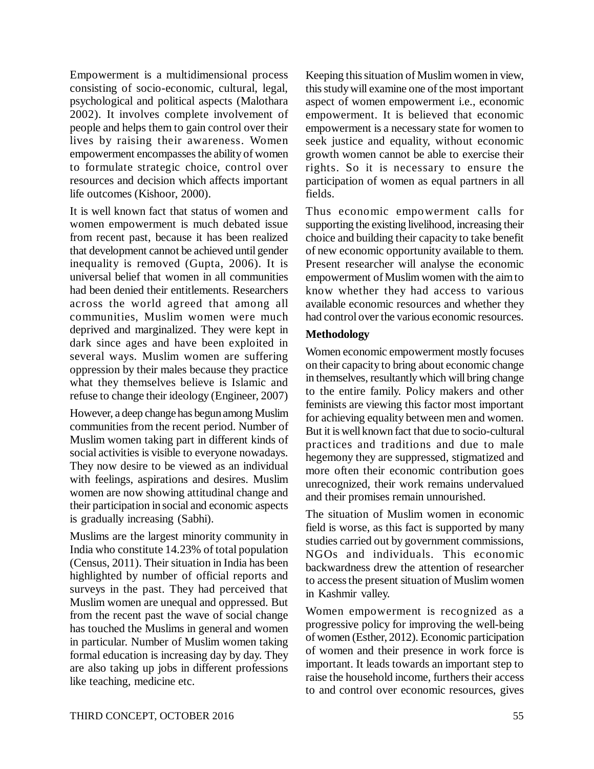Empowerment is a multidimensional process consisting of socio-economic, cultural, legal, psychological and political aspects (Malothara 2002). It involves complete involvement of people and helps them to gain control over their lives by raising their awareness. Women empowerment encompasses the ability of women to formulate strategic choice, control over resources and decision which affects important life outcomes (Kishoor, 2000).

It is well known fact that status of women and women empowerment is much debated issue from recent past, because it has been realized that development cannot be achieved until gender inequality is removed (Gupta, 2006). It is universal belief that women in all communities had been denied their entitlements. Researchers across the world agreed that among all communities, Muslim women were much deprived and marginalized. They were kept in dark since ages and have been exploited in several ways. Muslim women are suffering oppression by their males because they practice what they themselves believe is Islamic and refuse to change their ideology (Engineer, 2007)

However, a deep change has begun among Muslim communities from the recent period. Number of Muslim women taking part in different kinds of social activities is visible to everyone nowadays. They now desire to be viewed as an individual with feelings, aspirations and desires. Muslim women are now showing attitudinal change and their participation in social and economic aspects is gradually increasing (Sabhi).

Muslims are the largest minority community in India who constitute 14.23% of total population (Census, 2011). Their situation in India has been highlighted by number of official reports and surveys in the past. They had perceived that Muslim women are unequal and oppressed. But from the recent past the wave of social change has touched the Muslims in general and women in particular. Number of Muslim women taking formal education is increasing day by day. They are also taking up jobs in different professions like teaching, medicine etc.

Keeping this situation of Muslim women in view, this study will examine one of the most important aspect of women empowerment i.e., economic empowerment. It is believed that economic empowerment is a necessary state for women to seek justice and equality, without economic growth women cannot be able to exercise their rights. So it is necessary to ensure the participation of women as equal partners in all fields.

Thus economic empowerment calls for supporting the existing livelihood, increasing their choice and building their capacity to take benefit of new economic opportunity available to them. Present researcher will analyse the economic empowerment of Muslim women with the aim to know whether they had access to various available economic resources and whether they had control over the various economic resources.

**Methodology**

Women economic empowerment mostly focuses on their capacity to bring about economic change in themselves, resultantly which will bring change to the entire family. Policy makers and other feminists are viewing this factor most important for achieving equality between men and women. But it is well known fact that due to socio-cultural practices and traditions and due to male hegemony they are suppressed, stigmatized and more often their economic contribution goes unrecognized, their work remains undervalued and their promises remain unnourished.

The situation of Muslim women in economic field is worse, as this fact is supported by many studies carried out by government commissions, NGOs and individuals. This economic backwardness drew the attention of researcher to access the present situation of Muslim women in Kashmir valley.

Women empowerment is recognized as a progressive policy for improving the well-being of women (Esther, 2012). Economic participation of women and their presence in work force is important. It leads towards an important step to raise the household income, furthers their access to and control over economic resources, gives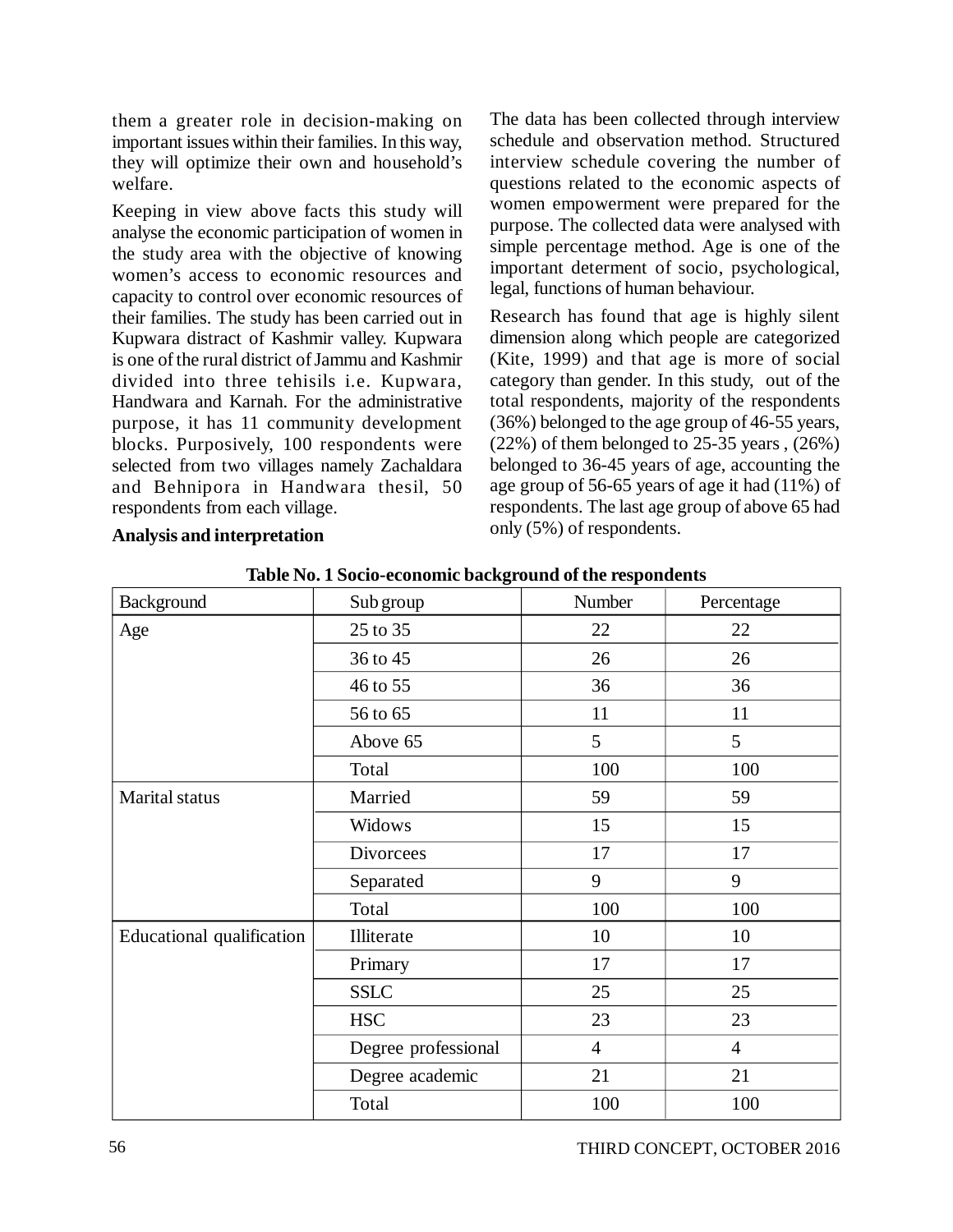them a greater role in decision-making on important issues within their families. In this way, they will optimize their own and household's welfare.

Keeping in view above facts this study will analyse the economic participation of women in the study area with the objective of knowing women's access to economic resources and capacity to control over economic resources of their families. The study has been carried out in Kupwara distract of Kashmir valley. Kupwara is one of the rural district of Jammu and Kashmir divided into three tehisils i.e. Kupwara, Handwara and Karnah. For the administrative purpose, it has 11 community development blocks. Purposively, 100 respondents were selected from two villages namely Zachaldara and Behnipora in Handwara thesil, 50 respondents from each village.

**Analysis and interpretation**

The data has been collected through interview schedule and observation method. Structured interview schedule covering the number of questions related to the economic aspects of women empowerment were prepared for the purpose. The collected data were analysed with simple percentage method. Age is one of the important determent of socio, psychological, legal, functions of human behaviour.

Research has found that age is highly silent dimension along which people are categorized (Kite, 1999) and that age is more of social category than gender. In this study, out of the total respondents, majority of the respondents (36%) belonged to the age group of 46-55 years, (22%) of them belonged to 25-35 years , (26%) belonged to 36-45 years of age, accounting the age group of 56-65 years of age it had (11%) of respondents. The last age group of above 65 had only (5%) of respondents.

**Table No. 1 Socio-economic background of the respondents**

| Background | Sub group | Number | Percentage |
|---|---|---|---|
| Age | 25 to 35 | 22 | 22 |
| | 36 to 45 | 26 | 26 |
| | 46 to 55 | 36 | 36 |
| | 56 to 65 | 11 | 11 |
| | Above 65 | 5 | 5 |
| | Total | 100 | 100 |
| Marital status | Married | 59 | 59 |
| | Widows | 15 | 15 |
| | Divorcees | 17 | 17 |
| | Separated | 9 | 9 |
| | Total | 100 | 100 |
| Educational qualification | Illiterate | 10 | 10 |
| | Primary | 17 | 17 |
| | SSLC | 25 | 25 |
| | HSC | 23 | 23 |
| | Degree professional | 4 | 4 |
| | Degree academic | 21 | 21 |
| | Total | 100 | 100 |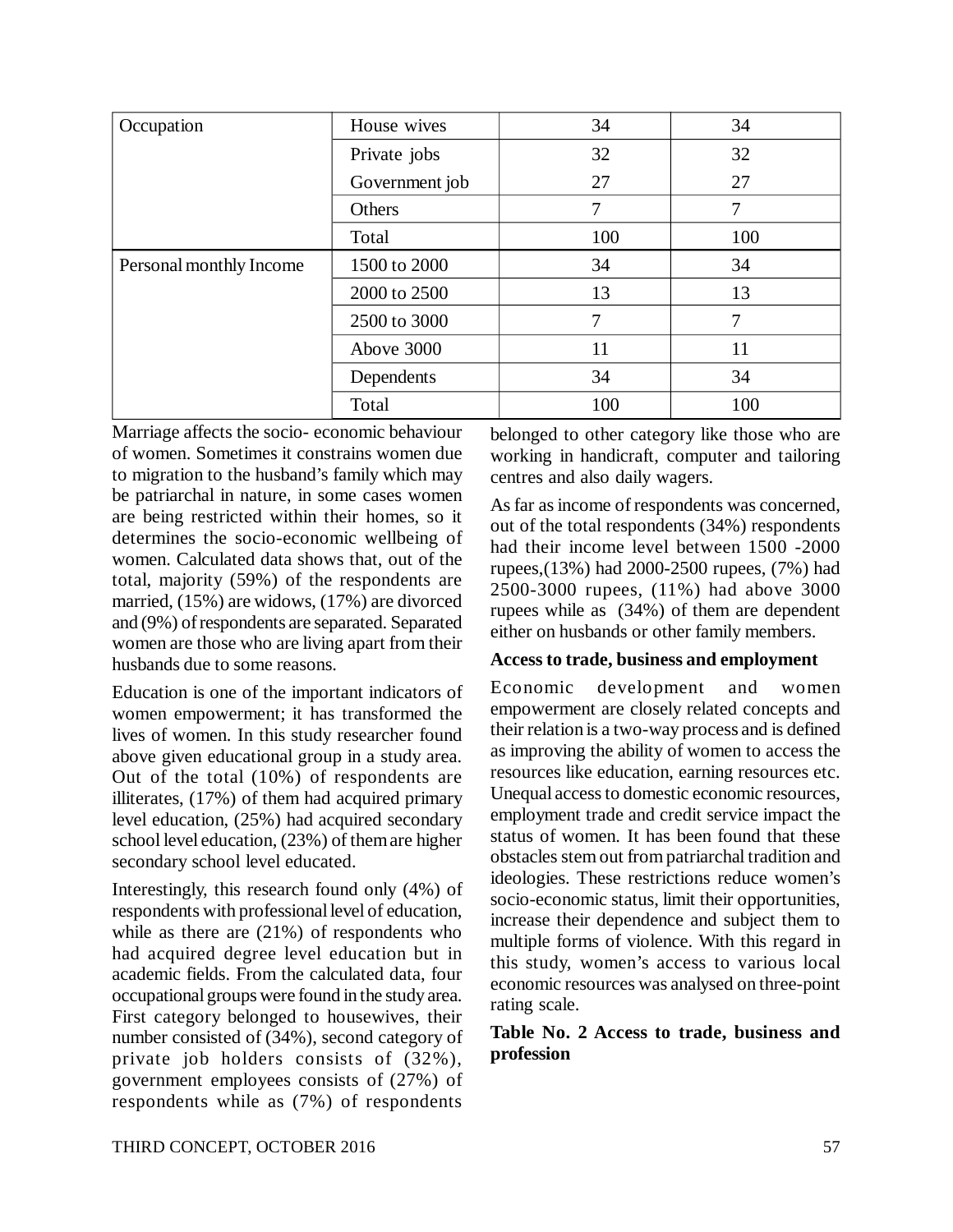| Occupation | House wives | 34 | 34 |
|---|---|---|---|
| | Private jobs | 32 | 32 |
| | Government job | 27 | 27 |
| | Others | 7 | 7 |
| | Total | 100 | 100 |
| Personal monthly Income | 1500 to 2000 | 34 | 34 |
| | 2000 to 2500 | 13 | 13 |
| | 2500 to 3000 | 7 | 7 |
| | Above 3000 | 11 | 11 |
| | Dependents | 34 | 34 |
| | Total | 100 | 100 |

Marriage affects the socio- economic behaviour of women. Sometimes it constrains women due to migration to the husband's family which may be patriarchal in nature, in some cases women are being restricted within their homes, so it determines the socio-economic wellbeing of women. Calculated data shows that, out of the total, majority (59%) of the respondents are married, (15%) are widows, (17%) are divorced and (9%) of respondents are separated. Separated women are those who are living apart from their husbands due to some reasons.

Education is one of the important indicators of women empowerment; it has transformed the lives of women. In this study researcher found above given educational group in a study area. Out of the total (10%) of respondents are illiterates, (17%) of them had acquired primary level education, (25%) had acquired secondary school level education, (23%) of them are higher secondary school level educated.

Interestingly, this research found only (4%) of respondents with professional level of education, while as there are (21%) of respondents who had acquired degree level education but in academic fields. From the calculated data, four occupational groups were found in the study area. First category belonged to housewives, their number consisted of (34%), second category of private job holders consists of (32%), government employees consists of (27%) of respondents while as (7%) of respondents belonged to other category like those who are working in handicraft, computer and tailoring centres and also daily wagers.

As far as income of respondents was concerned, out of the total respondents (34%) respondents had their income level between 1500 -2000 rupees,(13%) had 2000-2500 rupees, (7%) had 2500-3000 rupees, (11%) had above 3000 rupees while as (34%) of them are dependent either on husbands or other family members.

**Access to trade, business and employment**

Economic development and women empowerment are closely related concepts and their relation is a two-way process and is defined as improving the ability of women to access the resources like education, earning resources etc. Unequal access to domestic economic resources, employment trade and credit service impact the status of women. It has been found that these obstacles stem out from patriarchal tradition and ideologies. These restrictions reduce women's socio-economic status, limit their opportunities, increase their dependence and subject them to multiple forms of violence. With this regard in this study, women's access to various local economic resources was analysed on three-point rating scale.

**Table No. 2 Access to trade, business and profession**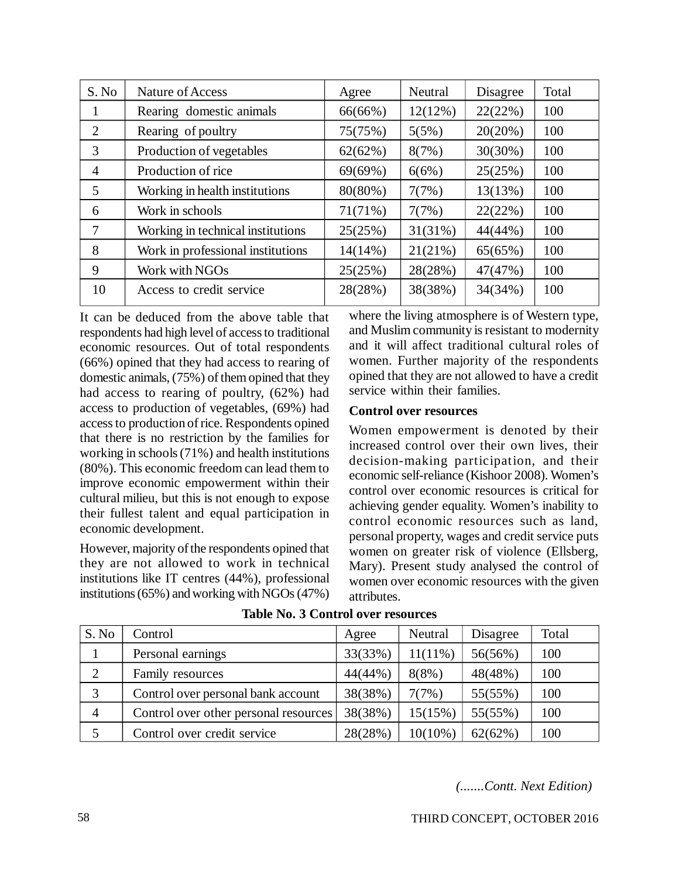| S. No | Nature of Access | Agree | Neutral | Disagree | Total |
|---|---|---|---|---|---|
| 1 | Rearing domestic animals | 66(66%) | 12(12%) | 22(22%) | 100 |
| 2 | Rearing of poultry | 75(75%) | 5(5%) | 20(20%) | 100 |
| 3 | Production of vegetables | 62(62%) | 8(7%) | 30(30%) | 100 |
| 4 | Production of rice | 69(69%) | 6(6%) | 25(25%) | 100 |
| 5 | Working in health institutions | 80(80%) | 7(7%) | 13(13%) | 100 |
| 6 | Work in schools | 71(71%) | 7(7%) | 22(22%) | 100 |
| 7 | Working in technical institutions | 25(25%) | 31(31%) | 44(44%) | 100 |
| 8 | Work in professional institutions | 14(14%) | 21(21%) | 65(65%) | 100 |
| 9 | Work with NGOs | 25(25%) | 28(28%) | 47(47%) | 100 |
| 10 | Access to credit service | 28(28%) | 38(38%) | 34(34%) | 100 |

It can be deduced from the above table that respondents had high level of access to traditional economic resources. Out of total respondents (66%) opined that they had access to rearing of domestic animals, (75%) of them opined that they had access to rearing of poultry, (62%) had access to production of vegetables, (69%) had access to production of rice. Respondents opined that there is no restriction by the families for working in schools (71%) and health institutions (80%). This economic freedom can lead them to improve economic empowerment within their cultural milieu, but this is not enough to expose their fullest talent and equal participation in economic development.

However, majority of the respondents opined that they are not allowed to work in technical institutions like IT centres (44%), professional institutions (65%) and working with NGOs (47%) where the living atmosphere is of Western type, and Muslim community is resistant to modernity and it will affect traditional cultural roles of women. Further majority of the respondents opined that they are not allowed to have a credit service within their families.

**Control over resources**

Women empowerment is denoted by their increased control over their own lives, their decision-making participation, and their economic self-reliance (Kishoor 2008). Women's control over economic resources is critical for achieving gender equality. Women's inability to control economic resources such as land, personal property, wages and credit service puts women on greater risk of violence (Ellsberg, Mary). Present study analysed the control of women over economic resources with the given attributes.

**Table No. 3 Control over resources**

| S. No | Control | Agree | Neutral | Disagree | Total |
|---|---|---|---|---|---|
| 1 | Personal earnings | 33(33%) | 11(11%) | 56(56%) | 100 |
| 2 | Family resources | 44(44%) | 8(8%) | 48(48%) | 100 |
| 3 | Control over personal bank account | 38(38%) | 7(7%) | 55(55%) | 100 |
| 4 | Control over other personal resources | 38(38%) | 15(15%) | 55(55%) | 100 |
| 5 | Control over credit service | 28(28%) | 10(10%) | 62(62%) | 100 |

*(.......Contt. Next Edition)*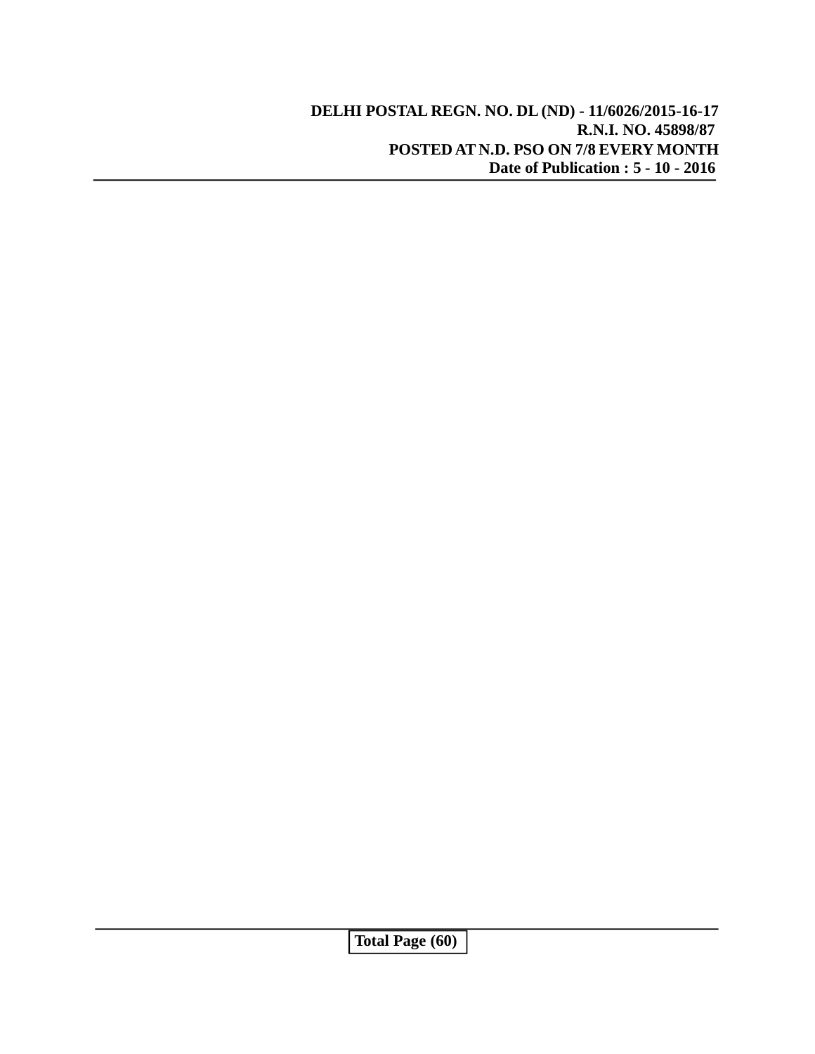**DELHI POSTAL REGN. NO. DL (ND) - 11/6026/2015-16-17**
**R.N.I. NO. 45898/87**
**POSTED AT N.D. PSO ON 7/8 EVERY MONTH**
**Date of Publication : 5 - 10 - 2016**

---

---

**Total Page (60)**